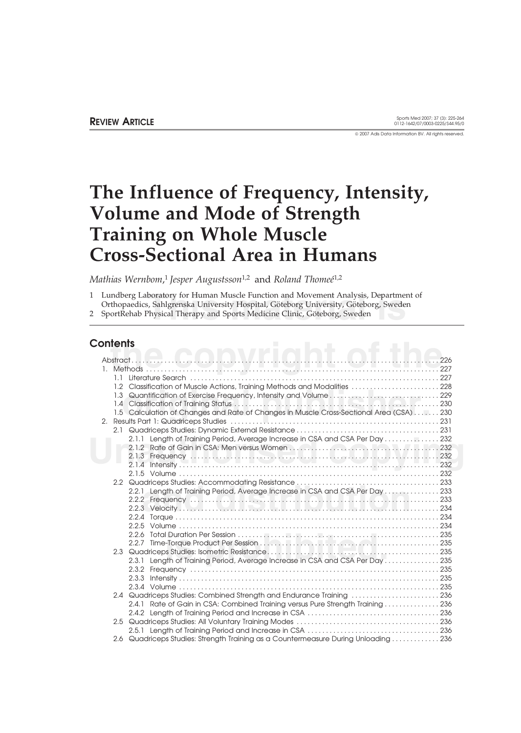**REVIEW ARTICLE**

© 2007 Adis Data Information BV. All rights reserved.

# The Influence of Frequency, Intensity, Volume and Mode of Strength Training on Whole Muscle Cross-Sectional Area in Humans

*Mathias Wernbom*,[1] *Jesper Augustsson*[1,2] and *Roland Thomeé*[1,2]

1 Lundberg Laboratory for Human Muscle Function and Movement Analysis, Department of Orthopaedics, Sahlgrenska University Hospital, Göteborg University, Göteborg, Sweden
2 SportRehab Physical Therapy and Sports Medicine Clinic, Göteborg, Sweden

## Contents

- Abstract ... 226
- 1. Methods ... 227
  - 1.1 Literature Search ... 227
  - 1.2 Classification of Muscle Actions, Training Methods and Modalities ... 228
  - 1.3 Quantification of Exercise Frequency, Intensity and Volume ... 229
  - 1.4 Classification of Training Status ... 230
  - 1.5 Calculation of Changes and Rate of Changes in Muscle Cross-Sectional Area (CSA) ... 230
- 2. Results Part 1: Quadriceps Studies ... 231
  - 2.1 Quadriceps Studies: Dynamic External Resistance ... 231
    - 2.1.1 Length of Training Period, Average Increase in CSA and CSA Per Day ... 232
    - 2.1.2 Rate of Gain in CSA: Men versus Women ... 232
    - 2.1.3 Frequency ... 232
    - 2.1.4 Intensity ... 232
    - 2.1.5 Volume ... 232
  - 2.2 Quadriceps Studies: Accommodating Resistance ... 233
    - 2.2.1 Length of Training Period, Average Increase in CSA and CSA Per Day ... 233
    - 2.2.2 Frequency ... 233
    - 2.2.3 Velocity ... 234
    - 2.2.4 Torque ... 234
    - 2.2.5 Volume ... 234
    - 2.2.6 Total Duration Per Session ... 235
    - 2.2.7 Time-Torque Product Per Session ... 235
  - 2.3 Quadriceps Studies: Isometric Resistance ... 235
    - 2.3.1 Length of Training Period, Average Increase in CSA and CSA Per Day ... 235
    - 2.3.2 Frequency ... 235
    - 2.3.3 Intensity ... 235
    - 2.3.4 Volume ... 235
  - 2.4 Quadriceps Studies: Combined Strength and Endurance Training ... 236
    - 2.4.1 Rate of Gain in CSA: Combined Training versus Pure Strength Training ... 236
    - 2.4.2 Length of Training Period and Increase in CSA ... 236
  - 2.5 Quadriceps Studies: All Voluntary Training Modes ... 236
    - 2.5.1 Length of Training Period and Increase in CSA ... 236
  - 2.6 Quadriceps Studies: Strength Training as a Countermeasure During Unloading ... 236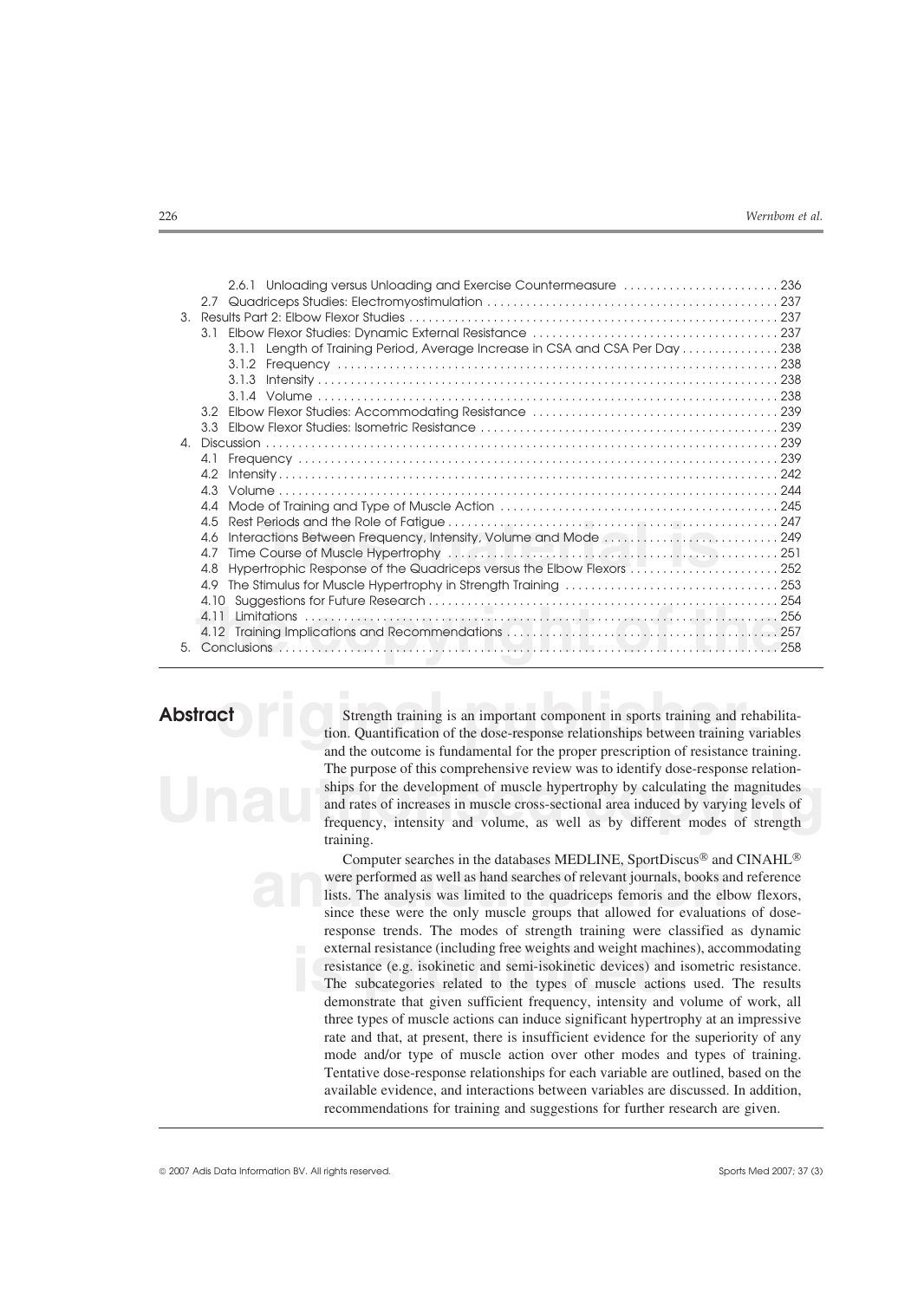2.6.1 Unloading versus Unloading and Exercise Countermeasure . . . . . . . . . . . . . . . . . . . . . . . . 236
2.7 Quadriceps Studies: Electromyostimulation . . . . . . . . . . . . . . . . . . . . . . . . . . . . . . . . . . . . . . . . . . . . 237
3. Results Part 2: Elbow Flexor Studies . . . . . . . . . . . . . . . . . . . . . . . . . . . . . . . . . . . . . . . . . . . . . . . . . 237
3.1 Elbow Flexor Studies: Dynamic External Resistance . . . . . . . . . . . . . . . . . . . . . . . . . . . . . . . . . . . . . 237
3.1.1 Length of Training Period, Average Increase in CSA and CSA Per Day . . . . . . . . . . . . . . . 238
3.1.2 Frequency . . . . . . . . . . . . . . . . . . . . . . . . . . . . . . . . . . . . . . . . . . . . . . . . . . . . . . . . . . . . . . . . . . . 238
3.1.3 Intensity . . . . . . . . . . . . . . . . . . . . . . . . . . . . . . . . . . . . . . . . . . . . . . . . . . . . . . . . . . . . . . . . . . . . 238
3.1.4 Volume . . . . . . . . . . . . . . . . . . . . . . . . . . . . . . . . . . . . . . . . . . . . . . . . . . . . . . . . . . . . . . . . . . . . . 238
3.2 Elbow Flexor Studies: Accommodating Resistance . . . . . . . . . . . . . . . . . . . . . . . . . . . . . . . . . . . . . 239
3.3 Elbow Flexor Studies: Isometric Resistance . . . . . . . . . . . . . . . . . . . . . . . . . . . . . . . . . . . . . . . . . . . . 239
4. Discussion . . . . . . . . . . . . . . . . . . . . . . . . . . . . . . . . . . . . . . . . . . . . . . . . . . . . . . . . . . . . . . . . . . . . . . . . 239
4.1 Frequency . . . . . . . . . . . . . . . . . . . . . . . . . . . . . . . . . . . . . . . . . . . . . . . . . . . . . . . . . . . . . . . . . . . . . . . 239
4.2 Intensity . . . . . . . . . . . . . . . . . . . . . . . . . . . . . . . . . . . . . . . . . . . . . . . . . . . . . . . . . . . . . . . . . . . . . . . . . 242
4.3 Volume . . . . . . . . . . . . . . . . . . . . . . . . . . . . . . . . . . . . . . . . . . . . . . . . . . . . . . . . . . . . . . . . . . . . . . . . . . 244
4.4 Mode of Training and Type of Muscle Action . . . . . . . . . . . . . . . . . . . . . . . . . . . . . . . . . . . . . . . . . . 245
4.5 Rest Periods and the Role of Fatigue . . . . . . . . . . . . . . . . . . . . . . . . . . . . . . . . . . . . . . . . . . . . . . . . . . 247
4.6 Interactions Between Frequency, Intensity, Volume and Mode . . . . . . . . . . . . . . . . . . . . . . . . . . 249
4.7 Time Course of Muscle Hypertrophy . . . . . . . . . . . . . . . . . . . . . . . . . . . . . . . . . . . . . . . . . . . . . . . . . 251
4.8 Hypertrophic Response of the Quadriceps versus the Elbow Flexors . . . . . . . . . . . . . . . . . . . . . . 252
4.9 The Stimulus for Muscle Hypertrophy in Strength Training . . . . . . . . . . . . . . . . . . . . . . . . . . . . . . . 253
4.10 Suggestions for Future Research . . . . . . . . . . . . . . . . . . . . . . . . . . . . . . . . . . . . . . . . . . . . . . . . . . . . 254
4.11 Limitations . . . . . . . . . . . . . . . . . . . . . . . . . . . . . . . . . . . . . . . . . . . . . . . . . . . . . . . . . . . . . . . . . . . . . . 256
4.12 Training Implications and Recommendations . . . . . . . . . . . . . . . . . . . . . . . . . . . . . . . . . . . . . . . . . . 257
5. Conclusions . . . . . . . . . . . . . . . . . . . . . . . . . . . . . . . . . . . . . . . . . . . . . . . . . . . . . . . . . . . . . . . . . . . . . . . 258

## Abstract

Strength training is an important component in sports training and rehabilitation. Quantification of the dose-response relationships between training variables and the outcome is fundamental for the proper prescription of resistance training. The purpose of this comprehensive review was to identify dose-response relationships for the development of muscle hypertrophy by calculating the magnitudes and rates of increases in muscle cross-sectional area induced by varying levels of frequency, intensity and volume, as well as by different modes of strength training.

Computer searches in the databases MEDLINE, SportDiscus® and CINAHL® were performed as well as hand searches of relevant journals, books and reference lists. The analysis was limited to the quadriceps femoris and the elbow flexors, since these were the only muscle groups that allowed for evaluations of dose-response trends. The modes of strength training were classified as dynamic external resistance (including free weights and weight machines), accommodating resistance (e.g. isokinetic and semi-isokinetic devices) and isometric resistance. The subcategories related to the types of muscle actions used. The results demonstrate that given sufficient frequency, intensity and volume of work, all three types of muscle actions can induce significant hypertrophy at an impressive rate and that, at present, there is insufficient evidence for the superiority of any mode and/or type of muscle action over other modes and types of training. Tentative dose-response relationships for each variable are outlined, based on the available evidence, and interactions between variables are discussed. In addition, recommendations for training and suggestions for further research are given.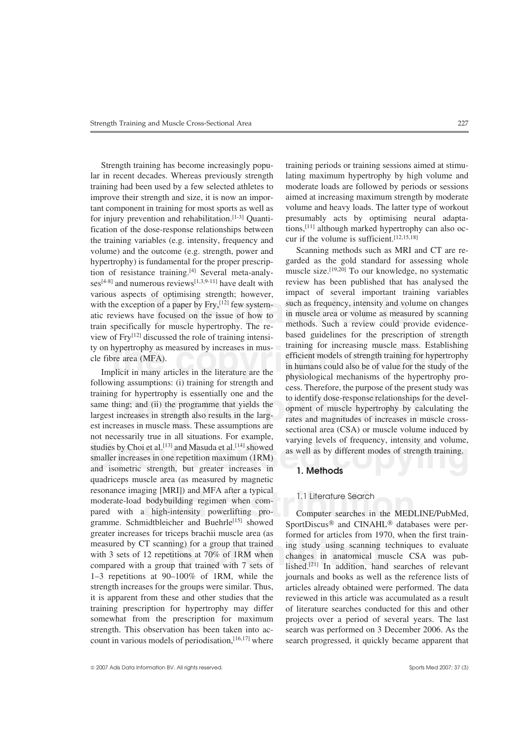Strength training has become increasingly popular in recent decades. Whereas previously strength training had been used by a few selected athletes to improve their strength and size, it is now an important component in training for most sports as well as for injury prevention and rehabilitation.[1-3] Quantification of the dose-response relationships between the training variables (e.g. intensity, frequency and volume) and the outcome (e.g. strength, power and hypertrophy) is fundamental for the proper prescription of resistance training.[4] Several meta-analyses[4-8] and numerous reviews[1,3,9-11] have dealt with various aspects of optimising strength; however, with the exception of a paper by Fry,[12] few systematic reviews have focused on the issue of how to train specifically for muscle hypertrophy. The review of Fry[12] discussed the role of training intensity on hypertrophy as measured by increases in muscle fibre area (MFA).

Implicit in many articles in the literature are the following assumptions: (i) training for strength and training for hypertrophy is essentially one and the same thing; and (ii) the programme that yields the largest increases in strength also results in the largest increases in muscle mass. These assumptions are not necessarily true in all situations. For example, studies by Choi et al.[13] and Masuda et al.[14] showed smaller increases in one repetition maximum (1RM) and isometric strength, but greater increases in quadriceps muscle area (as measured by magnetic resonance imaging [MRI]) and MFA after a typical moderate-load bodybuilding regimen when compared with a high-intensity powerlifting programme. Schmidtbleicher and Buehrle[15] showed greater increases for triceps brachii muscle area (as measured by CT scanning) for a group that trained with 3 sets of 12 repetitions at 70% of 1RM when compared with a group that trained with 7 sets of 1–3 repetitions at 90–100% of 1RM, while the strength increases for the groups were similar. Thus, it is apparent from these and other studies that the training prescription for hypertrophy may differ somewhat from the prescription for maximum strength. This observation has been taken into account in various models of periodisation,[16,17] where training periods or training sessions aimed at stimulating maximum hypertrophy by high volume and moderate loads are followed by periods or sessions aimed at increasing maximum strength by moderate volume and heavy loads. The latter type of workout presumably acts by optimising neural adaptations,[11] although marked hypertrophy can also occur if the volume is sufficient.[12,15,18]

Scanning methods such as MRI and CT are regarded as the gold standard for assessing whole muscle size.[19,20] To our knowledge, no systematic review has been published that has analysed the impact of several important training variables such as frequency, intensity and volume on changes in muscle area or volume as measured by scanning methods. Such a review could provide evidence-based guidelines for the prescription of strength training for increasing muscle mass. Establishing efficient models of strength training for hypertrophy in humans could also be of value for the study of the physiological mechanisms of the hypertrophy process. Therefore, the purpose of the present study was to identify dose-response relationships for the development of muscle hypertrophy by calculating the rates and magnitudes of increases in muscle cross-sectional area (CSA) or muscle volume induced by varying levels of frequency, intensity and volume, as well as by different modes of strength training.

## 1. Methods

### 1.1 Literature Search

Computer searches in the MEDLINE/PubMed, SportDiscus® and CINAHL® databases were performed for articles from 1970, when the first training study using scanning techniques to evaluate changes in anatomical muscle CSA was published.[21] In addition, hand searches of relevant journals and books as well as the reference lists of articles already obtained were performed. The data reviewed in this article was accumulated as a result of literature searches conducted for this and other projects over a period of several years. The last search was performed on 3 December 2006. As the search progressed, it quickly became apparent that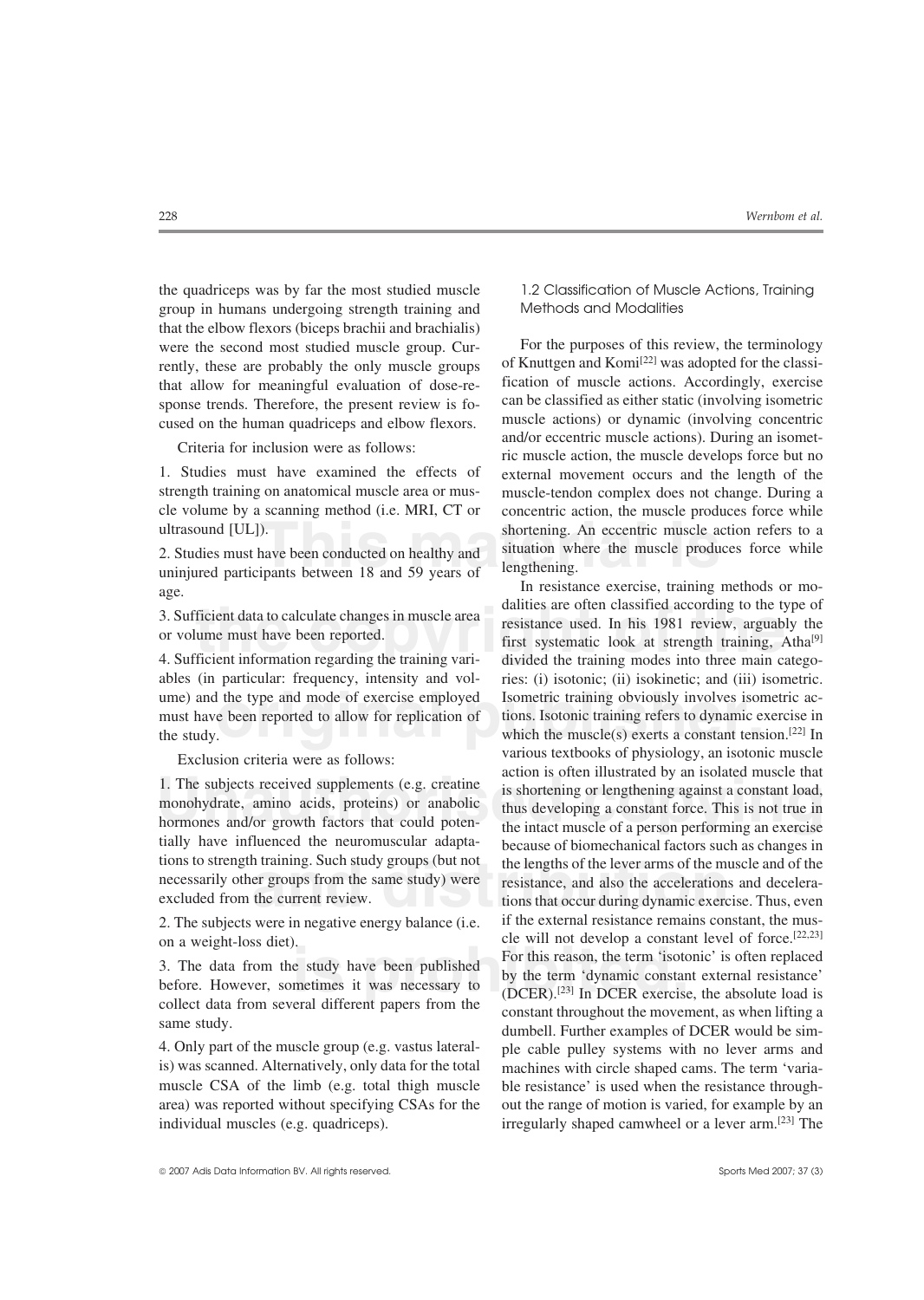the quadriceps was by far the most studied muscle group in humans undergoing strength training and that the elbow flexors (biceps brachii and brachialis) were the second most studied muscle group. Currently, these are probably the only muscle groups that allow for meaningful evaluation of dose-response trends. Therefore, the present review is focused on the human quadriceps and elbow flexors.

Criteria for inclusion were as follows:

1. Studies must have examined the effects of strength training on anatomical muscle area or muscle volume by a scanning method (i.e. MRI, CT or ultrasound [UL]).
2. Studies must have been conducted on healthy and uninjured participants between 18 and 59 years of age.
3. Sufficient data to calculate changes in muscle area or volume must have been reported.
4. Sufficient information regarding the training variables (in particular: frequency, intensity and volume) and the type and mode of exercise employed must have been reported to allow for replication of the study.

Exclusion criteria were as follows:

1. The subjects received supplements (e.g. creatine monohydrate, amino acids, proteins) or anabolic hormones and/or growth factors that could potentially have influenced the neuromuscular adaptations to strength training. Such study groups (but not necessarily other groups from the same study) were excluded from the current review.
2. The subjects were in negative energy balance (i.e. on a weight-loss diet).
3. The data from the study have been published before. However, sometimes it was necessary to collect data from several different papers from the same study.
4. Only part of the muscle group (e.g. vastus lateralis) was scanned. Alternatively, only data for the total muscle CSA of the limb (e.g. total thigh muscle area) was reported without specifying CSAs for the individual muscles (e.g. quadriceps).

### 1.2 Classification of Muscle Actions, Training Methods and Modalities

For the purposes of this review, the terminology of Knuttgen and Komi[22] was adopted for the classification of muscle actions. Accordingly, exercise can be classified as either static (involving isometric muscle actions) or dynamic (involving concentric and/or eccentric muscle actions). During an isometric muscle action, the muscle develops force but no external movement occurs and the length of the muscle-tendon complex does not change. During a concentric action, the muscle produces force while shortening. An eccentric muscle action refers to a situation where the muscle produces force while lengthening.

In resistance exercise, training methods or modalities are often classified according to the type of resistance used. In his 1981 review, arguably the first systematic look at strength training, Atha[9] divided the training modes into three main categories: (i) isotonic; (ii) isokinetic; and (iii) isometric. Isometric training obviously involves isometric actions. Isotonic training refers to dynamic exercise in which the muscle(s) exerts a constant tension.[22] In various textbooks of physiology, an isotonic muscle action is often illustrated by an isolated muscle that is shortening or lengthening against a constant load, thus developing a constant force. This is not true in the intact muscle of a person performing an exercise because of biomechanical factors such as changes in the lengths of the lever arms of the muscle and of the resistance, and also the accelerations and decelerations that occur during dynamic exercise. Thus, even if the external resistance remains constant, the muscle will not develop a constant level of force.[22,23] For this reason, the term 'isotonic' is often replaced by the term 'dynamic constant external resistance' (DCER).[23] In DCER exercise, the absolute load is constant throughout the movement, as when lifting a dumbell. Further examples of DCER would be simple cable pulley systems with no lever arms and machines with circle shaped cams. The term 'variable resistance' is used when the resistance throughout the range of motion is varied, for example by an irregularly shaped camwheel or a lever arm.[23] The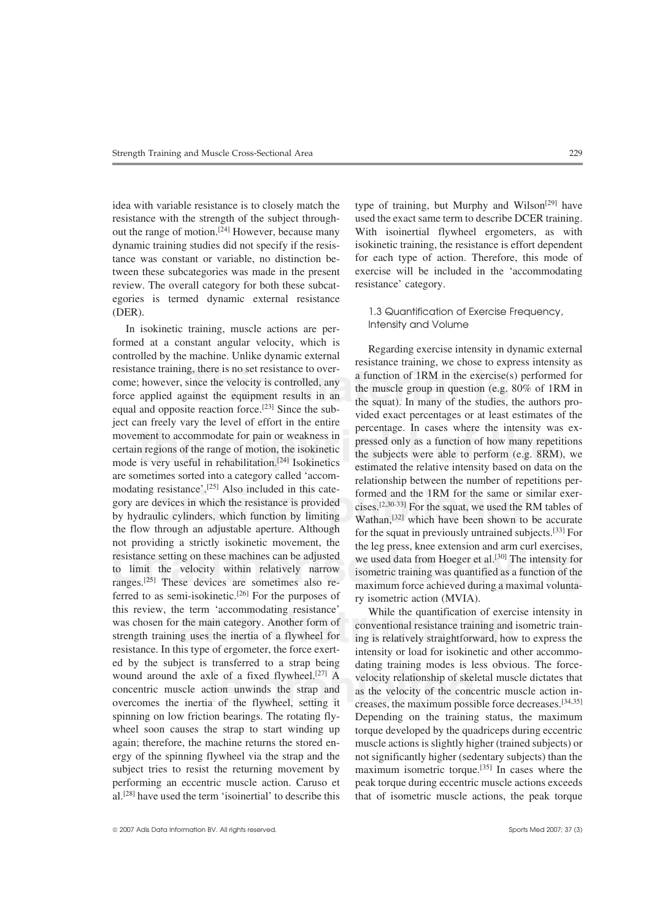idea with variable resistance is to closely match the resistance with the strength of the subject throughout the range of motion.[24] However, because many dynamic training studies did not specify if the resistance was constant or variable, no distinction between these subcategories was made in the present review. The overall category for both these subcategories is termed dynamic external resistance (DER).

In isokinetic training, muscle actions are performed at a constant angular velocity, which is controlled by the machine. Unlike dynamic external resistance training, there is no set resistance to overcome; however, since the velocity is controlled, any force applied against the equipment results in an equal and opposite reaction force.[23] Since the subject can freely vary the level of effort in the entire movement to accommodate for pain or weakness in certain regions of the range of motion, the isokinetic mode is very useful in rehabilitation.[24] Isokinetics are sometimes sorted into a category called 'accommodating resistance'.[25] Also included in this category are devices in which the resistance is provided by hydraulic cylinders, which function by limiting the flow through an adjustable aperture. Although not providing a strictly isokinetic movement, the resistance setting on these machines can be adjusted to limit the velocity within relatively narrow ranges.[25] These devices are sometimes also referred to as semi-isokinetic.[26] For the purposes of this review, the term 'accommodating resistance' was chosen for the main category. Another form of strength training uses the inertia of a flywheel for resistance. In this type of ergometer, the force exerted by the subject is transferred to a strap being wound around the axle of a fixed flywheel.[27] A concentric muscle action unwinds the strap and overcomes the inertia of the flywheel, setting it spinning on low friction bearings. The rotating flywheel soon causes the strap to start winding up again; therefore, the machine returns the stored energy of the spinning flywheel via the strap and the subject tries to resist the returning movement by performing an eccentric muscle action. Caruso et al.[28] have used the term 'isoinertial' to describe this type of training, but Murphy and Wilson[29] have used the exact same term to describe DCER training. With isoinertial flywheel ergometers, as with isokinetic training, the resistance is effort dependent for each type of action. Therefore, this mode of exercise will be included in the 'accommodating resistance' category.

### 1.3 Quantification of Exercise Frequency, Intensity and Volume

Regarding exercise intensity in dynamic external resistance training, we chose to express intensity as a function of 1RM in the exercise(s) performed for the muscle group in question (e.g. 80% of 1RM in the squat). In many of the studies, the authors provided exact percentages or at least estimates of the percentage. In cases where the intensity was expressed only as a function of how many repetitions the subjects were able to perform (e.g. 8RM), we estimated the relative intensity based on data on the relationship between the number of repetitions performed and the 1RM for the same or similar exercises.[2,30-33] For the squat, we used the RM tables of Wathan,[32] which have been shown to be accurate for the squat in previously untrained subjects.[33] For the leg press, knee extension and arm curl exercises, we used data from Hoeger et al.[30] The intensity for isometric training was quantified as a function of the maximum force achieved during a maximal voluntary isometric action (MVIA).

While the quantification of exercise intensity in conventional resistance training and isometric training is relatively straightforward, how to express the intensity or load for isokinetic and other accommodating training modes is less obvious. The force-velocity relationship of skeletal muscle dictates that as the velocity of the concentric muscle action increases, the maximum possible force decreases.[34,35] Depending on the training status, the maximum torque developed by the quadriceps during eccentric muscle actions is slightly higher (trained subjects) or not significantly higher (sedentary subjects) than the maximum isometric torque.[35] In cases where the peak torque during eccentric muscle actions exceeds that of isometric muscle actions, the peak torque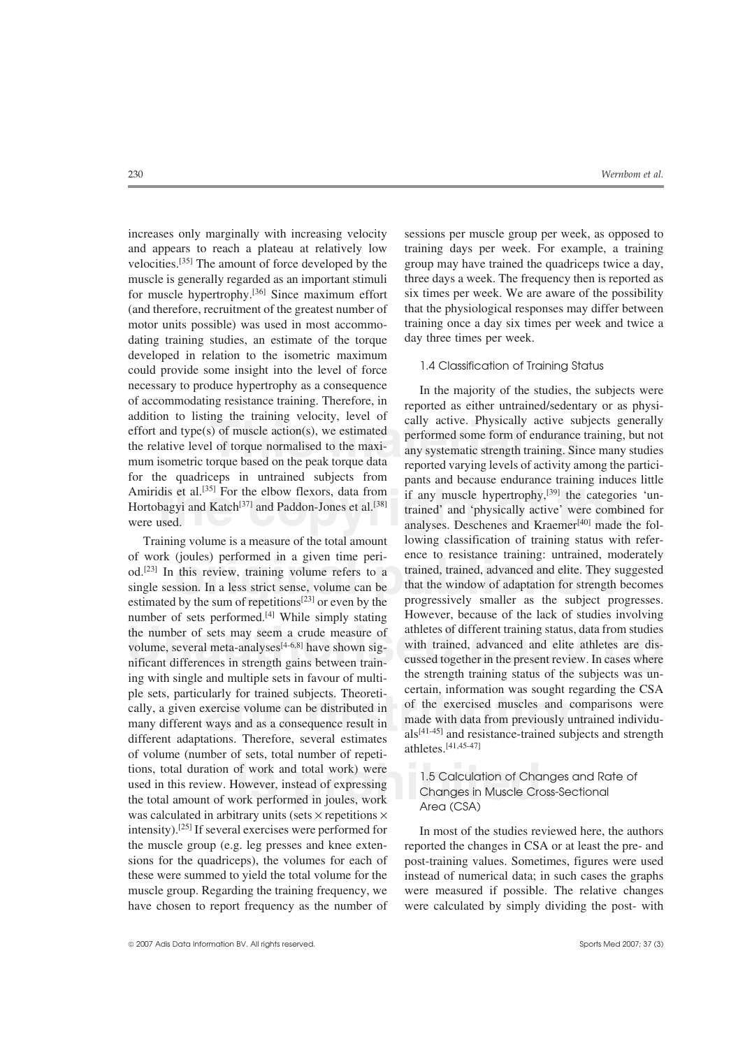increases only marginally with increasing velocity and appears to reach a plateau at relatively low velocities.[35] The amount of force developed by the muscle is generally regarded as an important stimuli for muscle hypertrophy.[36] Since maximum effort (and therefore, recruitment of the greatest number of motor units possible) was used in most accommodating training studies, an estimate of the torque developed in relation to the isometric maximum could provide some insight into the level of force necessary to produce hypertrophy as a consequence of accommodating resistance training. Therefore, in addition to listing the training velocity, level of effort and type(s) of muscle action(s), we estimated the relative level of torque normalised to the maximum isometric torque based on the peak torque data for the quadriceps in untrained subjects from Amiridis et al.[35] For the elbow flexors, data from Hortobagyi and Katch[37] and Paddon-Jones et al.[38] were used.

Training volume is a measure of the total amount of work (joules) performed in a given time period.[23] In this review, training volume refers to a single session. In a less strict sense, volume can be estimated by the sum of repetitions[23] or even by the number of sets performed.[4] While simply stating the number of sets may seem a crude measure of volume, several meta-analyses[4-6,8] have shown significant differences in strength gains between training with single and multiple sets in favour of multiple sets, particularly for trained subjects. Theoretically, a given exercise volume can be distributed in many different ways and as a consequence result in different adaptations. Therefore, several estimates of volume (number of sets, total number of repetitions, total duration of work and total work) were used in this review. However, instead of expressing the total amount of work performed in joules, work was calculated in arbitrary units (sets × repetitions × intensity).[25] If several exercises were performed for the muscle group (e.g. leg presses and knee extensions for the quadriceps), the volumes for each of these were summed to yield the total volume for the muscle group. Regarding the training frequency, we have chosen to report frequency as the number of sessions per muscle group per week, as opposed to training days per week. For example, a training group may have trained the quadriceps twice a day, three days a week. The frequency then is reported as six times per week. We are aware of the possibility that the physiological responses may differ between training once a day six times per week and twice a day three times per week.

### 1.4 Classification of Training Status

In the majority of the studies, the subjects were reported as either untrained/sedentary or as physically active. Physically active subjects generally performed some form of endurance training, but not any systematic strength training. Since many studies reported varying levels of activity among the participants and because endurance training induces little if any muscle hypertrophy,[39] the categories 'untrained' and 'physically active' were combined for analyses. Deschenes and Kraemer[40] made the following classification of training status with reference to resistance training: untrained, moderately trained, trained, advanced and elite. They suggested that the window of adaptation for strength becomes progressively smaller as the subject progresses. However, because of the lack of studies involving athletes of different training status, data from studies with trained, advanced and elite athletes are discussed together in the present review. In cases where the strength training status of the subjects was uncertain, information was sought regarding the CSA of the exercised muscles and comparisons were made with data from previously untrained individuals[41-45] and resistance-trained subjects and strength athletes.[41,45-47]

### 1.5 Calculation of Changes and Rate of Changes in Muscle Cross-Sectional Area (CSA)

In most of the studies reviewed here, the authors reported the changes in CSA or at least the pre- and post-training values. Sometimes, figures were used instead of numerical data; in such cases the graphs were measured if possible. The relative changes were calculated by simply dividing the post- with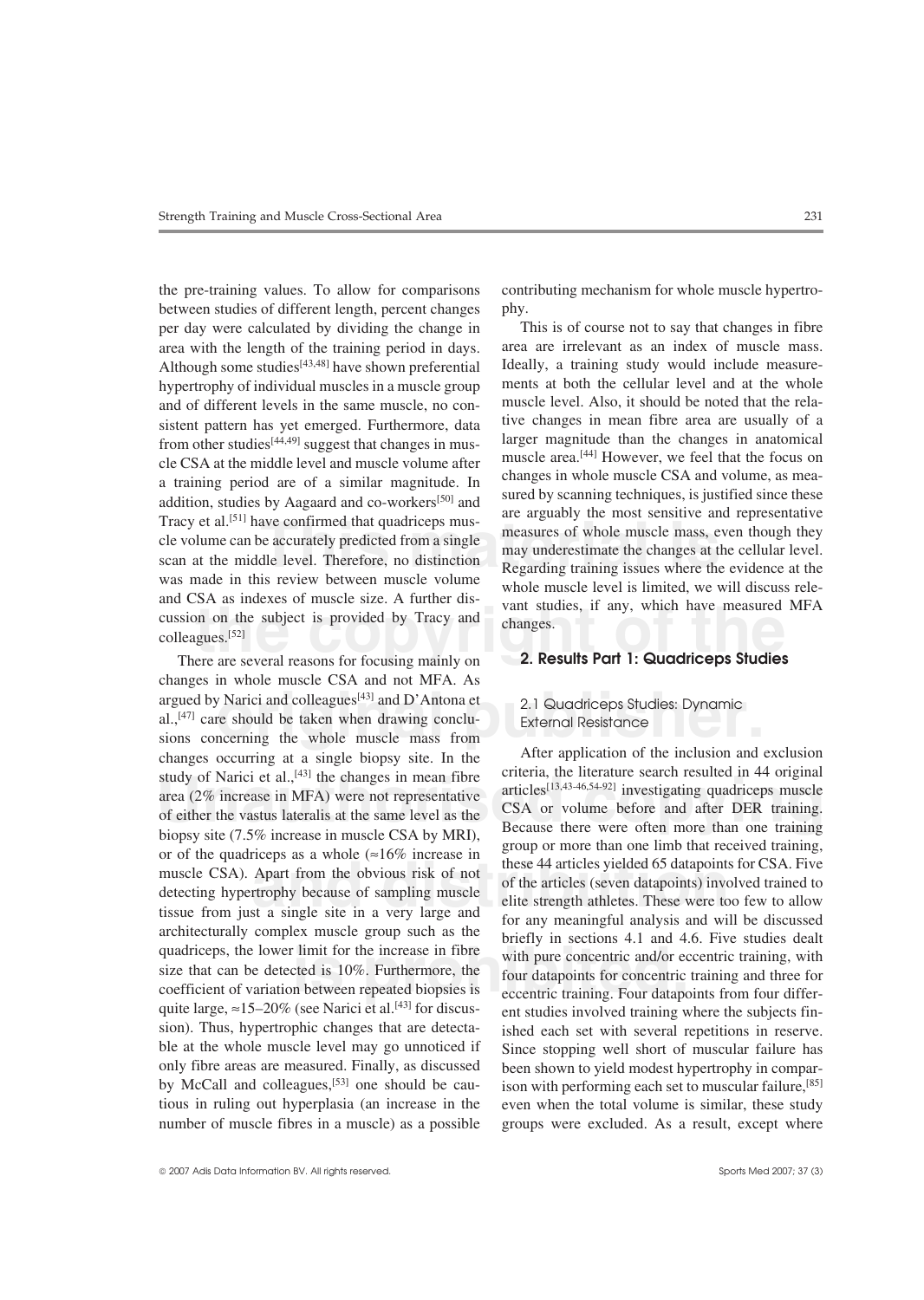the pre-training values. To allow for comparisons between studies of different length, percent changes per day were calculated by dividing the change in area with the length of the training period in days. Although some studies[43,48] have shown preferential hypertrophy of individual muscles in a muscle group and of different levels in the same muscle, no consistent pattern has yet emerged. Furthermore, data from other studies[44,49] suggest that changes in muscle CSA at the middle level and muscle volume after a training period are of a similar magnitude. In addition, studies by Aagaard and co-workers[50] and Tracy et al.[51] have confirmed that quadriceps muscle volume can be accurately predicted from a single scan at the middle level. Therefore, no distinction was made in this review between muscle volume and CSA as indexes of muscle size. A further discussion on the subject is provided by Tracy and colleagues.[52]

There are several reasons for focusing mainly on changes in whole muscle CSA and not MFA. As argued by Narici and colleagues[43] and D'Antona et al.,[47] care should be taken when drawing conclusions concerning the whole muscle mass from changes occurring at a single biopsy site. In the study of Narici et al.,[43] the changes in mean fibre area (2% increase in MFA) were not representative of either the vastus lateralis at the same level as the biopsy site (7.5% increase in muscle CSA by MRI), or of the quadriceps as a whole (≈16% increase in muscle CSA). Apart from the obvious risk of not detecting hypertrophy because of sampling muscle tissue from just a single site in a very large and architecturally complex muscle group such as the quadriceps, the lower limit for the increase in fibre size that can be detected is 10%. Furthermore, the coefficient of variation between repeated biopsies is quite large, ≈15–20% (see Narici et al.[43] for discussion). Thus, hypertrophic changes that are detectable at the whole muscle level may go unnoticed if only fibre areas are measured. Finally, as discussed by McCall and colleagues,[53] one should be cautious in ruling out hyperplasia (an increase in the number of muscle fibres in a muscle) as a possible contributing mechanism for whole muscle hypertrophy.

This is of course not to say that changes in fibre area are irrelevant as an index of muscle mass. Ideally, a training study would include measurements at both the cellular level and at the whole muscle level. Also, it should be noted that the relative changes in mean fibre area are usually of a larger magnitude than the changes in anatomical muscle area.[44] However, we feel that the focus on changes in whole muscle CSA and volume, as measured by scanning techniques, is justified since these are arguably the most sensitive and representative measures of whole muscle mass, even though they may underestimate the changes at the cellular level. Regarding training issues where the evidence at the whole muscle level is limited, we will discuss relevant studies, if any, which have measured MFA changes.

## 2. Results Part 1: Quadriceps Studies

### 2.1 Quadriceps Studies: Dynamic External Resistance

After application of the inclusion and exclusion criteria, the literature search resulted in 44 original articles[13,43-46,54-92] investigating quadriceps muscle CSA or volume before and after DER training. Because there were often more than one training group or more than one limb that received training, these 44 articles yielded 65 datapoints for CSA. Five of the articles (seven datapoints) involved trained to elite strength athletes. These were too few to allow for any meaningful analysis and will be discussed briefly in sections 4.1 and 4.6. Five studies dealt with pure concentric and/or eccentric training, with four datapoints for concentric training and three for eccentric training. Four datapoints from four different studies involved training where the subjects finished each set with several repetitions in reserve. Since stopping well short of muscular failure has been shown to yield modest hypertrophy in comparison with performing each set to muscular failure,[85] even when the total volume is similar, these study groups were excluded. As a result, except where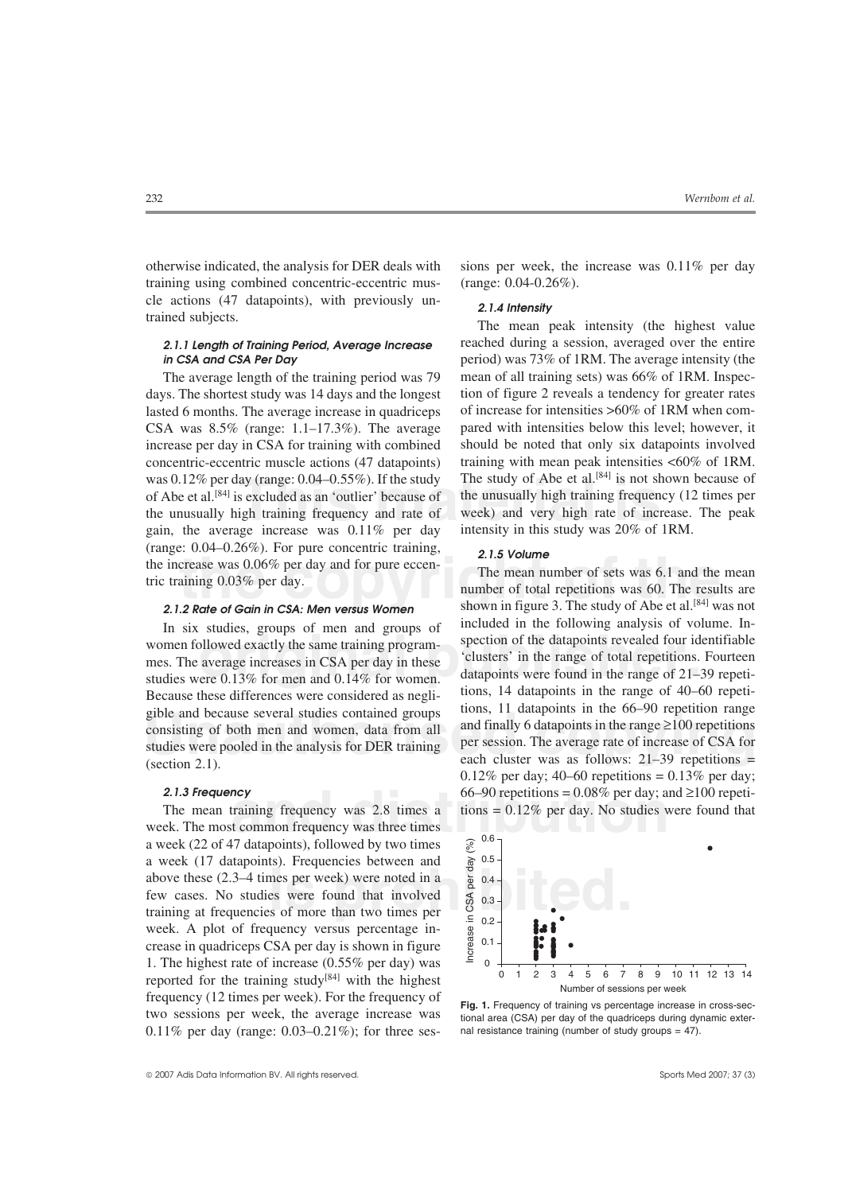otherwise indicated, the analysis for DER deals with training using combined concentric-eccentric muscle actions (47 datapoints), with previously untrained subjects.

#### *2.1.1 Length of Training Period, Average Increase in CSA and CSA Per Day*

The average length of the training period was 79 days. The shortest study was 14 days and the longest lasted 6 months. The average increase in quadriceps CSA was 8.5% (range: 1.1–17.3%). The average increase per day in CSA for training with combined concentric-eccentric muscle actions (47 datapoints) was 0.12% per day (range: 0.04–0.55%). If the study of Abe et al.[84] is excluded as an 'outlier' because of the unusually high training frequency and rate of gain, the average increase was 0.11% per day (range: 0.04–0.26%). For pure concentric training, the increase was 0.06% per day and for pure eccentric training 0.03% per day.

#### *2.1.2 Rate of Gain in CSA: Men versus Women*

In six studies, groups of men and groups of women followed exactly the same training programmes. The average increases in CSA per day in these studies were 0.13% for men and 0.14% for women. Because these differences were considered as negligible and because several studies contained groups consisting of both men and women, data from all studies were pooled in the analysis for DER training (section 2.1).

#### *2.1.3 Frequency*

The mean training frequency was 2.8 times a week. The most common frequency was three times a week (22 of 47 datapoints), followed by two times a week (17 datapoints). Frequencies between and above these (2.3–4 times per week) were noted in a few cases. No studies were found that involved training at frequencies of more than two times per week. A plot of frequency versus percentage increase in quadriceps CSA per day is shown in figure 1. The highest rate of increase (0.55% per day) was reported for the training study[84] with the highest frequency (12 times per week). For the frequency of two sessions per week, the average increase was 0.11% per day (range: 0.03–0.21%); for three sessions per week, the increase was 0.11% per day (range: 0.04-0.26%).

#### *2.1.4 Intensity*

The mean peak intensity (the highest value reached during a session, averaged over the entire period) was 73% of 1RM. The average intensity (the mean of all training sets) was 66% of 1RM. Inspection of figure 2 reveals a tendency for greater rates of increase for intensities >60% of 1RM when compared with intensities below this level; however, it should be noted that only six datapoints involved training with mean peak intensities <60% of 1RM. The study of Abe et al.[84] is not shown because of the unusually high training frequency (12 times per week) and very high rate of increase. The peak intensity in this study was 20% of 1RM.

#### *2.1.5 Volume*

The mean number of sets was 6.1 and the mean number of total repetitions was 60. The results are shown in figure 3. The study of Abe et al.[84] was not included in the following analysis of volume. Inspection of the datapoints revealed four identifiable 'clusters' in the range of total repetitions. Fourteen datapoints were found in the range of 21–39 repetitions, 14 datapoints in the range of 40–60 repetitions, 11 datapoints in the 66–90 repetition range and finally 6 datapoints in the range ≥100 repetitions per session. The average rate of increase of CSA for each cluster was as follows: 21–39 repetitions = 0.12% per day; 40–60 repetitions = 0.13% per day; 66–90 repetitions = 0.08% per day; and ≥100 repetitions = 0.12% per day. No studies were found that

Increase in CSA per day (%)
0.6
0.5
0.4
0.3
0.2
0.1
0
0 1 2 3 4 5 6 7 8 9 10 11 12 13 14
Number of sessions per week

**Fig. 1.** Frequency of training vs percentage increase in cross-sectional area (CSA) per day of the quadriceps during dynamic external resistance training (number of study groups = 47).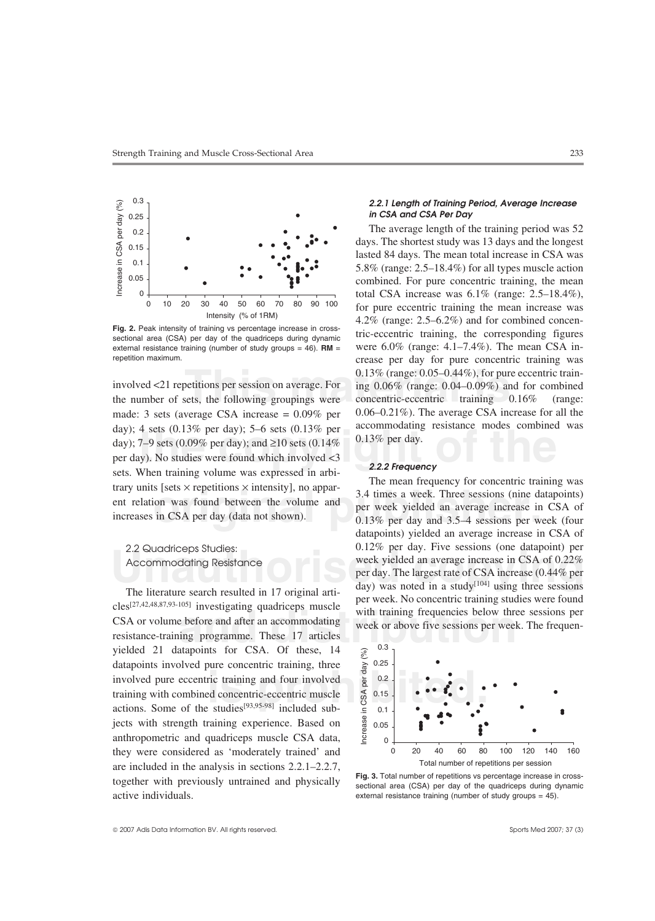Fig. 2. Peak intensity of training vs percentage increase in cross-sectional area (CSA) per day of the quadriceps during dynamic external resistance training (number of study groups = 46). **RM** = repetition maximum.

involved <21 repetitions per session on average. For the number of sets, the following groupings were made: 3 sets (average CSA increase = 0.09% per day); 4 sets (0.13% per day); 5–6 sets (0.13% per day); 7–9 sets (0.09% per day); and ≥10 sets (0.14% per day). No studies were found which involved <3 sets. When training volume was expressed in arbitrary units [sets × repetitions × intensity], no apparent relation was found between the volume and increases in CSA per day (data not shown).

## 2.2 Quadriceps Studies: Accommodating Resistance

The literature search resulted in 17 original articles[27,42,48,87,93-105] investigating quadriceps muscle CSA or volume before and after an accommodating resistance-training programme. These 17 articles yielded 21 datapoints for CSA. Of these, 14 datapoints involved pure concentric training, three involved pure eccentric training and four involved training with combined concentric-eccentric muscle actions. Some of the studies[93,95-98] included subjects with strength training experience. Based on anthropometric and quadriceps muscle CSA data, they were considered as 'moderately trained' and are included in the analysis in sections 2.2.1–2.2.7, together with previously untrained and physically active individuals.

### *2.2.1 Length of Training Period, Average Increase in CSA and CSA Per Day*

The average length of the training period was 52 days. The shortest study was 13 days and the longest lasted 84 days. The mean total increase in CSA was 5.8% (range: 2.5–18.4%) for all types muscle action combined. For pure concentric training, the mean total CSA increase was 6.1% (range: 2.5–18.4%), for pure eccentric training the mean increase was 4.2% (range: 2.5–6.2%) and for combined concentric-eccentric training, the corresponding figures were 6.0% (range: 4.1–7.4%). The mean CSA increase per day for pure concentric training was 0.13% (range: 0.05–0.44%), for pure eccentric training 0.06% (range: 0.04–0.09%) and for combined concentric-eccentric training 0.16% (range: 0.06–0.21%). The average CSA increase for all the accommodating resistance modes combined was 0.13% per day.

### *2.2.2 Frequency*

The mean frequency for concentric training was 3.4 times a week. Three sessions (nine datapoints) per week yielded an average increase in CSA of 0.13% per day and 3.5–4 sessions per week (four datapoints) yielded an average increase in CSA of 0.12% per day. Five sessions (one datapoint) per week yielded an average increase in CSA of 0.22% per day. The largest rate of CSA increase (0.44% per day) was noted in a study[104] using three sessions per week. No concentric training studies were found with training frequencies below three sessions per week or above five sessions per week. The frequen-

Fig. 3. Total number of repetitions vs percentage increase in cross-sectional area (CSA) per day of the quadriceps during dynamic external resistance training (number of study groups = 45).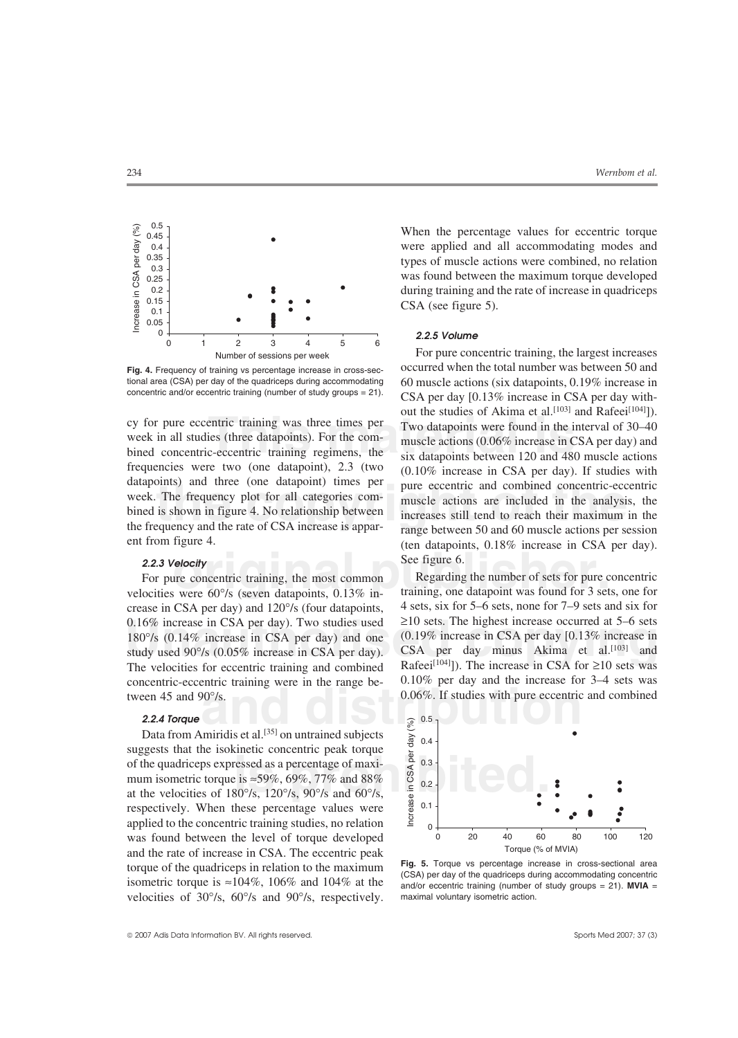0.5
0.45
0.4
0.35
0.3
0.25
0.2
0.15
0.1
0.05
0
0 1 2 3 4 5 6
Number of sessions per week
Increase in CSA per day (%)

**Fig. 4.** Frequency of training vs percentage increase in cross-sectional area (CSA) per day of the quadriceps during accommodating concentric and/or eccentric training (number of study groups = 21).

cy for pure eccentric training was three times per week in all studies (three datapoints). For the combined concentric-eccentric training regimens, the frequencies were two (one datapoint), 2.3 (two datapoints) and three (one datapoint) times per week. The frequency plot for all categories combined is shown in figure 4. No relationship between the frequency and the rate of CSA increase is apparent from figure 4.

#### 2.2.3 Velocity

For pure concentric training, the most common velocities were 60°/s (seven datapoints, 0.13% increase in CSA per day) and 120°/s (four datapoints, 0.16% increase in CSA per day). Two studies used 180°/s (0.14% increase in CSA per day) and one study used 90°/s (0.05% increase in CSA per day). The velocities for eccentric training and combined concentric-eccentric training were in the range between 45 and 90°/s.

#### 2.2.4 Torque

Data from Amiridis et al.[35] on untrained subjects suggests that the isokinetic concentric peak torque of the quadriceps expressed as a percentage of maximum isometric torque is ≈59%, 69%, 77% and 88% at the velocities of 180°/s, 120°/s, 90°/s and 60°/s, respectively. When these percentage values were applied to the concentric training studies, no relation was found between the level of torque developed and the rate of increase in CSA. The eccentric peak torque of the quadriceps in relation to the maximum isometric torque is ≈104%, 106% and 104% at the velocities of 30°/s, 60°/s and 90°/s, respectively. When the percentage values for eccentric torque were applied and all accommodating modes and types of muscle actions were combined, no relation was found between the maximum torque developed during training and the rate of increase in quadriceps CSA (see figure 5).

#### 2.2.5 Volume

For pure concentric training, the largest increases occurred when the total number was between 50 and 60 muscle actions (six datapoints, 0.19% increase in CSA per day [0.13% increase in CSA per day without the studies of Akima et al.[103] and Rafeei[104]]). Two datapoints were found in the interval of 30–40 muscle actions (0.06% increase in CSA per day) and six datapoints between 120 and 480 muscle actions (0.10% increase in CSA per day). If studies with pure eccentric and combined concentric-eccentric muscle actions are included in the analysis, the increases still tend to reach their maximum in the range between 50 and 60 muscle actions per session (ten datapoints, 0.18% increase in CSA per day). See figure 6.

Regarding the number of sets for pure concentric training, one datapoint was found for 3 sets, one for 4 sets, six for 5–6 sets, none for 7–9 sets and six for ≥10 sets. The highest increase occurred at 5–6 sets (0.19% increase in CSA per day [0.13% increase in CSA per day minus Akima et al.[103] and Rafeei[104]]). The increase in CSA for ≥10 sets was 0.10% per day and the increase for 3–4 sets was 0.06%. If studies with pure eccentric and combined

0.5
0.4
0.3
0.2
0.1
0
0 20 40 60 80 100 120
Torque (% of MVIA)
Increase in CSA per day (%)

**Fig. 5.** Torque vs percentage increase in cross-sectional area (CSA) per day of the quadriceps during accommodating concentric and/or eccentric training (number of study groups = 21). **MVIA** = maximal voluntary isometric action.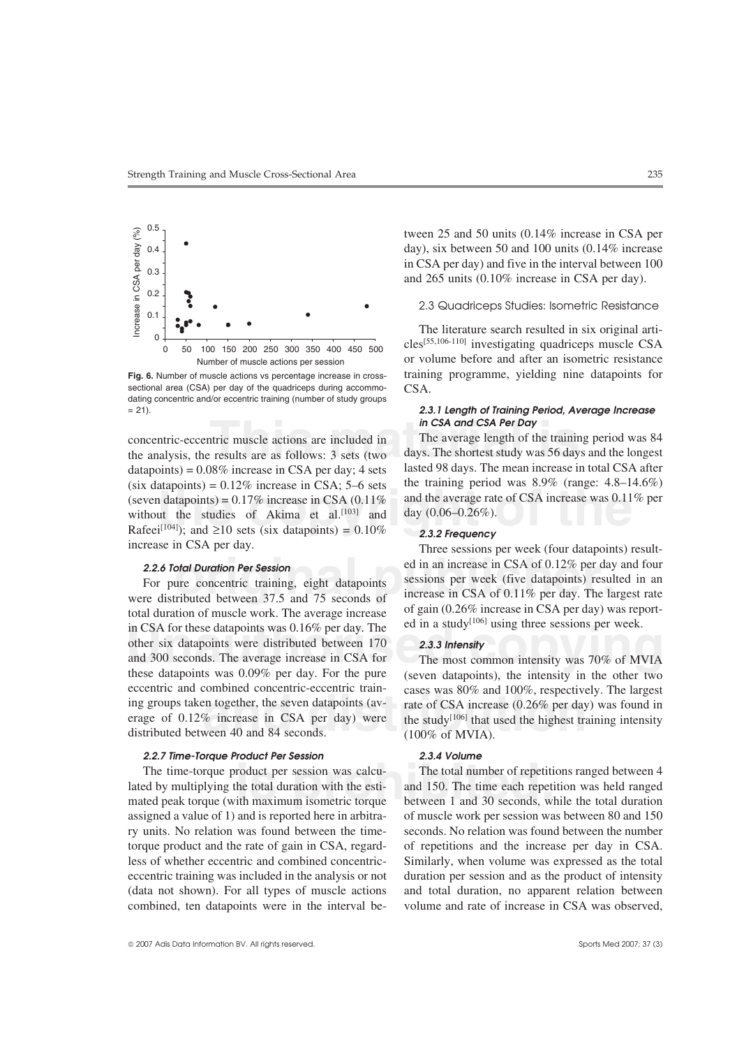Increase in CSA per day (%)

0.5
0.4
0.3
0.2
0.1
0

0 50 100 150 200 250 300 350 400 450 500

Number of muscle actions per session

**Fig. 6.** Number of muscle actions vs percentage increase in cross-sectional area (CSA) per day of the quadriceps during accommodating concentric and/or eccentric training (number of study groups = 21).

concentric-eccentric muscle actions are included in the analysis, the results are as follows: 3 sets (two datapoints) = 0.08% increase in CSA per day; 4 sets (six datapoints) = 0.12% increase in CSA; 5–6 sets (seven datapoints) = 0.17% increase in CSA (0.11% without the studies of Akima et al.[103] and Rafeei[104]); and ≥10 sets (six datapoints) = 0.10% increase in CSA per day.

#### *2.2.6 Total Duration Per Session*

For pure concentric training, eight datapoints were distributed between 37.5 and 75 seconds of total duration of muscle work. The average increase in CSA for these datapoints was 0.16% per day. The other six datapoints were distributed between 170 and 300 seconds. The average increase in CSA for these datapoints was 0.09% per day. For the pure eccentric and combined concentric-eccentric training groups taken together, the seven datapoints (average of 0.12% increase in CSA per day) were distributed between 40 and 84 seconds.

#### *2.2.7 Time-Torque Product Per Session*

The time-torque product per session was calculated by multiplying the total duration with the estimated peak torque (with maximum isometric torque assigned a value of 1) and is reported here in arbitrary units. No relation was found between the time-torque product and the rate of gain in CSA, regardless of whether eccentric and combined concentric-eccentric training was included in the analysis or not (data not shown). For all types of muscle actions combined, ten datapoints were in the interval between 25 and 50 units (0.14% increase in CSA per day), six between 50 and 100 units (0.14% increase in CSA per day) and five in the interval between 100 and 265 units (0.10% increase in CSA per day).

### 2.3 Quadriceps Studies: Isometric Resistance

The literature search resulted in six original articles[55,106-110] investigating quadriceps muscle CSA or volume before and after an isometric resistance training programme, yielding nine datapoints for CSA.

#### *2.3.1 Length of Training Period, Average Increase in CSA and CSA Per Day*

The average length of the training period was 84 days. The shortest study was 56 days and the longest lasted 98 days. The mean increase in total CSA after the training period was 8.9% (range: 4.8–14.6%) and the average rate of CSA increase was 0.11% per day (0.06–0.26%).

#### *2.3.2 Frequency*

Three sessions per week (four datapoints) resulted in an increase in CSA of 0.12% per day and four sessions per week (five datapoints) resulted in an increase in CSA of 0.11% per day. The largest rate of gain (0.26% increase in CSA per day) was reported in a study[106] using three sessions per week.

#### *2.3.3 Intensity*

The most common intensity was 70% of MVIA (seven datapoints), the intensity in the other two cases was 80% and 100%, respectively. The largest rate of CSA increase (0.26% per day) was found in the study[106] that used the highest training intensity (100% of MVIA).

#### *2.3.4 Volume*

The total number of repetitions ranged between 4 and 150. The time each repetition was held ranged between 1 and 30 seconds, while the total duration of muscle work per session was between 80 and 150 seconds. No relation was found between the number of repetitions and the increase per day in CSA. Similarly, when volume was expressed as the total duration per session and as the product of intensity and total duration, no apparent relation between volume and rate of increase in CSA was observed,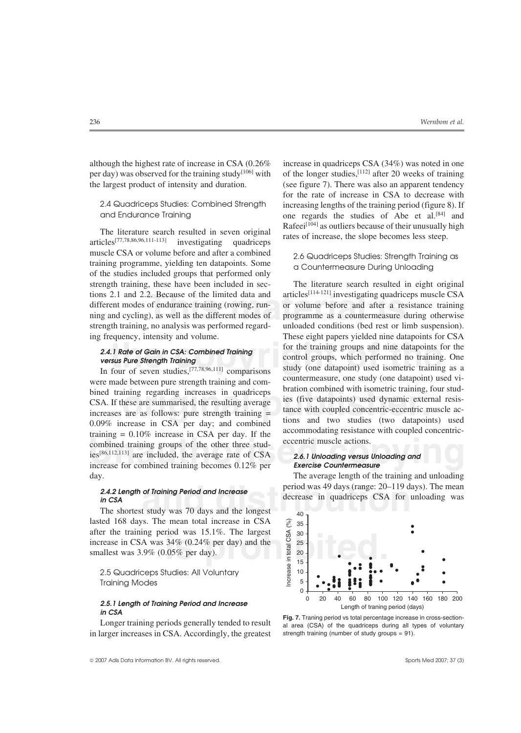although the highest rate of increase in CSA (0.26% per day) was observed for the training study[106] with the largest product of intensity and duration.

### 2.4 Quadriceps Studies: Combined Strength and Endurance Training

The literature search resulted in seven original articles[77,78,86,96,111-113] investigating quadriceps muscle CSA or volume before and after a combined training programme, yielding ten datapoints. Some of the studies included groups that performed only strength training, these have been included in sections 2.1 and 2.2. Because of the limited data and different modes of endurance training (rowing, running and cycling), as well as the different modes of strength training, no analysis was performed regarding frequency, intensity and volume.

#### *2.4.1 Rate of Gain in CSA: Combined Training versus Pure Strength Training*

In four of seven studies,[77,78,96,111] comparisons were made between pure strength training and combined training regarding increases in quadriceps CSA. If these are summarised, the resulting average increases are as follows: pure strength training = 0.09% increase in CSA per day; and combined training = 0.10% increase in CSA per day. If the combined training groups of the other three studies[86,112,113] are included, the average rate of CSA increase for combined training becomes 0.12% per day.

#### *2.4.2 Length of Training Period and Increase in CSA*

The shortest study was 70 days and the longest lasted 168 days. The mean total increase in CSA after the training period was 15.1%. The largest increase in CSA was 34% (0.24% per day) and the smallest was 3.9% (0.05% per day).

### 2.5 Quadriceps Studies: All Voluntary Training Modes

#### *2.5.1 Length of Training Period and Increase in CSA*

Longer training periods generally tended to result in larger increases in CSA. Accordingly, the greatest increase in quadriceps CSA (34%) was noted in one of the longer studies,[112] after 20 weeks of training (see figure 7). There was also an apparent tendency for the rate of increase in CSA to decrease with increasing lengths of the training period (figure 8). If one regards the studies of Abe et al.[84] and Rafeei[104] as outliers because of their unusually high rates of increase, the slope becomes less steep.

### 2.6 Quadriceps Studies: Strength Training as a Countermeasure During Unloading

The literature search resulted in eight original articles[114-121] investigating quadriceps muscle CSA or volume before and after a resistance training programme as a countermeasure during otherwise unloaded conditions (bed rest or limb suspension). These eight papers yielded nine datapoints for CSA for the training groups and nine datapoints for the control groups, which performed no training. One study (one datapoint) used isometric training as a countermeasure, one study (one datapoint) used vibration combined with isometric training, four studies (five datapoints) used dynamic external resistance with coupled concentric-eccentric muscle actions and two studies (two datapoints) used accommodating resistance with coupled concentric-eccentric muscle actions.

#### *2.6.1 Unloading versus Unloading and Exercise Countermeasure*

The average length of the training and unloading period was 49 days (range: 20–119 days). The mean decrease in quadriceps CSA for unloading was

Increase in total CSA (%)
40
35
30
25
20
15
10
5
0
0 20 40 60 80 100 120 140 160 180 200
Length of traning period (days)

**Fig. 7.** Traning period vs total percentage increase in cross-sectional area (CSA) of the quadriceps during all types of voluntary strength training (number of study groups = 91).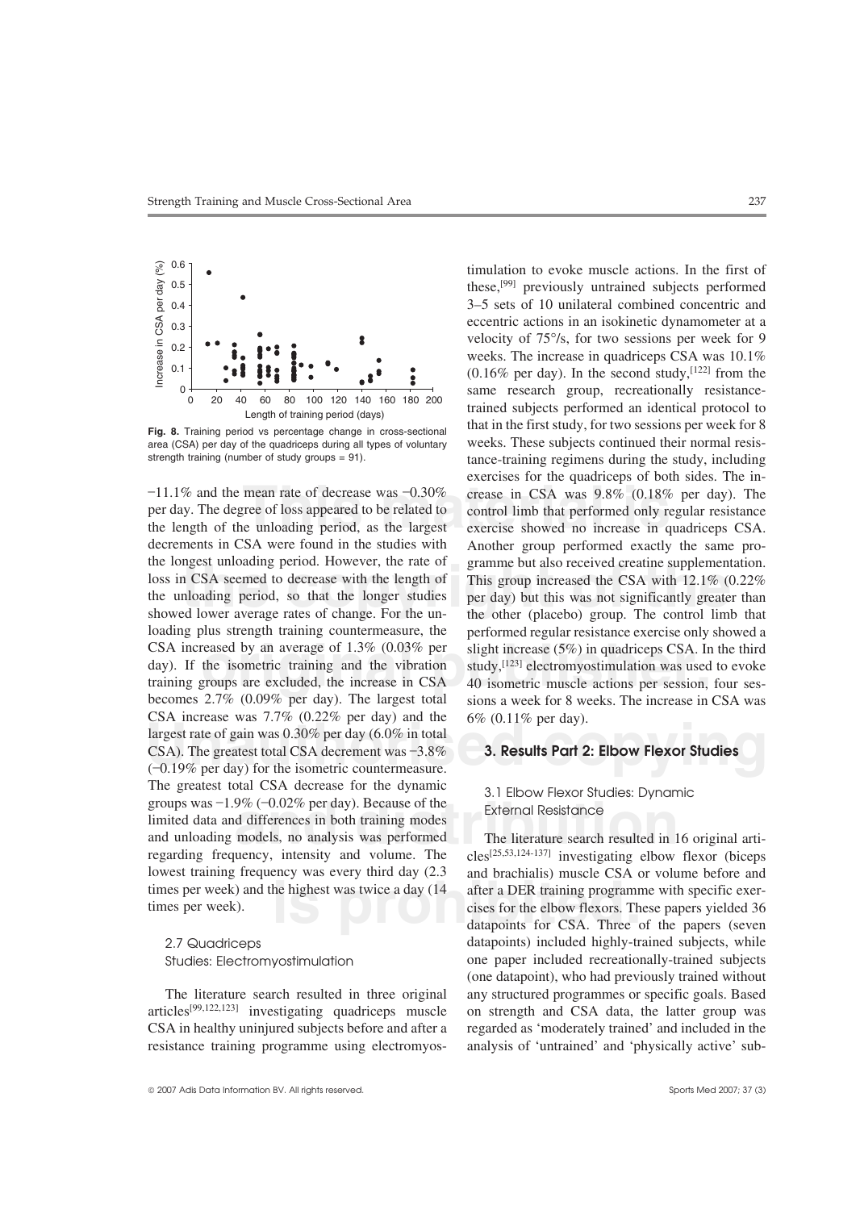0.6
0.5
0.4
0.3
0.2
0.1
0
Increase in CSA per day (%)
0 20 40 60 80 100 120 140 160 180 200
Length of training period (days)

**Fig. 8.** Training period vs percentage change in cross-sectional area (CSA) per day of the quadriceps during all types of voluntary strength training (number of study groups = 91).

−11.1% and the mean rate of decrease was −0.30% per day. The degree of loss appeared to be related to the length of the unloading period, as the largest decrements in CSA were found in the studies with the longest unloading period. However, the rate of loss in CSA seemed to decrease with the length of the unloading period, so that the longer studies showed lower average rates of change. For the unloading plus strength training countermeasure, the CSA increased by an average of 1.3% (0.03% per day). If the isometric training and the vibration training groups are excluded, the increase in CSA becomes 2.7% (0.09% per day). The largest total CSA increase was 7.7% (0.22% per day) and the largest rate of gain was 0.30% per day (6.0% in total CSA). The greatest total CSA decrement was −3.8% (−0.19% per day) for the isometric countermeasure. The greatest total CSA decrease for the dynamic groups was −1.9% (−0.02% per day). Because of the limited data and differences in both training modes and unloading models, no analysis was performed regarding frequency, intensity and volume. The lowest training frequency was every third day (2.3 times per week) and the highest was twice a day (14 times per week).

### 2.7 Quadriceps Studies: Electromyostimulation

The literature search resulted in three original articles[99,122,123] investigating quadriceps muscle CSA in healthy uninjured subjects before and after a resistance training programme using electromyostimulation to evoke muscle actions. In the first of these,[99] previously untrained subjects performed 3–5 sets of 10 unilateral combined concentric and eccentric actions in an isokinetic dynamometer at a velocity of 75°/s, for two sessions per week for 9 weeks. The increase in quadriceps CSA was 10.1% (0.16% per day). In the second study,[122] from the same research group, recreationally resistance-trained subjects performed an identical protocol to that in the first study, for two sessions per week for 8 weeks. These subjects continued their normal resistance-training regimens during the study, including exercises for the quadriceps of both sides. The increase in CSA was 9.8% (0.18% per day). The control limb that performed only regular resistance exercise showed no increase in quadriceps CSA. Another group performed exactly the same programme but also received creatine supplementation. This group increased the CSA with 12.1% (0.22% per day) but this was not significantly greater than the other (placebo) group. The control limb that performed regular resistance exercise only showed a slight increase (5%) in quadriceps CSA. In the third study,[123] electromyostimulation was used to evoke 40 isometric muscle actions per session, four sessions a week for 8 weeks. The increase in CSA was 6% (0.11% per day).

## 3. Results Part 2: Elbow Flexor Studies

### 3.1 Elbow Flexor Studies: Dynamic External Resistance

The literature search resulted in 16 original articles[25,53,124-137] investigating elbow flexor (biceps and brachialis) muscle CSA or volume before and after a DER training programme with specific exercises for the elbow flexors. These papers yielded 36 datapoints for CSA. Three of the papers (seven datapoints) included highly-trained subjects, while one paper included recreationally-trained subjects (one datapoint), who had previously trained without any structured programmes or specific goals. Based on strength and CSA data, the latter group was regarded as 'moderately trained' and included in the analysis of 'untrained' and 'physically active' sub-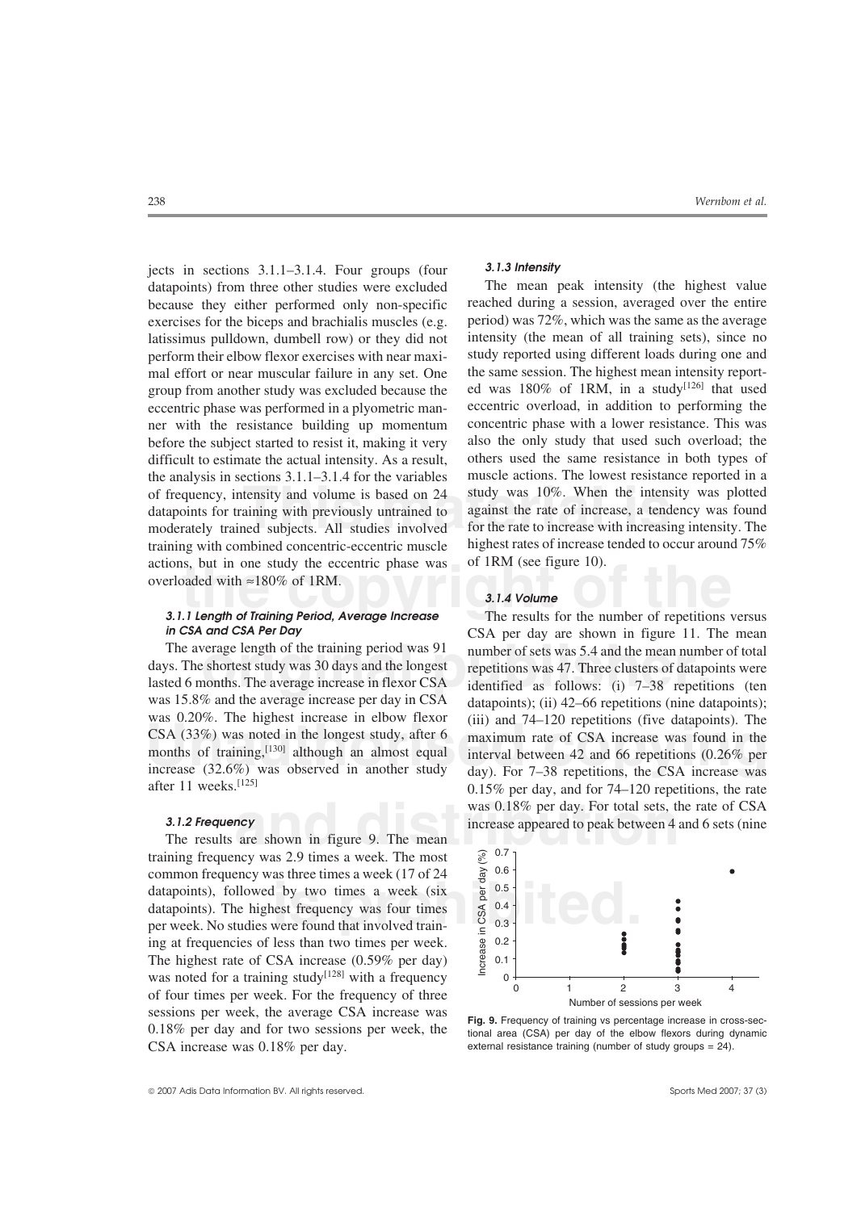jects in sections 3.1.1–3.1.4. Four groups (four datapoints) from three other studies were excluded because they either performed only non-specific exercises for the biceps and brachialis muscles (e.g. latissimus pulldown, dumbell row) or they did not perform their elbow flexor exercises with near maximal effort or near muscular failure in any set. One group from another study was excluded because the eccentric phase was performed in a plyometric manner with the resistance building up momentum before the subject started to resist it, making it very difficult to estimate the actual intensity. As a result, the analysis in sections 3.1.1–3.1.4 for the variables of frequency, intensity and volume is based on 24 datapoints for training with previously untrained to moderately trained subjects. All studies involved training with combined concentric-eccentric muscle actions, but in one study the eccentric phase was overloaded with ≈180% of 1RM.

#### *3.1.1 Length of Training Period, Average Increase in CSA and CSA Per Day*

The average length of the training period was 91 days. The shortest study was 30 days and the longest lasted 6 months. The average increase in flexor CSA was 15.8% and the average increase per day in CSA was 0.20%. The highest increase in elbow flexor CSA (33%) was noted in the longest study, after 6 months of training,[130] although an almost equal increase (32.6%) was observed in another study after 11 weeks.[125]

#### *3.1.2 Frequency*

The results are shown in figure 9. The mean training frequency was 2.9 times a week. The most common frequency was three times a week (17 of 24 datapoints), followed by two times a week (six datapoints). The highest frequency was four times per week. No studies were found that involved training at frequencies of less than two times per week. The highest rate of CSA increase (0.59% per day) was noted for a training study[128] with a frequency of four times per week. For the frequency of three sessions per week, the average CSA increase was 0.18% per day and for two sessions per week, the CSA increase was 0.18% per day.

#### *3.1.3 Intensity*

The mean peak intensity (the highest value reached during a session, averaged over the entire period) was 72%, which was the same as the average intensity (the mean of all training sets), since no study reported using different loads during one and the same session. The highest mean intensity reported was 180% of 1RM, in a study[126] that used eccentric overload, in addition to performing the concentric phase with a lower resistance. This was also the only study that used such overload; the others used the same resistance in both types of muscle actions. The lowest resistance reported in a study was 10%. When the intensity was plotted against the rate of increase, a tendency was found for the rate to increase with increasing intensity. The highest rates of increase tended to occur around 75% of 1RM (see figure 10).

#### *3.1.4 Volume*

The results for the number of repetitions versus CSA per day are shown in figure 11. The mean number of sets was 5.4 and the mean number of total repetitions was 47. Three clusters of datapoints were identified as follows: (i) 7–38 repetitions (ten datapoints); (ii) 42–66 repetitions (nine datapoints); (iii) and 74–120 repetitions (five datapoints). The maximum rate of CSA increase was found in the interval between 42 and 66 repetitions (0.26% per day). For 7–38 repetitions, the CSA increase was 0.15% per day, and for 74–120 repetitions, the rate was 0.18% per day. For total sets, the rate of CSA increase appeared to peak between 4 and 6 sets (nine

**Fig. 9.** Frequency of training vs percentage increase in cross-sectional area (CSA) per day of the elbow flexors during dynamic external resistance training (number of study groups = 24).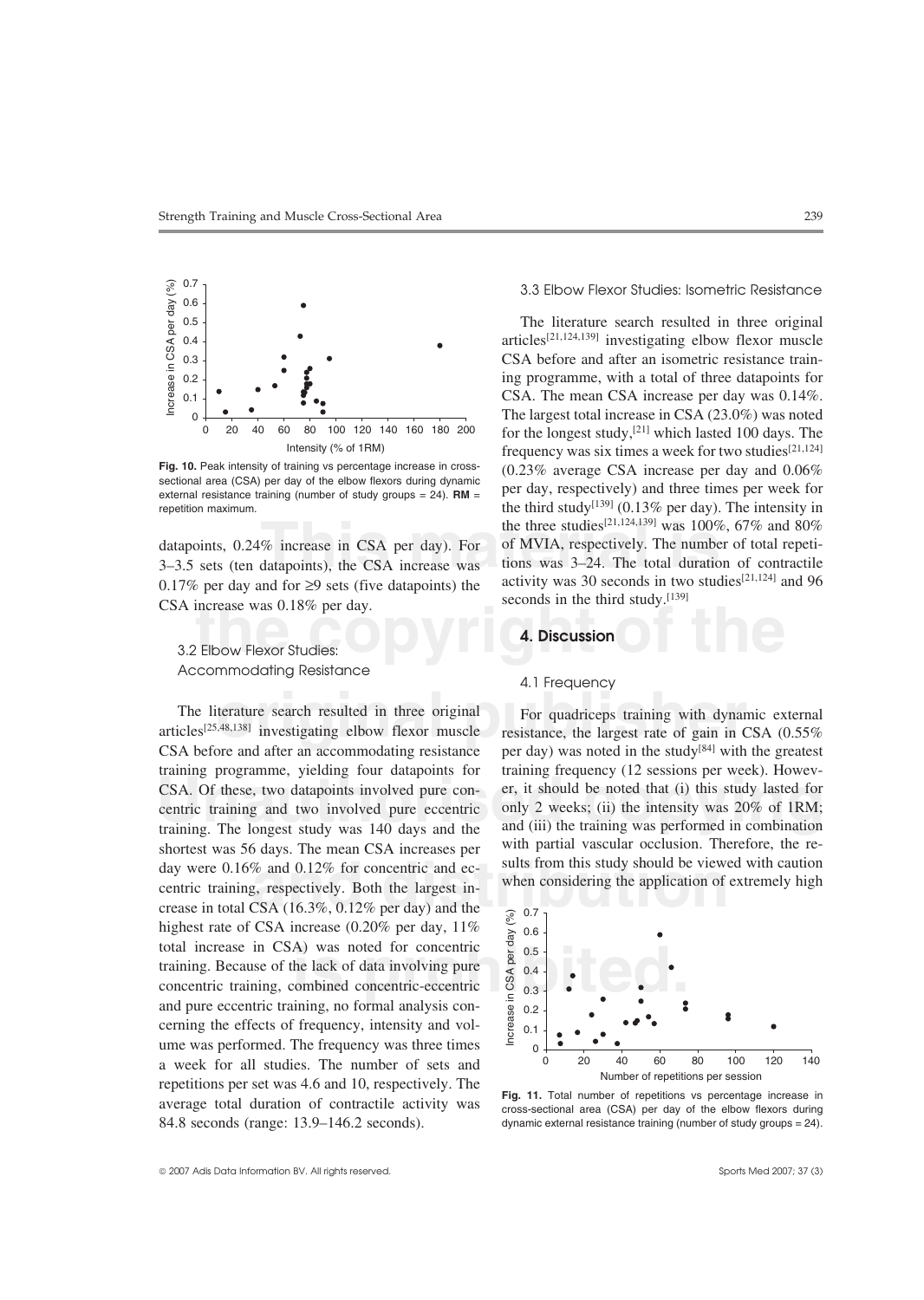0.7
0.6
0.5
0.4
0.3
0.2
0.1
0
Increase in CSA per day (%)
0 20 40 60 80 100 120 140 160 180 200
Intensity (% of 1RM)

**Fig. 10.** Peak intensity of training vs percentage increase in cross-sectional area (CSA) per day of the elbow flexors during dynamic external resistance training (number of study groups = 24). **RM** = repetition maximum.

datapoints, 0.24% increase in CSA per day). For 3–3.5 sets (ten datapoints), the CSA increase was 0.17% per day and for ≥9 sets (five datapoints) the CSA increase was 0.18% per day.

### 3.2 Elbow Flexor Studies: Accommodating Resistance

The literature search resulted in three original articles[25,48,138] investigating elbow flexor muscle CSA before and after an accommodating resistance training programme, yielding four datapoints for CSA. Of these, two datapoints involved pure concentric training and two involved pure eccentric training. The longest study was 140 days and the shortest was 56 days. The mean CSA increases per day were 0.16% and 0.12% for concentric and eccentric training, respectively. Both the largest increase in total CSA (16.3%, 0.12% per day) and the highest rate of CSA increase (0.20% per day, 11% total increase in CSA) was noted for concentric training. Because of the lack of data involving pure concentric training, combined concentric-eccentric and pure eccentric training, no formal analysis concerning the effects of frequency, intensity and volume was performed. The frequency was three times a week for all studies. The number of sets and repetitions per set was 4.6 and 10, respectively. The average total duration of contractile activity was 84.8 seconds (range: 13.9–146.2 seconds).

### 3.3 Elbow Flexor Studies: Isometric Resistance

The literature search resulted in three original articles[21,124,139] investigating elbow flexor muscle CSA before and after an isometric resistance training programme, with a total of three datapoints for CSA. The mean CSA increase per day was 0.14%. The largest total increase in CSA (23.0%) was noted for the longest study,[21] which lasted 100 days. The frequency was six times a week for two studies[21,124] (0.23% average CSA increase per day and 0.06% per day, respectively) and three times per week for the third study[139] (0.13% per day). The intensity in the three studies[21,124,139] was 100%, 67% and 80% of MVIA, respectively. The number of total repetitions was 3–24. The total duration of contractile activity was 30 seconds in two studies[21,124] and 96 seconds in the third study.[139]

## 4. Discussion

### 4.1 Frequency

For quadriceps training with dynamic external resistance, the largest rate of gain in CSA (0.55% per day) was noted in the study[84] with the greatest training frequency (12 sessions per week). However, it should be noted that (i) this study lasted for only 2 weeks; (ii) the intensity was 20% of 1RM; and (iii) the training was performed in combination with partial vascular occlusion. Therefore, the results from this study should be viewed with caution when considering the application of extremely high

0.7
0.6
0.5
0.4
0.3
0.2
0.1
0
Increase in CSA per day (%)
0 20 40 60 80 100 120 140
Number of repetitions per session

**Fig. 11.** Total number of repetitions vs percentage increase in cross-sectional area (CSA) per day of the elbow flexors during dynamic external resistance training (number of study groups = 24).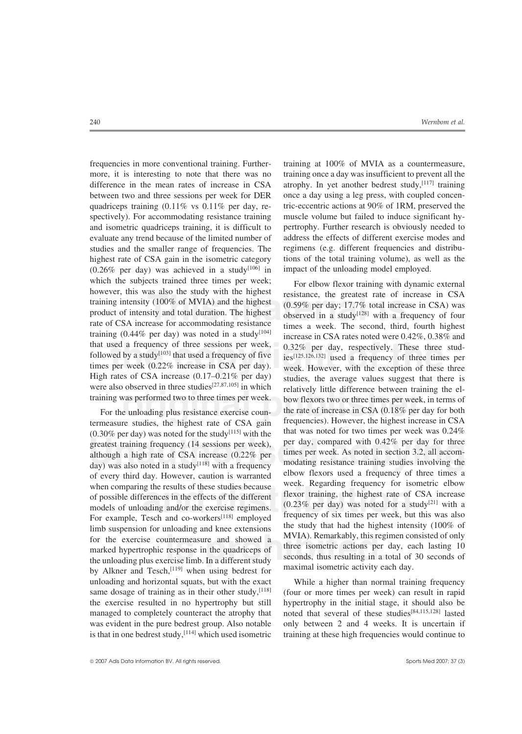frequencies in more conventional training. Furthermore, it is interesting to note that there was no difference in the mean rates of increase in CSA between two and three sessions per week for DER quadriceps training (0.11% vs 0.11% per day, respectively). For accommodating resistance training and isometric quadriceps training, it is difficult to evaluate any trend because of the limited number of studies and the smaller range of frequencies. The highest rate of CSA gain in the isometric category (0.26% per day) was achieved in a study[106] in which the subjects trained three times per week; however, this was also the study with the highest training intensity (100% of MVIA) and the highest product of intensity and total duration. The highest rate of CSA increase for accommodating resistance training (0.44% per day) was noted in a study[104] that used a frequency of three sessions per week, followed by a study[103] that used a frequency of five times per week (0.22% increase in CSA per day). High rates of CSA increase (0.17–0.21% per day) were also observed in three studies[27,87,105] in which training was performed two to three times per week.

For the unloading plus resistance exercise countermeasure studies, the highest rate of CSA gain (0.30% per day) was noted for the study[115] with the greatest training frequency (14 sessions per week), although a high rate of CSA increase (0.22% per day) was also noted in a study[118] with a frequency of every third day. However, caution is warranted when comparing the results of these studies because of possible differences in the effects of the different models of unloading and/or the exercise regimens. For example, Tesch and co-workers[118] employed limb suspension for unloading and knee extensions for the exercise countermeasure and showed a marked hypertrophic response in the quadriceps of the unloading plus exercise limb. In a different study by Alkner and Tesch,[119] when using bedrest for unloading and horizontal squats, but with the exact same dosage of training as in their other study,[118] the exercise resulted in no hypertrophy but still managed to completely counteract the atrophy that was evident in the pure bedrest group. Also notable is that in one bedrest study,[114] which used isometric training at 100% of MVIA as a countermeasure, training once a day was insufficient to prevent all the atrophy. In yet another bedrest study,[117] training once a day using a leg press, with coupled concentric-eccentric actions at 90% of 1RM, preserved the muscle volume but failed to induce significant hypertrophy. Further research is obviously needed to address the effects of different exercise modes and regimens (e.g. different frequencies and distributions of the total training volume), as well as the impact of the unloading model employed.

For elbow flexor training with dynamic external resistance, the greatest rate of increase in CSA (0.59% per day; 17.7% total increase in CSA) was observed in a study[128] with a frequency of four times a week. The second, third, fourth highest increase in CSA rates noted were 0.42%, 0.38% and 0.32% per day, respectively. These three studies[125,126,132] used a frequency of three times per week. However, with the exception of these three studies, the average values suggest that there is relatively little difference between training the elbow flexors two or three times per week, in terms of the rate of increase in CSA (0.18% per day for both frequencies). However, the highest increase in CSA that was noted for two times per week was 0.24% per day, compared with 0.42% per day for three times per week. As noted in section 3.2, all accommodating resistance training studies involving the elbow flexors used a frequency of three times a week. Regarding frequency for isometric elbow flexor training, the highest rate of CSA increase (0.23% per day) was noted for a study[21] with a frequency of six times per week, but this was also the study that had the highest intensity (100% of MVIA). Remarkably, this regimen consisted of only three isometric actions per day, each lasting 10 seconds, thus resulting in a total of 30 seconds of maximal isometric activity each day.

While a higher than normal training frequency (four or more times per week) can result in rapid hypertrophy in the initial stage, it should also be noted that several of these studies[84,115,128] lasted only between 2 and 4 weeks. It is uncertain if training at these high frequencies would continue to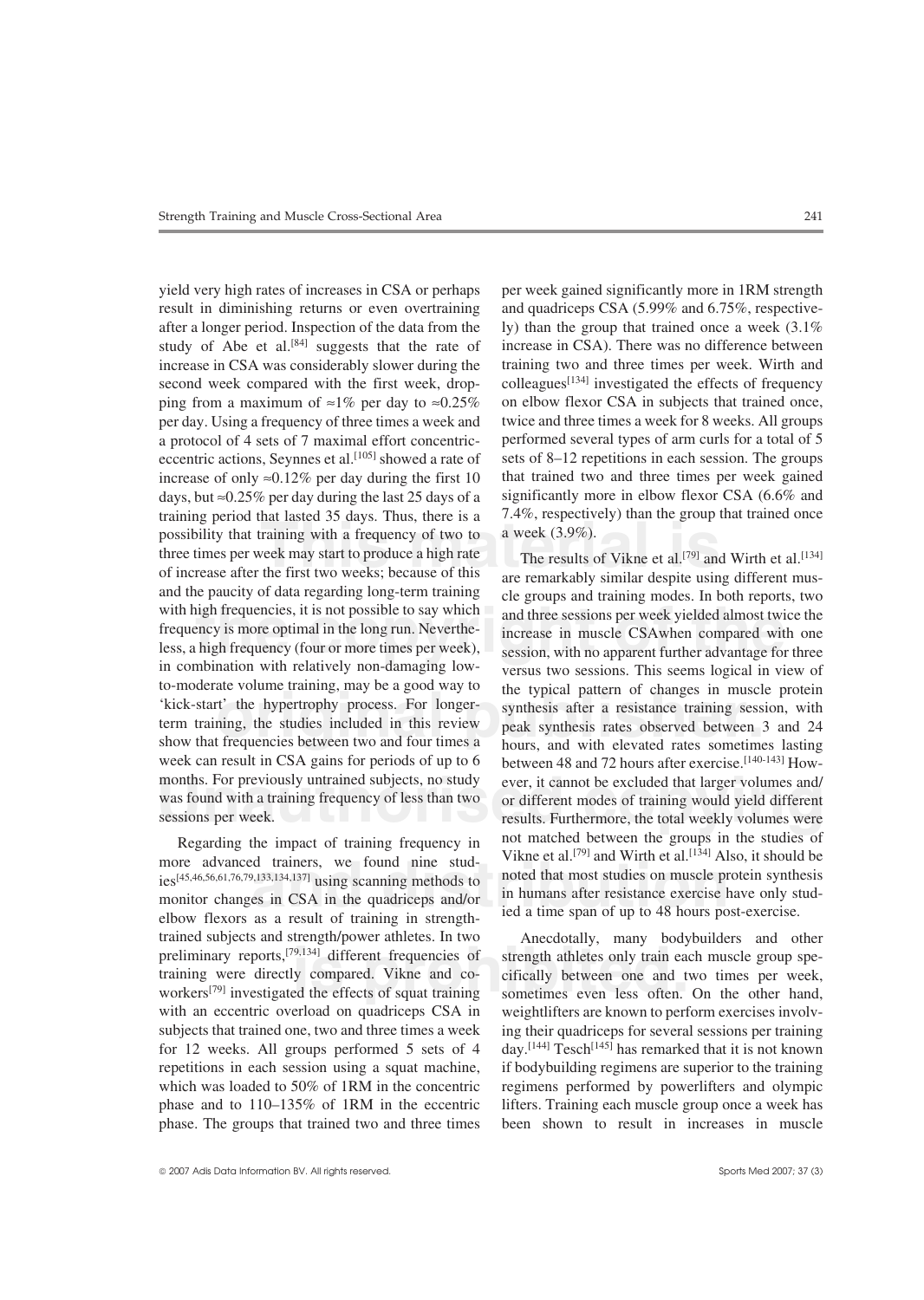yield very high rates of increases in CSA or perhaps result in diminishing returns or even overtraining after a longer period. Inspection of the data from the study of Abe et al.[84] suggests that the rate of increase in CSA was considerably slower during the second week compared with the first week, dropping from a maximum of ≈1% per day to ≈0.25% per day. Using a frequency of three times a week and a protocol of 4 sets of 7 maximal effort concentric-eccentric actions, Seynnes et al.[105] showed a rate of increase of only ≈0.12% per day during the first 10 days, but ≈0.25% per day during the last 25 days of a training period that lasted 35 days. Thus, there is a possibility that training with a frequency of two to three times per week may start to produce a high rate of increase after the first two weeks; because of this and the paucity of data regarding long-term training with high frequencies, it is not possible to say which frequency is more optimal in the long run. Nevertheless, a high frequency (four or more times per week), in combination with relatively non-damaging low-to-moderate volume training, may be a good way to 'kick-start' the hypertrophy process. For longer-term training, the studies included in this review show that frequencies between two and four times a week can result in CSA gains for periods of up to 6 months. For previously untrained subjects, no study was found with a training frequency of less than two sessions per week.

Regarding the impact of training frequency in more advanced trainers, we found nine studies[45,46,56,61,76,79,133,134,137] using scanning methods to monitor changes in CSA in the quadriceps and/or elbow flexors as a result of training in strength-trained subjects and strength/power athletes. In two preliminary reports,[79,134] different frequencies of training were directly compared. Vikne and coworkers[79] investigated the effects of squat training with an eccentric overload on quadriceps CSA in subjects that trained one, two and three times a week for 12 weeks. All groups performed 5 sets of 4 repetitions in each session using a squat machine, which was loaded to 50% of 1RM in the concentric phase and to 110–135% of 1RM in the eccentric phase. The groups that trained two and three times per week gained significantly more in 1RM strength and quadriceps CSA (5.99% and 6.75%, respectively) than the group that trained once a week (3.1% increase in CSA). There was no difference between training two and three times per week. Wirth and colleagues[134] investigated the effects of frequency on elbow flexor CSA in subjects that trained once, twice and three times a week for 8 weeks. All groups performed several types of arm curls for a total of 5 sets of 8–12 repetitions in each session. The groups that trained two and three times per week gained significantly more in elbow flexor CSA (6.6% and 7.4%, respectively) than the group that trained once a week (3.9%).

The results of Vikne et al.[79] and Wirth et al.[134] are remarkably similar despite using different muscle groups and training modes. In both reports, two and three sessions per week yielded almost twice the increase in muscle CSAwhen compared with one session, with no apparent further advantage for three versus two sessions. This seems logical in view of the typical pattern of changes in muscle protein synthesis after a resistance training session, with peak synthesis rates observed between 3 and 24 hours, and with elevated rates sometimes lasting between 48 and 72 hours after exercise.[140-143] However, it cannot be excluded that larger volumes and/or different modes of training would yield different results. Furthermore, the total weekly volumes were not matched between the groups in the studies of Vikne et al.[79] and Wirth et al.[134] Also, it should be noted that most studies on muscle protein synthesis in humans after resistance exercise have only studied a time span of up to 48 hours post-exercise.

Anecdotally, many bodybuilders and other strength athletes only train each muscle group specifically between one and two times per week, sometimes even less often. On the other hand, weightlifters are known to perform exercises involving their quadriceps for several sessions per training day.[144] Tesch[145] has remarked that it is not known if bodybuilding regimens are superior to the training regimens performed by powerlifters and olympic lifters. Training each muscle group once a week has been shown to result in increases in muscle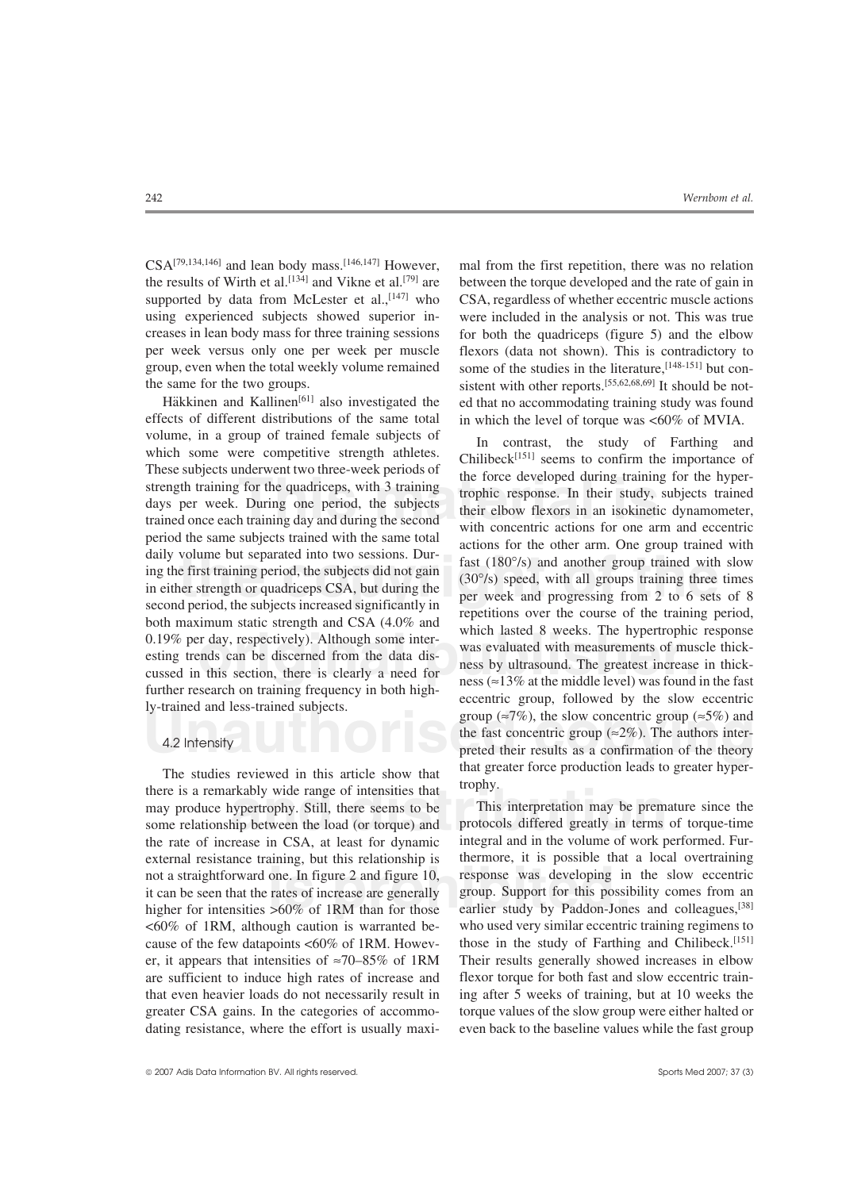CSA[79,134,146] and lean body mass.[146,147] However, the results of Wirth et al.[134] and Vikne et al.[79] are supported by data from McLester et al.,[147] who using experienced subjects showed superior increases in lean body mass for three training sessions per week versus only one per week per muscle group, even when the total weekly volume remained the same for the two groups.

Häkkinen and Kallinen[61] also investigated the effects of different distributions of the same total volume, in a group of trained female subjects of which some were competitive strength athletes. These subjects underwent two three-week periods of strength training for the quadriceps, with 3 training days per week. During one period, the subjects trained once each training day and during the second period the same subjects trained with the same total daily volume but separated into two sessions. During the first training period, the subjects did not gain in either strength or quadriceps CSA, but during the second period, the subjects increased significantly in both maximum static strength and CSA (4.0% and 0.19% per day, respectively). Although some interesting trends can be discerned from the data discussed in this section, there is clearly a need for further research on training frequency in both highly-trained and less-trained subjects.

### 4.2 Intensity

The studies reviewed in this article show that there is a remarkably wide range of intensities that may produce hypertrophy. Still, there seems to be some relationship between the load (or torque) and the rate of increase in CSA, at least for dynamic external resistance training, but this relationship is not a straightforward one. In figure 2 and figure 10, it can be seen that the rates of increase are generally higher for intensities >60% of 1RM than for those <60% of 1RM, although caution is warranted because of the few datapoints <60% of 1RM. However, it appears that intensities of ≈70–85% of 1RM are sufficient to induce high rates of increase and that even heavier loads do not necessarily result in greater CSA gains. In the categories of accommodating resistance, where the effort is usually maximal from the first repetition, there was no relation between the torque developed and the rate of gain in CSA, regardless of whether eccentric muscle actions were included in the analysis or not. This was true for both the quadriceps (figure 5) and the elbow flexors (data not shown). This is contradictory to some of the studies in the literature,[148-151] but consistent with other reports.[55,62,68,69] It should be noted that no accommodating training study was found in which the level of torque was <60% of MVIA.

In contrast, the study of Farthing and Chilibeck[151] seems to confirm the importance of the force developed during training for the hypertrophic response. In their study, subjects trained their elbow flexors in an isokinetic dynamometer, with concentric actions for one arm and eccentric actions for the other arm. One group trained with fast (180°/s) and another group trained with slow (30°/s) speed, with all groups training three times per week and progressing from 2 to 6 sets of 8 repetitions over the course of the training period, which lasted 8 weeks. The hypertrophic response was evaluated with measurements of muscle thickness by ultrasound. The greatest increase in thickness (≈13% at the middle level) was found in the fast eccentric group, followed by the slow eccentric group (≈7%), the slow concentric group (≈5%) and the fast concentric group (≈2%). The authors interpreted their results as a confirmation of the theory that greater force production leads to greater hypertrophy.

This interpretation may be premature since the protocols differed greatly in terms of torque-time integral and in the volume of work performed. Furthermore, it is possible that a local overtraining response was developing in the slow eccentric group. Support for this possibility comes from an earlier study by Paddon-Jones and colleagues,[38] who used very similar eccentric training regimens to those in the study of Farthing and Chilibeck.[151] Their results generally showed increases in elbow flexor torque for both fast and slow eccentric training after 5 weeks of training, but at 10 weeks the torque values of the slow group were either halted or even back to the baseline values while the fast group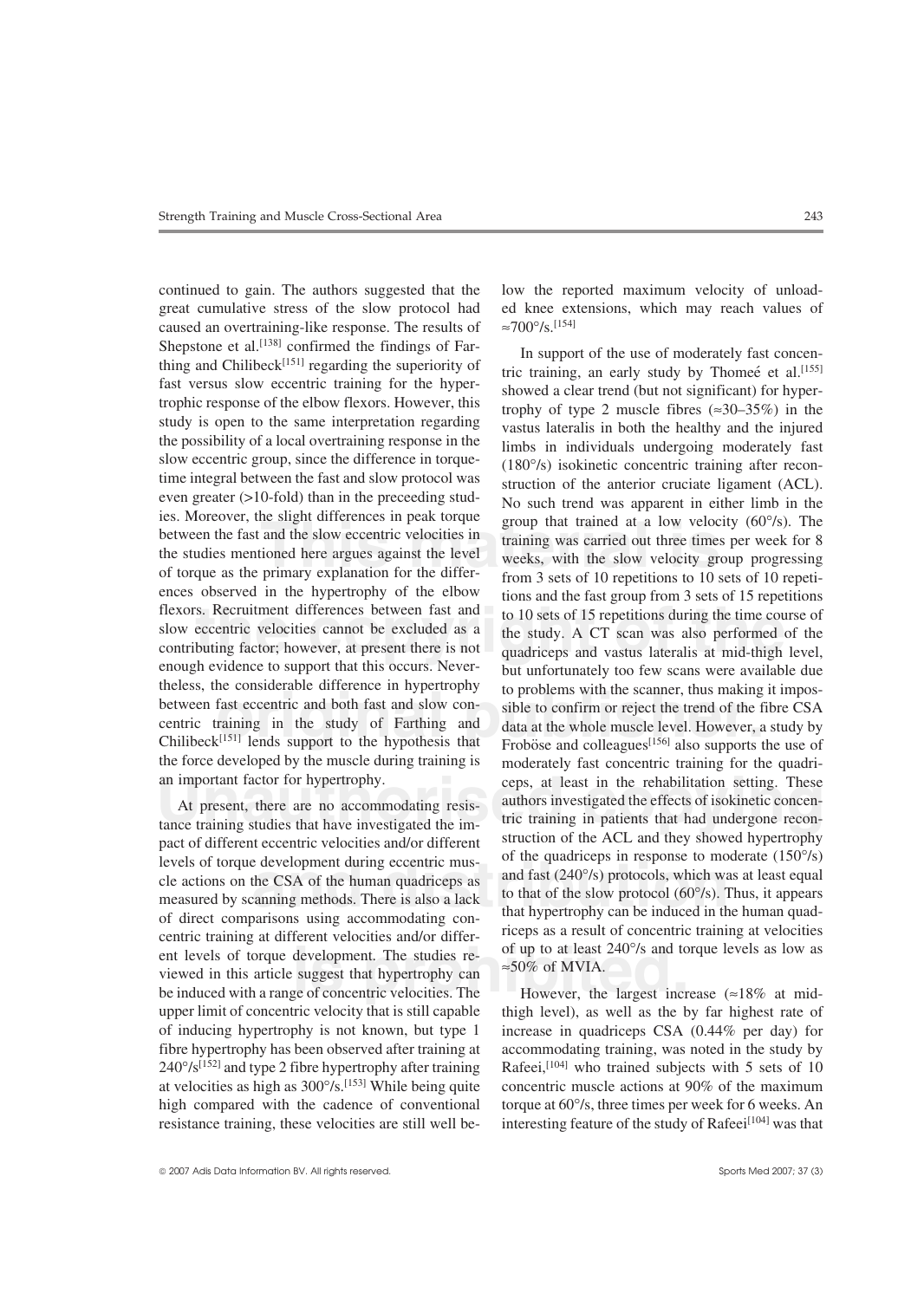continued to gain. The authors suggested that the great cumulative stress of the slow protocol had caused an overtraining-like response. The results of Shepstone et al.[138] confirmed the findings of Farthing and Chilibeck[151] regarding the superiority of fast versus slow eccentric training for the hypertrophic response of the elbow flexors. However, this study is open to the same interpretation regarding the possibility of a local overtraining response in the slow eccentric group, since the difference in torque-time integral between the fast and slow protocol was even greater (>10-fold) than in the preceeding studies. Moreover, the slight differences in peak torque between the fast and the slow eccentric velocities in the studies mentioned here argues against the level of torque as the primary explanation for the differences observed in the hypertrophy of the elbow flexors. Recruitment differences between fast and slow eccentric velocities cannot be excluded as a contributing factor; however, at present there is not enough evidence to support that this occurs. Nevertheless, the considerable difference in hypertrophy between fast eccentric and both fast and slow concentric training in the study of Farthing and Chilibeck[151] lends support to the hypothesis that the force developed by the muscle during training is an important factor for hypertrophy.

At present, there are no accommodating resistance training studies that have investigated the impact of different eccentric velocities and/or different levels of torque development during eccentric muscle actions on the CSA of the human quadriceps as measured by scanning methods. There is also a lack of direct comparisons using accommodating concentric training at different velocities and/or different levels of torque development. The studies reviewed in this article suggest that hypertrophy can be induced with a range of concentric velocities. The upper limit of concentric velocity that is still capable of inducing hypertrophy is not known, but type 1 fibre hypertrophy has been observed after training at 240°/s[152] and type 2 fibre hypertrophy after training at velocities as high as 300°/s.[153] While being quite high compared with the cadence of conventional resistance training, these velocities are still well below the reported maximum velocity of unloaded knee extensions, which may reach values of ≈700°/s.[154]

In support of the use of moderately fast concentric training, an early study by Thomeé et al.[155] showed a clear trend (but not significant) for hypertrophy of type 2 muscle fibres (≈30–35%) in the vastus lateralis in both the healthy and the injured limbs in individuals undergoing moderately fast (180°/s) isokinetic concentric training after reconstruction of the anterior cruciate ligament (ACL). No such trend was apparent in either limb in the group that trained at a low velocity (60°/s). The training was carried out three times per week for 8 weeks, with the slow velocity group progressing from 3 sets of 10 repetitions to 10 sets of 10 repetitions and the fast group from 3 sets of 15 repetitions to 10 sets of 15 repetitions during the time course of the study. A CT scan was also performed of the quadriceps and vastus lateralis at mid-thigh level, but unfortunately too few scans were available due to problems with the scanner, thus making it impossible to confirm or reject the trend of the fibre CSA data at the whole muscle level. However, a study by Froböse and colleagues[156] also supports the use of moderately fast concentric training for the quadriceps, at least in the rehabilitation setting. These authors investigated the effects of isokinetic concentric training in patients that had undergone reconstruction of the ACL and they showed hypertrophy of the quadriceps in response to moderate (150°/s) and fast (240°/s) protocols, which was at least equal to that of the slow protocol (60°/s). Thus, it appears that hypertrophy can be induced in the human quadriceps as a result of concentric training at velocities of up to at least 240°/s and torque levels as low as ≈50% of MVIA.

However, the largest increase (≈18% at mid-thigh level), as well as the by far highest rate of increase in quadriceps CSA (0.44% per day) for accommodating training, was noted in the study by Rafeei,[104] who trained subjects with 5 sets of 10 concentric muscle actions at 90% of the maximum torque at 60°/s, three times per week for 6 weeks. An interesting feature of the study of Rafeei[104] was that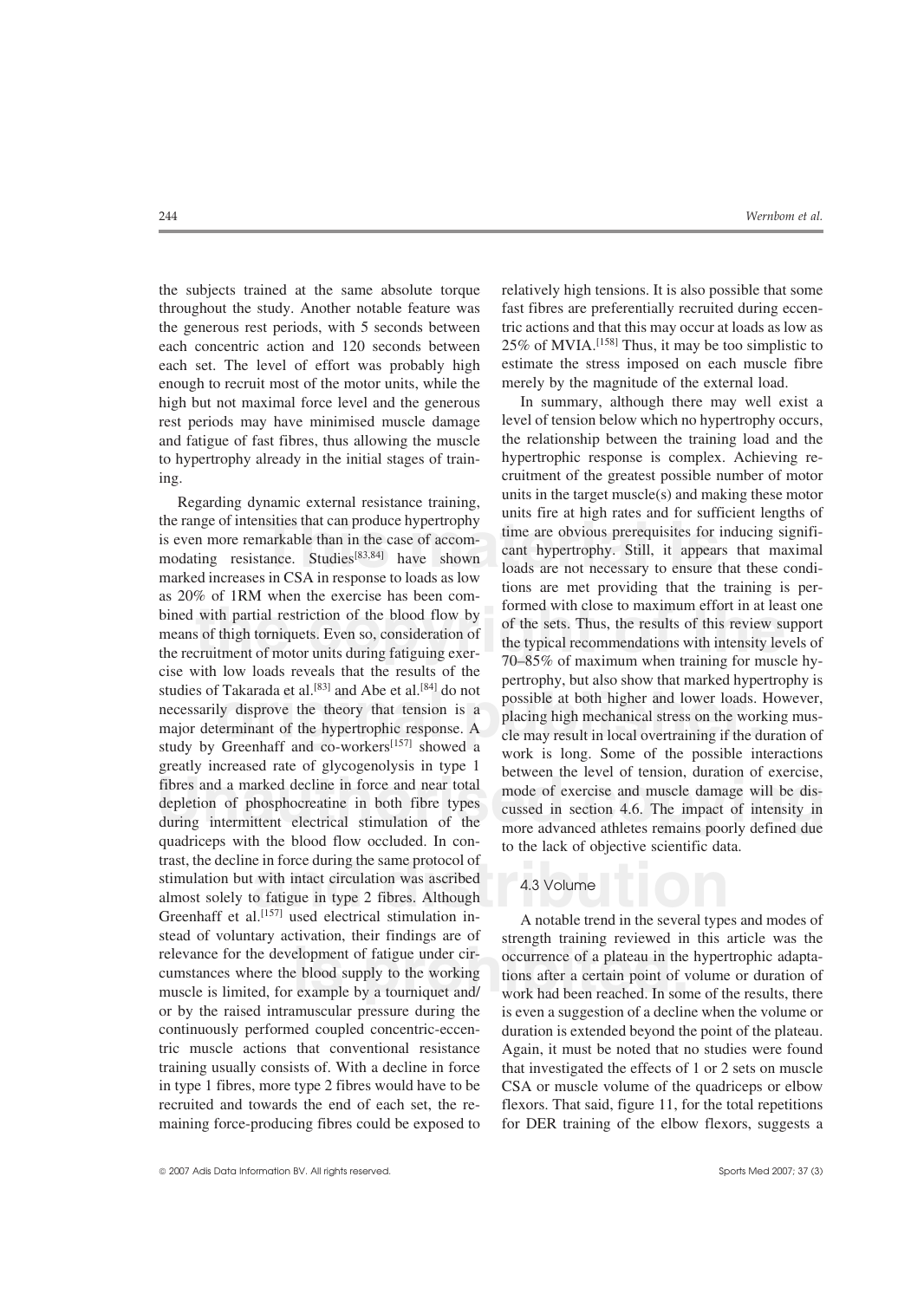the subjects trained at the same absolute torque throughout the study. Another notable feature was the generous rest periods, with 5 seconds between each concentric action and 120 seconds between each set. The level of effort was probably high enough to recruit most of the motor units, while the high but not maximal force level and the generous rest periods may have minimised muscle damage and fatigue of fast fibres, thus allowing the muscle to hypertrophy already in the initial stages of training.

Regarding dynamic external resistance training, the range of intensities that can produce hypertrophy is even more remarkable than in the case of accommodating resistance. Studies[83,84] have shown marked increases in CSA in response to loads as low as 20% of 1RM when the exercise has been combined with partial restriction of the blood flow by means of thigh torniquets. Even so, consideration of the recruitment of motor units during fatiguing exercise with low loads reveals that the results of the studies of Takarada et al.[83] and Abe et al.[84] do not necessarily disprove the theory that tension is a major determinant of the hypertrophic response. A study by Greenhaff and co-workers[157] showed a greatly increased rate of glycogenolysis in type 1 fibres and a marked decline in force and near total depletion of phosphocreatine in both fibre types during intermittent electrical stimulation of the quadriceps with the blood flow occluded. In contrast, the decline in force during the same protocol of stimulation but with intact circulation was ascribed almost solely to fatigue in type 2 fibres. Although Greenhaff et al.[157] used electrical stimulation instead of voluntary activation, their findings are of relevance for the development of fatigue under circumstances where the blood supply to the working muscle is limited, for example by a tourniquet and/or by the raised intramuscular pressure during the continuously performed coupled concentric-eccentric muscle actions that conventional resistance training usually consists of. With a decline in force in type 1 fibres, more type 2 fibres would have to be recruited and towards the end of each set, the remaining force-producing fibres could be exposed to relatively high tensions. It is also possible that some fast fibres are preferentially recruited during eccentric actions and that this may occur at loads as low as 25% of MVIA.[158] Thus, it may be too simplistic to estimate the stress imposed on each muscle fibre merely by the magnitude of the external load.

In summary, although there may well exist a level of tension below which no hypertrophy occurs, the relationship between the training load and the hypertrophic response is complex. Achieving recruitment of the greatest possible number of motor units in the target muscle(s) and making these motor units fire at high rates and for sufficient lengths of time are obvious prerequisites for inducing significant hypertrophy. Still, it appears that maximal loads are not necessary to ensure that these conditions are met providing that the training is performed with close to maximum effort in at least one of the sets. Thus, the results of this review support the typical recommendations with intensity levels of 70–85% of maximum when training for muscle hypertrophy, but also show that marked hypertrophy is possible at both higher and lower loads. However, placing high mechanical stress on the working muscle may result in local overtraining if the duration of work is long. Some of the possible interactions between the level of tension, duration of exercise, mode of exercise and muscle damage will be discussed in section 4.6. The impact of intensity in more advanced athletes remains poorly defined due to the lack of objective scientific data.

### 4.3 Volume

A notable trend in the several types and modes of strength training reviewed in this article was the occurrence of a plateau in the hypertrophic adaptations after a certain point of volume or duration of work had been reached. In some of the results, there is even a suggestion of a decline when the volume or duration is extended beyond the point of the plateau. Again, it must be noted that no studies were found that investigated the effects of 1 or 2 sets on muscle CSA or muscle volume of the quadriceps or elbow flexors. That said, figure 11, for the total repetitions for DER training of the elbow flexors, suggests a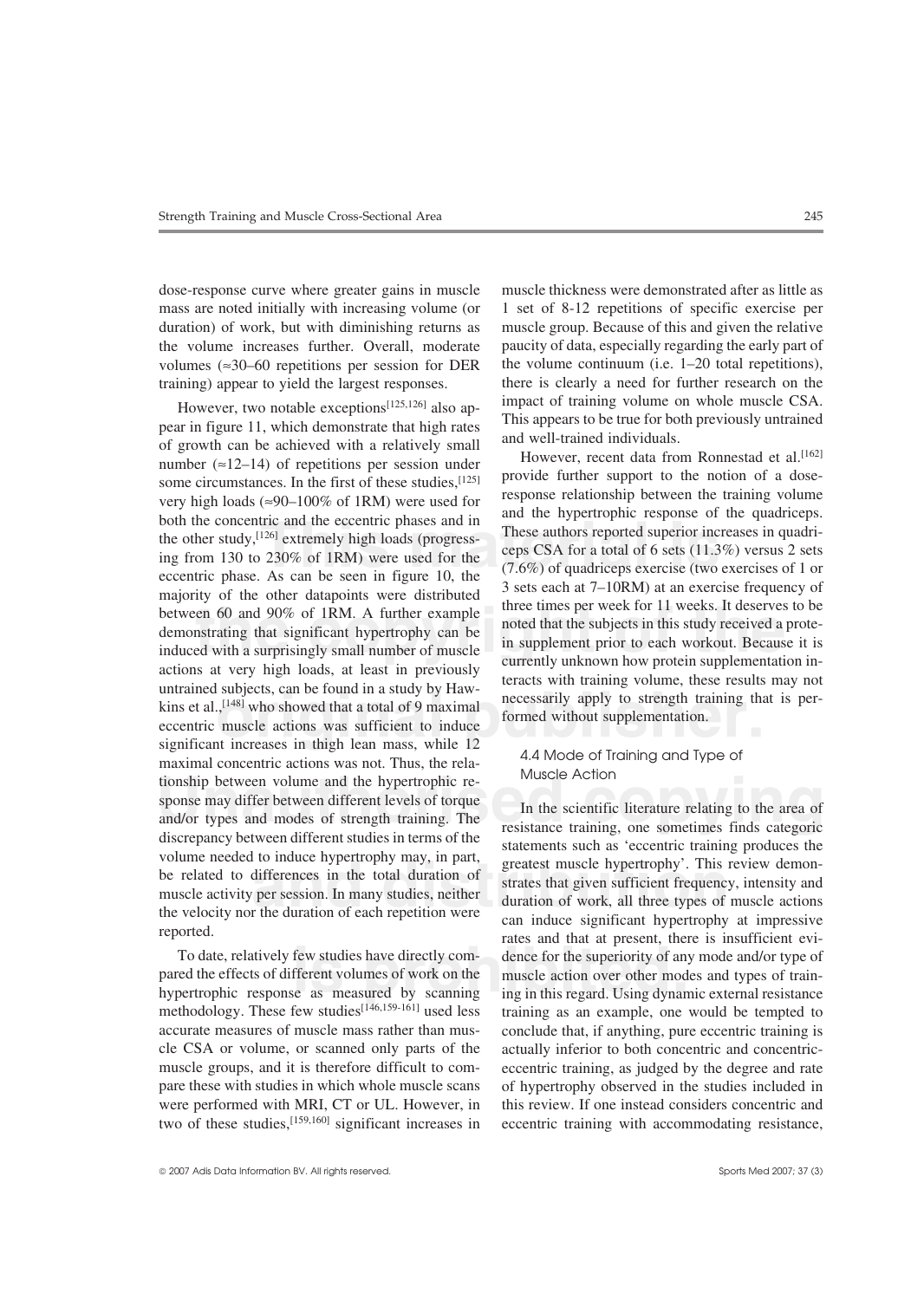dose-response curve where greater gains in muscle mass are noted initially with increasing volume (or duration) of work, but with diminishing returns as the volume increases further. Overall, moderate volumes (≈30–60 repetitions per session for DER training) appear to yield the largest responses.

However, two notable exceptions[125,126] also appear in figure 11, which demonstrate that high rates of growth can be achieved with a relatively small number (≈12–14) of repetitions per session under some circumstances. In the first of these studies,[125] very high loads (≈90–100% of 1RM) were used for both the concentric and the eccentric phases and in the other study,[126] extremely high loads (progressing from 130 to 230% of 1RM) were used for the eccentric phase. As can be seen in figure 10, the majority of the other datapoints were distributed between 60 and 90% of 1RM. A further example demonstrating that significant hypertrophy can be induced with a surprisingly small number of muscle actions at very high loads, at least in previously untrained subjects, can be found in a study by Hawkins et al.,[148] who showed that a total of 9 maximal eccentric muscle actions was sufficient to induce significant increases in thigh lean mass, while 12 maximal concentric actions was not. Thus, the relationship between volume and the hypertrophic response may differ between different levels of torque and/or types and modes of strength training. The discrepancy between different studies in terms of the volume needed to induce hypertrophy may, in part, be related to differences in the total duration of muscle activity per session. In many studies, neither the velocity nor the duration of each repetition were reported.

To date, relatively few studies have directly compared the effects of different volumes of work on the hypertrophic response as measured by scanning methodology. These few studies[146,159-161] used less accurate measures of muscle mass rather than muscle CSA or volume, or scanned only parts of the muscle groups, and it is therefore difficult to compare these with studies in which whole muscle scans were performed with MRI, CT or UL. However, in two of these studies,[159,160] significant increases in muscle thickness were demonstrated after as little as 1 set of 8-12 repetitions of specific exercise per muscle group. Because of this and given the relative paucity of data, especially regarding the early part of the volume continuum (i.e. 1–20 total repetitions), there is clearly a need for further research on the impact of training volume on whole muscle CSA. This appears to be true for both previously untrained and well-trained individuals.

However, recent data from Ronnestad et al.[162] provide further support to the notion of a dose-response relationship between the training volume and the hypertrophic response of the quadriceps. These authors reported superior increases in quadriceps CSA for a total of 6 sets (11.3%) versus 2 sets (7.6%) of quadriceps exercise (two exercises of 1 or 3 sets each at 7–10RM) at an exercise frequency of three times per week for 11 weeks. It deserves to be noted that the subjects in this study received a protein supplement prior to each workout. Because it is currently unknown how protein supplementation interacts with training volume, these results may not necessarily apply to strength training that is performed without supplementation.

### 4.4 Mode of Training and Type of Muscle Action

In the scientific literature relating to the area of resistance training, one sometimes finds categoric statements such as 'eccentric training produces the greatest muscle hypertrophy'. This review demonstrates that given sufficient frequency, intensity and duration of work, all three types of muscle actions can induce significant hypertrophy at impressive rates and that at present, there is insufficient evidence for the superiority of any mode and/or type of muscle action over other modes and types of training in this regard. Using dynamic external resistance training as an example, one would be tempted to conclude that, if anything, pure eccentric training is actually inferior to both concentric and concentric-eccentric training, as judged by the degree and rate of hypertrophy observed in the studies included in this review. If one instead considers concentric and eccentric training with accommodating resistance,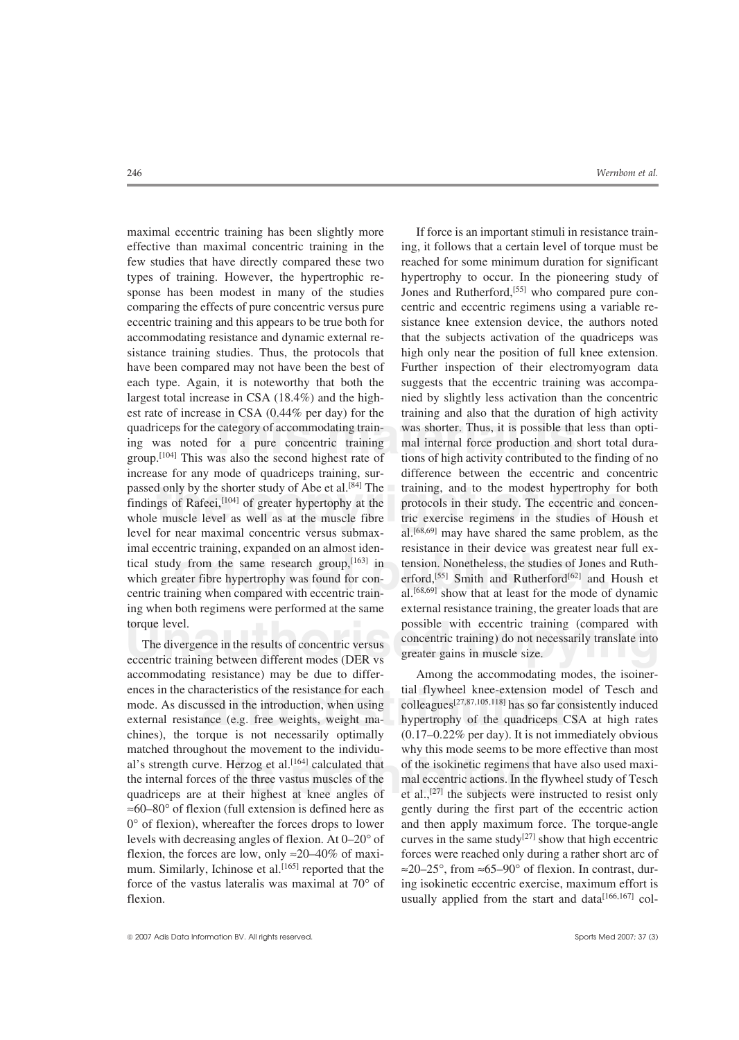maximal eccentric training has been slightly more effective than maximal concentric training in the few studies that have directly compared these two types of training. However, the hypertrophic response has been modest in many of the studies comparing the effects of pure concentric versus pure eccentric training and this appears to be true both for accommodating resistance and dynamic external resistance training studies. Thus, the protocols that have been compared may not have been the best of each type. Again, it is noteworthy that both the largest total increase in CSA (18.4%) and the highest rate of increase in CSA (0.44% per day) for the quadriceps for the category of accommodating training was noted for a pure concentric training group.[104] This was also the second highest rate of increase for any mode of quadriceps training, surpassed only by the shorter study of Abe et al.[84] The findings of Rafeei,[104] of greater hypertrophy at the whole muscle level as well as at the muscle fibre level for near maximal concentric versus submaximal eccentric training, expanded on an almost identical study from the same research group,[163] in which greater fibre hypertrophy was found for concentric training when compared with eccentric training when both regimens were performed at the same torque level.

The divergence in the results of concentric versus eccentric training between different modes (DER vs accommodating resistance) may be due to differences in the characteristics of the resistance for each mode. As discussed in the introduction, when using external resistance (e.g. free weights, weight machines), the torque is not necessarily optimally matched throughout the movement to the individual's strength curve. Herzog et al.[164] calculated that the internal forces of the three vastus muscles of the quadriceps are at their highest at knee angles of ≈60–80° of flexion (full extension is defined here as 0° of flexion), whereafter the forces drops to lower levels with decreasing angles of flexion. At 0–20° of flexion, the forces are low, only ≈20–40% of maximum. Similarly, Ichinose et al.[165] reported that the force of the vastus lateralis was maximal at 70° of flexion.

If force is an important stimuli in resistance training, it follows that a certain level of torque must be reached for some minimum duration for significant hypertrophy to occur. In the pioneering study of Jones and Rutherford,[55] who compared pure concentric and eccentric regimens using a variable resistance knee extension device, the authors noted that the subjects activation of the quadriceps was high only near the position of full knee extension. Further inspection of their electromyogram data suggests that the eccentric training was accompanied by slightly less activation than the concentric training and also that the duration of high activity was shorter. Thus, it is possible that less than optimal internal force production and short total durations of high activity contributed to the finding of no difference between the eccentric and concentric training, and to the modest hypertrophy for both protocols in their study. The eccentric and concentric exercise regimens in the studies of Housh et al.[68,69] may have shared the same problem, as the resistance in their device was greatest near full extension. Nonetheless, the studies of Jones and Rutherford,[55] Smith and Rutherford[62] and Housh et al.[68,69] show that at least for the mode of dynamic external resistance training, the greater loads that are possible with eccentric training (compared with concentric training) do not necessarily translate into greater gains in muscle size.

Among the accommodating modes, the isoinertial flywheel knee-extension model of Tesch and colleagues[27,87,105,118] has so far consistently induced hypertrophy of the quadriceps CSA at high rates (0.17–0.22% per day). It is not immediately obvious why this mode seems to be more effective than most of the isokinetic regimens that have also used maximal eccentric actions. In the flywheel study of Tesch et al.,[27] the subjects were instructed to resist only gently during the first part of the eccentric action and then apply maximum force. The torque-angle curves in the same study[27] show that high eccentric forces were reached only during a rather short arc of ≈20–25°, from ≈65–90° of flexion. In contrast, during isokinetic eccentric exercise, maximum effort is usually applied from the start and data[166,167] col-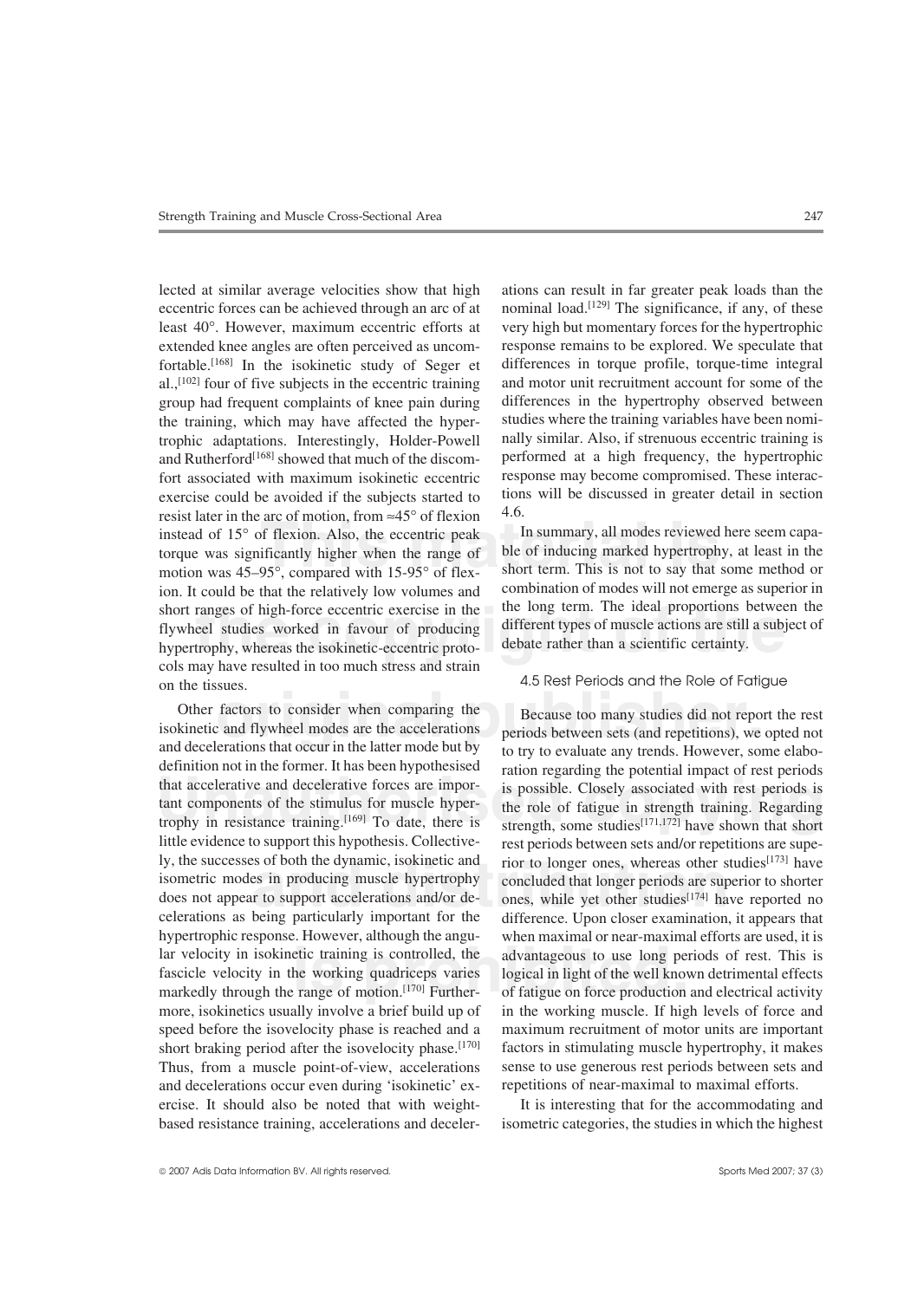lected at similar average velocities show that high eccentric forces can be achieved through an arc of at least 40°. However, maximum eccentric efforts at extended knee angles are often perceived as uncomfortable.[168] In the isokinetic study of Seger et al.,[102] four of five subjects in the eccentric training group had frequent complaints of knee pain during the training, which may have affected the hypertrophic adaptations. Interestingly, Holder-Powell and Rutherford[168] showed that much of the discomfort associated with maximum isokinetic eccentric exercise could be avoided if the subjects started to resist later in the arc of motion, from ≈45° of flexion instead of 15° of flexion. Also, the eccentric peak torque was significantly higher when the range of motion was 45–95°, compared with 15-95° of flexion. It could be that the relatively low volumes and short ranges of high-force eccentric exercise in the flywheel studies worked in favour of producing hypertrophy, whereas the isokinetic-eccentric protocols may have resulted in too much stress and strain on the tissues.

Other factors to consider when comparing the isokinetic and flywheel modes are the accelerations and decelerations that occur in the latter mode but by definition not in the former. It has been hypothesised that accelerative and decelerative forces are important components of the stimulus for muscle hypertrophy in resistance training.[169] To date, there is little evidence to support this hypothesis. Collectively, the successes of both the dynamic, isokinetic and isometric modes in producing muscle hypertrophy does not appear to support accelerations and/or decelerations as being particularly important for the hypertrophic response. However, although the angular velocity in isokinetic training is controlled, the fascicle velocity in the working quadriceps varies markedly through the range of motion.[170] Furthermore, isokinetics usually involve a brief build up of speed before the isovelocity phase is reached and a short braking period after the isovelocity phase.[170] Thus, from a muscle point-of-view, accelerations and decelerations occur even during 'isokinetic' exercise. It should also be noted that with weight-based resistance training, accelerations and decelerations can result in far greater peak loads than the nominal load.[129] The significance, if any, of these very high but momentary forces for the hypertrophic response remains to be explored. We speculate that differences in torque profile, torque-time integral and motor unit recruitment account for some of the differences in the hypertrophy observed between studies where the training variables have been nominally similar. Also, if strenuous eccentric training is performed at a high frequency, the hypertrophic response may become compromised. These interactions will be discussed in greater detail in section 4.6.

In summary, all modes reviewed here seem capable of inducing marked hypertrophy, at least in the short term. This is not to say that some method or combination of modes will not emerge as superior in the long term. The ideal proportions between the different types of muscle actions are still a subject of debate rather than a scientific certainty.

### 4.5 Rest Periods and the Role of Fatigue

Because too many studies did not report the rest periods between sets (and repetitions), we opted not to try to evaluate any trends. However, some elaboration regarding the potential impact of rest periods is possible. Closely associated with rest periods is the role of fatigue in strength training. Regarding strength, some studies[171,172] have shown that short rest periods between sets and/or repetitions are superior to longer ones, whereas other studies[173] have concluded that longer periods are superior to shorter ones, while yet other studies[174] have reported no difference. Upon closer examination, it appears that when maximal or near-maximal efforts are used, it is advantageous to use long periods of rest. This is logical in light of the well known detrimental effects of fatigue on force production and electrical activity in the working muscle. If high levels of force and maximum recruitment of motor units are important factors in stimulating muscle hypertrophy, it makes sense to use generous rest periods between sets and repetitions of near-maximal to maximal efforts.

It is interesting that for the accommodating and isometric categories, the studies in which the highest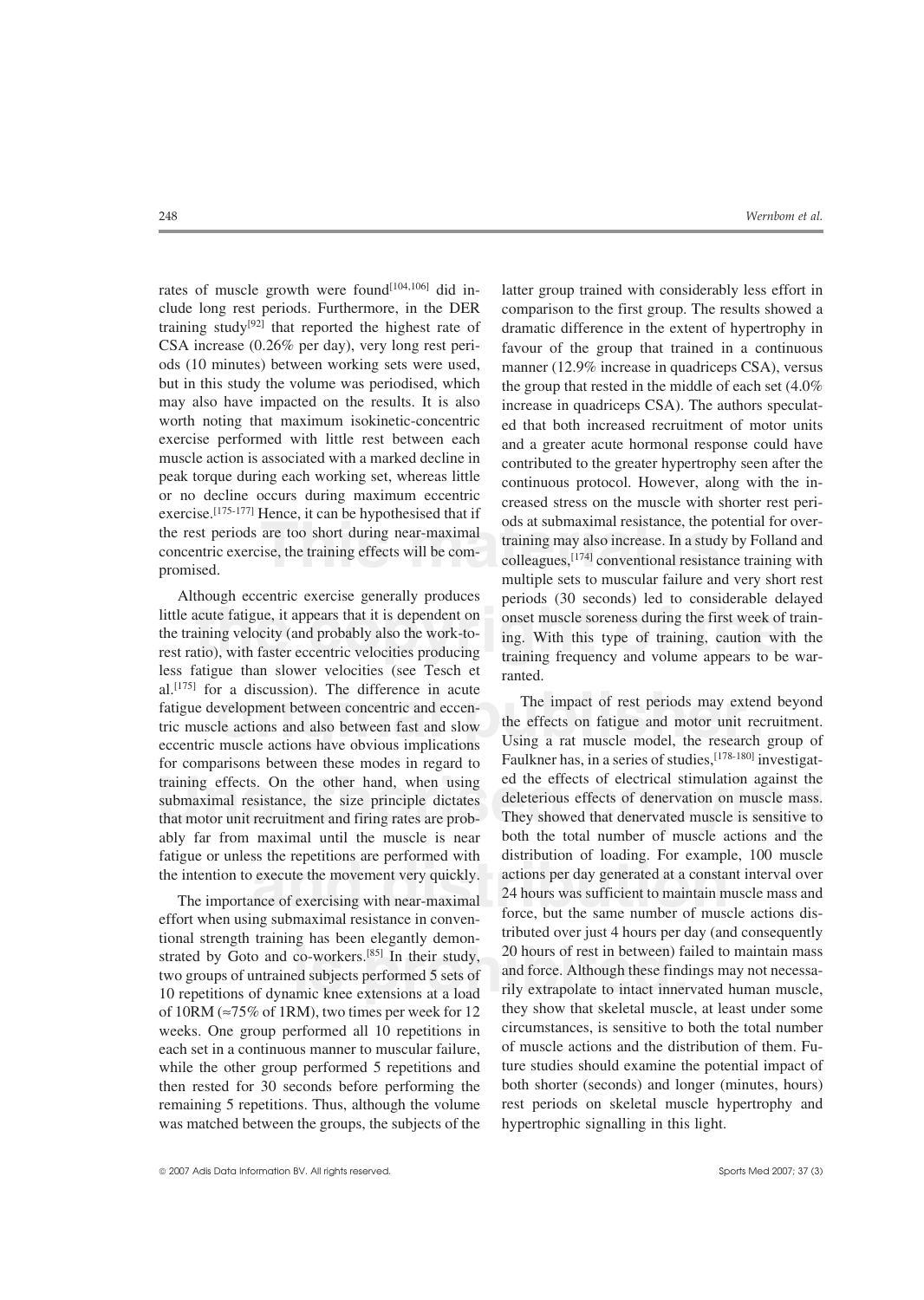rates of muscle growth were found[104,106] did include long rest periods. Furthermore, in the DER training study[92] that reported the highest rate of CSA increase (0.26% per day), very long rest periods (10 minutes) between working sets were used, but in this study the volume was periodised, which may also have impacted on the results. It is also worth noting that maximum isokinetic-concentric exercise performed with little rest between each muscle action is associated with a marked decline in peak torque during each working set, whereas little or no decline occurs during maximum eccentric exercise.[175-177] Hence, it can be hypothesised that if the rest periods are too short during near-maximal concentric exercise, the training effects will be compromised.

Although eccentric exercise generally produces little acute fatigue, it appears that it is dependent on the training velocity (and probably also the work-to-rest ratio), with faster eccentric velocities producing less fatigue than slower velocities (see Tesch et al.[175] for a discussion). The difference in acute fatigue development between concentric and eccentric muscle actions and also between fast and slow eccentric muscle actions have obvious implications for comparisons between these modes in regard to training effects. On the other hand, when using submaximal resistance, the size principle dictates that motor unit recruitment and firing rates are probably far from maximal until the muscle is near fatigue or unless the repetitions are performed with the intention to execute the movement very quickly.

The importance of exercising with near-maximal effort when using submaximal resistance in conventional strength training has been elegantly demonstrated by Goto and co-workers.[85] In their study, two groups of untrained subjects performed 5 sets of 10 repetitions of dynamic knee extensions at a load of 10RM (≈75% of 1RM), two times per week for 12 weeks. One group performed all 10 repetitions in each set in a continuous manner to muscular failure, while the other group performed 5 repetitions and then rested for 30 seconds before performing the remaining 5 repetitions. Thus, although the volume was matched between the groups, the subjects of the latter group trained with considerably less effort in comparison to the first group. The results showed a dramatic difference in the extent of hypertrophy in favour of the group that trained in a continuous manner (12.9% increase in quadriceps CSA), versus the group that rested in the middle of each set (4.0% increase in quadriceps CSA). The authors speculated that both increased recruitment of motor units and a greater acute hormonal response could have contributed to the greater hypertrophy seen after the continuous protocol. However, along with the increased stress on the muscle with shorter rest periods at submaximal resistance, the potential for overtraining may also increase. In a study by Folland and colleagues,[174] conventional resistance training with multiple sets to muscular failure and very short rest periods (30 seconds) led to considerable delayed onset muscle soreness during the first week of training. With this type of training, caution with the training frequency and volume appears to be warranted.

The impact of rest periods may extend beyond the effects on fatigue and motor unit recruitment. Using a rat muscle model, the research group of Faulkner has, in a series of studies,[178-180] investigated the effects of electrical stimulation against the deleterious effects of denervation on muscle mass. They showed that denervated muscle is sensitive to both the total number of muscle actions and the distribution of loading. For example, 100 muscle actions per day generated at a constant interval over 24 hours was sufficient to maintain muscle mass and force, but the same number of muscle actions distributed over just 4 hours per day (and consequently 20 hours of rest in between) failed to maintain mass and force. Although these findings may not necessarily extrapolate to intact innervated human muscle, they show that skeletal muscle, at least under some circumstances, is sensitive to both the total number of muscle actions and the distribution of them. Future studies should examine the potential impact of both shorter (seconds) and longer (minutes, hours) rest periods on skeletal muscle hypertrophy and hypertrophic signalling in this light.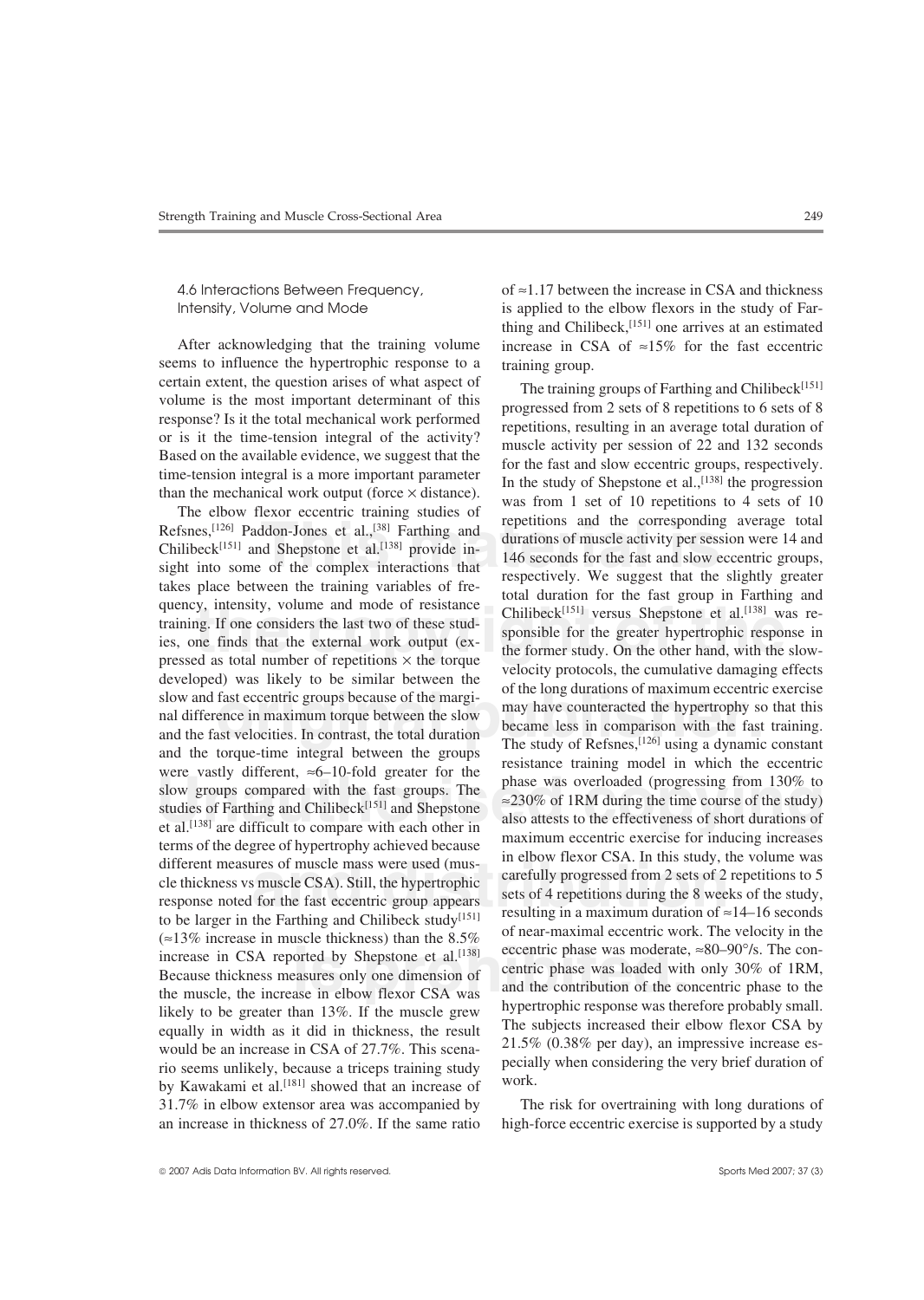### 4.6 Interactions Between Frequency, Intensity, Volume and Mode

After acknowledging that the training volume seems to influence the hypertrophic response to a certain extent, the question arises of what aspect of volume is the most important determinant of this response? Is it the total mechanical work performed or is it the time-tension integral of the activity? Based on the available evidence, we suggest that the time-tension integral is a more important parameter than the mechanical work output (force × distance).

The elbow flexor eccentric training studies of Refsnes,[126] Paddon-Jones et al.,[38] Farthing and Chilibeck[151] and Shepstone et al.[138] provide insight into some of the complex interactions that takes place between the training variables of frequency, intensity, volume and mode of resistance training. If one considers the last two of these studies, one finds that the external work output (expressed as total number of repetitions × the torque developed) was likely to be similar between the slow and fast eccentric groups because of the marginal difference in maximum torque between the slow and the fast velocities. In contrast, the total duration and the torque-time integral between the groups were vastly different, ≈6–10-fold greater for the slow groups compared with the fast groups. The studies of Farthing and Chilibeck[151] and Shepstone et al.[138] are difficult to compare with each other in terms of the degree of hypertrophy achieved because different measures of muscle mass were used (muscle thickness vs muscle CSA). Still, the hypertrophic response noted for the fast eccentric group appears to be larger in the Farthing and Chilibeck study[151] (≈13% increase in muscle thickness) than the 8.5% increase in CSA reported by Shepstone et al.[138] Because thickness measures only one dimension of the muscle, the increase in elbow flexor CSA was likely to be greater than 13%. If the muscle grew equally in width as it did in thickness, the result would be an increase in CSA of 27.7%. This scenario seems unlikely, because a triceps training study by Kawakami et al.[181] showed that an increase of 31.7% in elbow extensor area was accompanied by an increase in thickness of 27.0%. If the same ratio of ≈1.17 between the increase in CSA and thickness is applied to the elbow flexors in the study of Farthing and Chilibeck,[151] one arrives at an estimated increase in CSA of ≈15% for the fast eccentric training group.

The training groups of Farthing and Chilibeck[151] progressed from 2 sets of 8 repetitions to 6 sets of 8 repetitions, resulting in an average total duration of muscle activity per session of 22 and 132 seconds for the fast and slow eccentric groups, respectively. In the study of Shepstone et al.,[138] the progression was from 1 set of 10 repetitions to 4 sets of 10 repetitions and the corresponding average total durations of muscle activity per session were 14 and 146 seconds for the fast and slow eccentric groups, respectively. We suggest that the slightly greater total duration for the fast group in Farthing and Chilibeck[151] versus Shepstone et al.[138] was responsible for the greater hypertrophic response in the former study. On the other hand, with the slow-velocity protocols, the cumulative damaging effects of the long durations of maximum eccentric exercise may have counteracted the hypertrophy so that this became less in comparison with the fast training. The study of Refsnes,[126] using a dynamic constant resistance training model in which the eccentric phase was overloaded (progressing from 130% to ≈230% of 1RM during the time course of the study) also attests to the effectiveness of short durations of maximum eccentric exercise for inducing increases in elbow flexor CSA. In this study, the volume was carefully progressed from 2 sets of 2 repetitions to 5 sets of 4 repetitions during the 8 weeks of the study, resulting in a maximum duration of ≈14–16 seconds of near-maximal eccentric work. The velocity in the eccentric phase was moderate, ≈80–90°/s. The concentric phase was loaded with only 30% of 1RM, and the contribution of the concentric phase to the hypertrophic response was therefore probably small. The subjects increased their elbow flexor CSA by 21.5% (0.38% per day), an impressive increase especially when considering the very brief duration of work.

The risk for overtraining with long durations of high-force eccentric exercise is supported by a study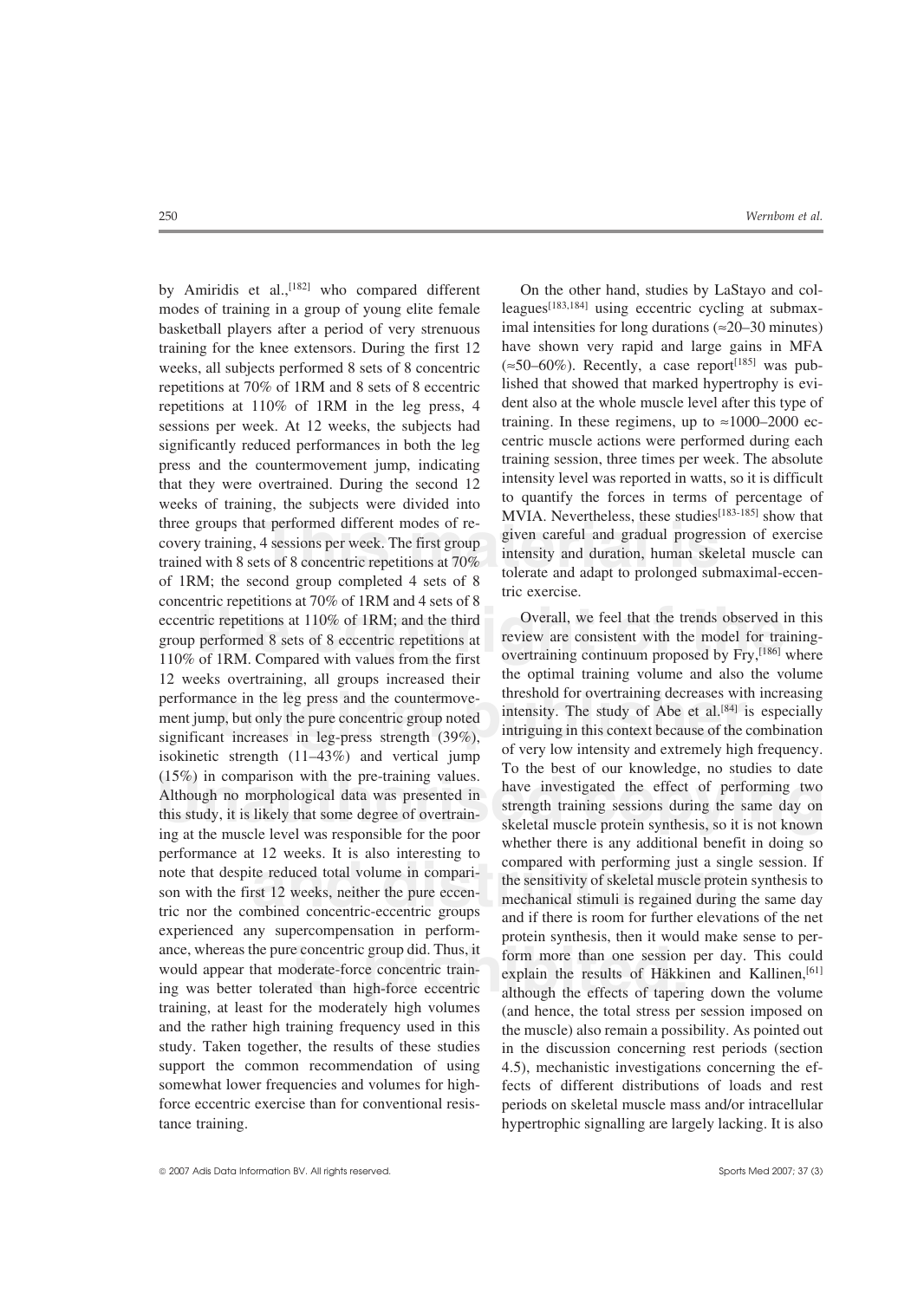by Amiridis et al.,[182] who compared different modes of training in a group of young elite female basketball players after a period of very strenuous training for the knee extensors. During the first 12 weeks, all subjects performed 8 sets of 8 concentric repetitions at 70% of 1RM and 8 sets of 8 eccentric repetitions at 110% of 1RM in the leg press, 4 sessions per week. At 12 weeks, the subjects had significantly reduced performances in both the leg press and the countermovement jump, indicating that they were overtrained. During the second 12 weeks of training, the subjects were divided into three groups that performed different modes of recovery training, 4 sessions per week. The first group trained with 8 sets of 8 concentric repetitions at 70% of 1RM; the second group completed 4 sets of 8 concentric repetitions at 70% of 1RM and 4 sets of 8 eccentric repetitions at 110% of 1RM; and the third group performed 8 sets of 8 eccentric repetitions at 110% of 1RM. Compared with values from the first 12 weeks overtraining, all groups increased their performance in the leg press and the countermovement jump, but only the pure concentric group noted significant increases in leg-press strength (39%), isokinetic strength (11–43%) and vertical jump (15%) in comparison with the pre-training values. Although no morphological data was presented in this study, it is likely that some degree of overtraining at the muscle level was responsible for the poor performance at 12 weeks. It is also interesting to note that despite reduced total volume in comparison with the first 12 weeks, neither the pure eccentric nor the combined concentric-eccentric groups experienced any supercompensation in performance, whereas the pure concentric group did. Thus, it would appear that moderate-force concentric training was better tolerated than high-force eccentric training, at least for the moderately high volumes and the rather high training frequency used in this study. Taken together, the results of these studies support the common recommendation of using somewhat lower frequencies and volumes for high-force eccentric exercise than for conventional resistance training.

On the other hand, studies by LaStayo and colleagues[183,184] using eccentric cycling at submaximal intensities for long durations (≈20–30 minutes) have shown very rapid and large gains in MFA (≈50–60%). Recently, a case report[185] was published that showed that marked hypertrophy is evident also at the whole muscle level after this type of training. In these regimens, up to ≈1000–2000 eccentric muscle actions were performed during each training session, three times per week. The absolute intensity level was reported in watts, so it is difficult to quantify the forces in terms of percentage of MVIA. Nevertheless, these studies[183-185] show that given careful and gradual progression of exercise intensity and duration, human skeletal muscle can tolerate and adapt to prolonged submaximal-eccentric exercise.

Overall, we feel that the trends observed in this review are consistent with the model for training-overtraining continuum proposed by Fry,[186] where the optimal training volume and also the volume threshold for overtraining decreases with increasing intensity. The study of Abe et al.[84] is especially intriguing in this context because of the combination of very low intensity and extremely high frequency. To the best of our knowledge, no studies to date have investigated the effect of performing two strength training sessions during the same day on skeletal muscle protein synthesis, so it is not known whether there is any additional benefit in doing so compared with performing just a single session. If the sensitivity of skeletal muscle protein synthesis to mechanical stimuli is regained during the same day and if there is room for further elevations of the net protein synthesis, then it would make sense to perform more than one session per day. This could explain the results of Häkkinen and Kallinen,[61] although the effects of tapering down the volume (and hence, the total stress per session imposed on the muscle) also remain a possibility. As pointed out in the discussion concerning rest periods (section 4.5), mechanistic investigations concerning the effects of different distributions of loads and rest periods on skeletal muscle mass and/or intracellular hypertrophic signalling are largely lacking. It is also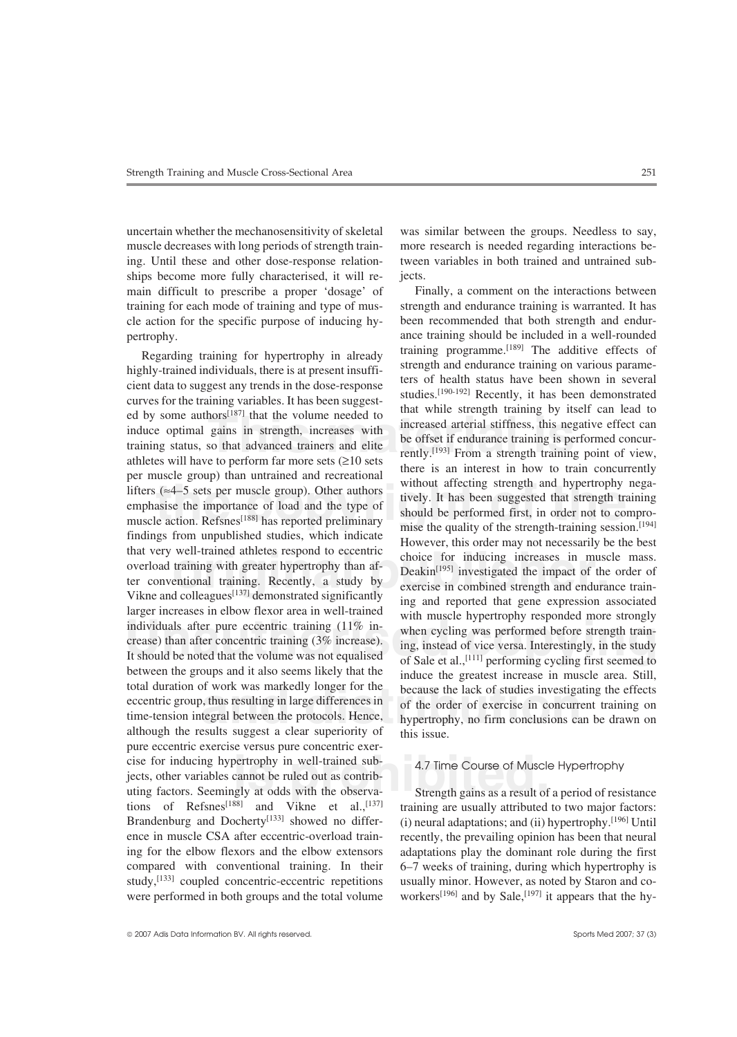uncertain whether the mechanosensitivity of skeletal muscle decreases with long periods of strength training. Until these and other dose-response relationships become more fully characterised, it will remain difficult to prescribe a proper 'dosage' of training for each mode of training and type of muscle action for the specific purpose of inducing hypertrophy.

Regarding training for hypertrophy in already highly-trained individuals, there is at present insufficient data to suggest any trends in the dose-response curves for the training variables. It has been suggested by some authors[187] that the volume needed to induce optimal gains in strength, increases with training status, so that advanced trainers and elite athletes will have to perform far more sets (≥10 sets per muscle group) than untrained and recreational lifters (≈4–5 sets per muscle group). Other authors emphasise the importance of load and the type of muscle action. Refsnes[188] has reported preliminary findings from unpublished studies, which indicate that very well-trained athletes respond to eccentric overload training with greater hypertrophy than after conventional training. Recently, a study by Vikne and colleagues[137] demonstrated significantly larger increases in elbow flexor area in well-trained individuals after pure eccentric training (11% increase) than after concentric training (3% increase). It should be noted that the volume was not equalised between the groups and it also seems likely that the total duration of work was markedly longer for the eccentric group, thus resulting in large differences in time-tension integral between the protocols. Hence, although the results suggest a clear superiority of pure eccentric exercise versus pure concentric exercise for inducing hypertrophy in well-trained subjects, other variables cannot be ruled out as contributing factors. Seemingly at odds with the observations of Refsnes[188] and Vikne et al.,[137] Brandenburg and Docherty[133] showed no difference in muscle CSA after eccentric-overload training for the elbow flexors and the elbow extensors compared with conventional training. In their study,[133] coupled concentric-eccentric repetitions were performed in both groups and the total volume was similar between the groups. Needless to say, more research is needed regarding interactions between variables in both trained and untrained subjects.

Finally, a comment on the interactions between strength and endurance training is warranted. It has been recommended that both strength and endurance training should be included in a well-rounded training programme.[189] The additive effects of strength and endurance training on various parameters of health status have been shown in several studies.[190-192] Recently, it has been demonstrated that while strength training by itself can lead to increased arterial stiffness, this negative effect can be offset if endurance training is performed concurrently.[193] From a strength training point of view, there is an interest in how to train concurrently without affecting strength and hypertrophy negatively. It has been suggested that strength training should be performed first, in order not to compromise the quality of the strength-training session.[194] However, this order may not necessarily be the best choice for inducing increases in muscle mass. Deakin[195] investigated the impact of the order of exercise in combined strength and endurance training and reported that gene expression associated with muscle hypertrophy responded more strongly when cycling was performed before strength training, instead of vice versa. Interestingly, in the study of Sale et al.,[111] performing cycling first seemed to induce the greatest increase in muscle area. Still, because the lack of studies investigating the effects of the order of exercise in concurrent training on hypertrophy, no firm conclusions can be drawn on this issue.

### 4.7 Time Course of Muscle Hypertrophy

Strength gains as a result of a period of resistance training are usually attributed to two major factors: (i) neural adaptations; and (ii) hypertrophy.[196] Until recently, the prevailing opinion has been that neural adaptations play the dominant role during the first 6–7 weeks of training, during which hypertrophy is usually minor. However, as noted by Staron and coworkers[196] and by Sale,[197] it appears that the hy-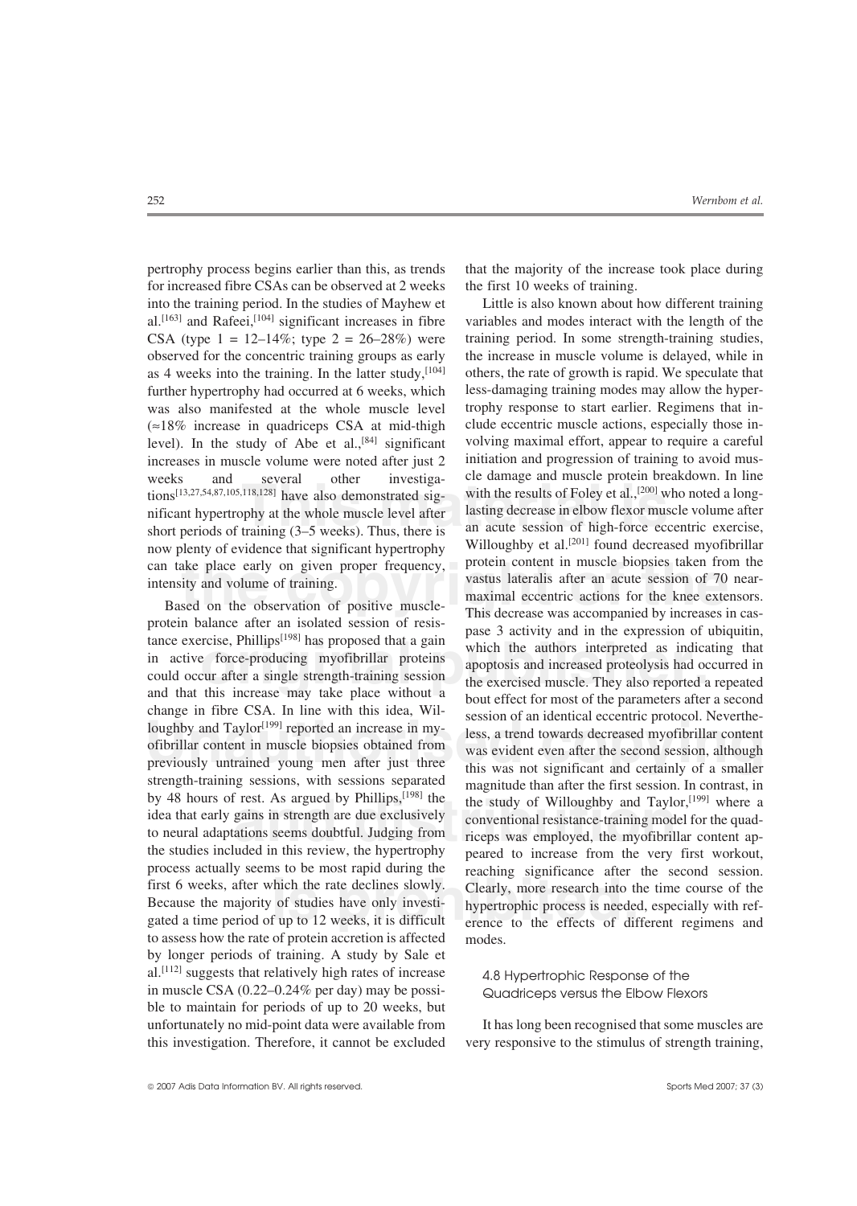pertrophy process begins earlier than this, as trends for increased fibre CSAs can be observed at 2 weeks into the training period. In the studies of Mayhew et al.[163] and Rafeei,[104] significant increases in fibre CSA (type 1 = 12–14%; type 2 = 26–28%) were observed for the concentric training groups as early as 4 weeks into the training. In the latter study,[104] further hypertrophy had occurred at 6 weeks, which was also manifested at the whole muscle level (≈18% increase in quadriceps CSA at mid-thigh level). In the study of Abe et al.,[84] significant increases in muscle volume were noted after just 2 weeks and several other investigations[13,27,54,87,105,118,128] have also demonstrated significant hypertrophy at the whole muscle level after short periods of training (3–5 weeks). Thus, there is now plenty of evidence that significant hypertrophy can take place early on given proper frequency, intensity and volume of training.

Based on the observation of positive muscle-protein balance after an isolated session of resistance exercise, Phillips[198] has proposed that a gain in active force-producing myofibrillar proteins could occur after a single strength-training session and that this increase may take place without a change in fibre CSA. In line with this idea, Willoughby and Taylor[199] reported an increase in myofibrillar content in muscle biopsies obtained from previously untrained young men after just three strength-training sessions, with sessions separated by 48 hours of rest. As argued by Phillips,[198] the idea that early gains in strength are due exclusively to neural adaptations seems doubtful. Judging from the studies included in this review, the hypertrophy process actually seems to be most rapid during the first 6 weeks, after which the rate declines slowly. Because the majority of studies have only investigated a time period of up to 12 weeks, it is difficult to assess how the rate of protein accretion is affected by longer periods of training. A study by Sale et al.[112] suggests that relatively high rates of increase in muscle CSA (0.22–0.24% per day) may be possible to maintain for periods of up to 20 weeks, but unfortunately no mid-point data were available from this investigation. Therefore, it cannot be excluded that the majority of the increase took place during the first 10 weeks of training.

Little is also known about how different training variables and modes interact with the length of the training period. In some strength-training studies, the increase in muscle volume is delayed, while in others, the rate of growth is rapid. We speculate that less-damaging training modes may allow the hypertrophy response to start earlier. Regimens that include eccentric muscle actions, especially those involving maximal effort, appear to require a careful initiation and progression of training to avoid muscle damage and muscle protein breakdown. In line with the results of Foley et al.,[200] who noted a long-lasting decrease in elbow flexor muscle volume after an acute session of high-force eccentric exercise, Willoughby et al.[201] found decreased myofibrillar protein content in muscle biopsies taken from the vastus lateralis after an acute session of 70 near-maximal eccentric actions for the knee extensors. This decrease was accompanied by increases in caspase 3 activity and in the expression of ubiquitin, which the authors interpreted as indicating that apoptosis and increased proteolysis had occurred in the exercised muscle. They also reported a repeated bout effect for most of the parameters after a second session of an identical eccentric protocol. Nevertheless, a trend towards decreased myofibrillar content was evident even after the second session, although this was not significant and certainly of a smaller magnitude than after the first session. In contrast, in the study of Willoughby and Taylor,[199] where a conventional resistance-training model for the quadriceps was employed, the myofibrillar content appeared to increase from the very first workout, reaching significance after the second session. Clearly, more research into the time course of the hypertrophic process is needed, especially with reference to the effects of different regimens and modes.

### 4.8 Hypertrophic Response of the Quadriceps versus the Elbow Flexors

It has long been recognised that some muscles are very responsive to the stimulus of strength training,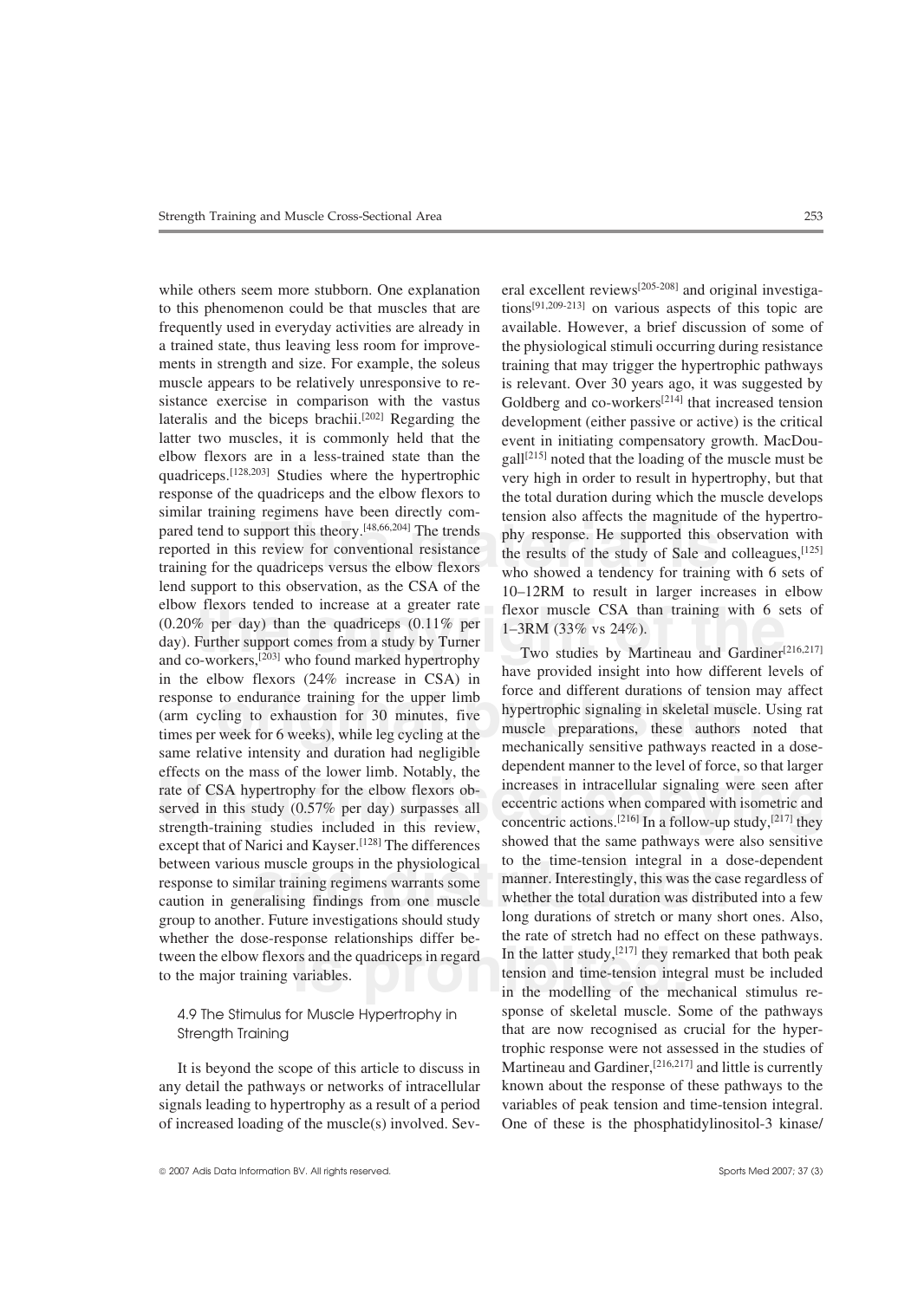while others seem more stubborn. One explanation to this phenomenon could be that muscles that are frequently used in everyday activities are already in a trained state, thus leaving less room for improvements in strength and size. For example, the soleus muscle appears to be relatively unresponsive to resistance exercise in comparison with the vastus lateralis and the biceps brachii.[202] Regarding the latter two muscles, it is commonly held that the elbow flexors are in a less-trained state than the quadriceps.[128,203] Studies where the hypertrophic response of the quadriceps and the elbow flexors to similar training regimens have been directly compared tend to support this theory.[48,66,204] The trends reported in this review for conventional resistance training for the quadriceps versus the elbow flexors lend support to this observation, as the CSA of the elbow flexors tended to increase at a greater rate (0.20% per day) than the quadriceps (0.11% per day). Further support comes from a study by Turner and co-workers,[203] who found marked hypertrophy in the elbow flexors (24% increase in CSA) in response to endurance training for the upper limb (arm cycling to exhaustion for 30 minutes, five times per week for 6 weeks), while leg cycling at the same relative intensity and duration had negligible effects on the mass of the lower limb. Notably, the rate of CSA hypertrophy for the elbow flexors observed in this study (0.57% per day) surpasses all strength-training studies included in this review, except that of Narici and Kayser.[128] The differences between various muscle groups in the physiological response to similar training regimens warrants some caution in generalising findings from one muscle group to another. Future investigations should study whether the dose-response relationships differ between the elbow flexors and the quadriceps in regard to the major training variables.

### 4.9 The Stimulus for Muscle Hypertrophy in Strength Training

It is beyond the scope of this article to discuss in any detail the pathways or networks of intracellular signals leading to hypertrophy as a result of a period of increased loading of the muscle(s) involved. Several excellent reviews[205-208] and original investigations[91,209-213] on various aspects of this topic are available. However, a brief discussion of some of the physiological stimuli occurring during resistance training that may trigger the hypertrophic pathways is relevant. Over 30 years ago, it was suggested by Goldberg and co-workers[214] that increased tension development (either passive or active) is the critical event in initiating compensatory growth. MacDougall[215] noted that the loading of the muscle must be very high in order to result in hypertrophy, but that the total duration during which the muscle develops tension also affects the magnitude of the hypertrophy response. He supported this observation with the results of the study of Sale and colleagues,[125] who showed a tendency for training with 6 sets of 10–12RM to result in larger increases in elbow flexor muscle CSA than training with 6 sets of 1–3RM (33% vs 24%).

Two studies by Martineau and Gardiner[216,217] have provided insight into how different levels of force and different durations of tension may affect hypertrophic signaling in skeletal muscle. Using rat muscle preparations, these authors noted that mechanically sensitive pathways reacted in a dose-dependent manner to the level of force, so that larger increases in intracellular signaling were seen after eccentric actions when compared with isometric and concentric actions.[216] In a follow-up study,[217] they showed that the same pathways were also sensitive to the time-tension integral in a dose-dependent manner. Interestingly, this was the case regardless of whether the total duration was distributed into a few long durations of stretch or many short ones. Also, the rate of stretch had no effect on these pathways. In the latter study,[217] they remarked that both peak tension and time-tension integral must be included in the modelling of the mechanical stimulus response of skeletal muscle. Some of the pathways that are now recognised as crucial for the hypertrophic response were not assessed in the studies of Martineau and Gardiner,[216,217] and little is currently known about the response of these pathways to the variables of peak tension and time-tension integral. One of these is the phosphatidylinositol-3 kinase/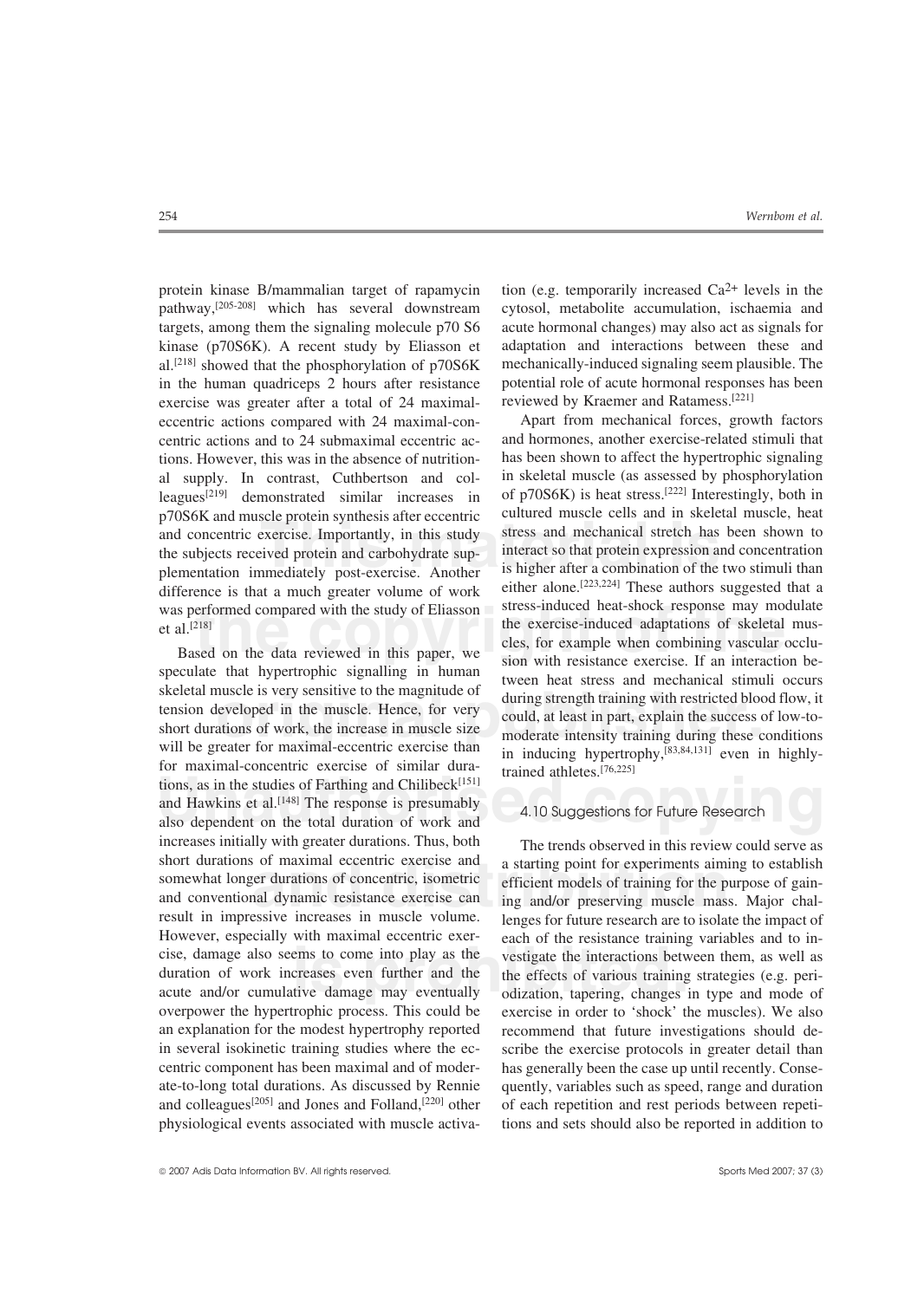protein kinase B/mammalian target of rapamycin pathway,[205-208] which has several downstream targets, among them the signaling molecule p70 S6 kinase (p70S6K). A recent study by Eliasson et al.[218] showed that the phosphorylation of p70S6K in the human quadriceps 2 hours after resistance exercise was greater after a total of 24 maximal-eccentric actions compared with 24 maximal-concentric actions and to 24 submaximal eccentric actions. However, this was in the absence of nutritional supply. In contrast, Cuthbertson and colleagues[219] demonstrated similar increases in p70S6K and muscle protein synthesis after eccentric and concentric exercise. Importantly, in this study the subjects received protein and carbohydrate supplementation immediately post-exercise. Another difference is that a much greater volume of work was performed compared with the study of Eliasson et al.[218]

Based on the data reviewed in this paper, we speculate that hypertrophic signalling in human skeletal muscle is very sensitive to the magnitude of tension developed in the muscle. Hence, for very short durations of work, the increase in muscle size will be greater for maximal-eccentric exercise than for maximal-concentric exercise of similar durations, as in the studies of Farthing and Chilibeck[151] and Hawkins et al.[148] The response is presumably also dependent on the total duration of work and increases initially with greater durations. Thus, both short durations of maximal eccentric exercise and somewhat longer durations of concentric, isometric and conventional dynamic resistance exercise can result in impressive increases in muscle volume. However, especially with maximal eccentric exercise, damage also seems to come into play as the duration of work increases even further and the acute and/or cumulative damage may eventually overpower the hypertrophic process. This could be an explanation for the modest hypertrophy reported in several isokinetic training studies where the eccentric component has been maximal and of moderate-to-long total durations. As discussed by Rennie and colleagues[205] and Jones and Folland,[220] other physiological events associated with muscle activation (e.g. temporarily increased $Ca^{2+}$ levels in the cytosol, metabolite accumulation, ischaemia and acute hormonal changes) may also act as signals for adaptation and interactions between these and mechanically-induced signaling seem plausible. The potential role of acute hormonal responses has been reviewed by Kraemer and Ratamess.[221]

Apart from mechanical forces, growth factors and hormones, another exercise-related stimuli that has been shown to affect the hypertrophic signaling in skeletal muscle (as assessed by phosphorylation of p70S6K) is heat stress.[222] Interestingly, both in cultured muscle cells and in skeletal muscle, heat stress and mechanical stretch has been shown to interact so that protein expression and concentration is higher after a combination of the two stimuli than either alone.[223,224] These authors suggested that a stress-induced heat-shock response may modulate the exercise-induced adaptations of skeletal muscles, for example when combining vascular occlusion with resistance exercise. If an interaction between heat stress and mechanical stimuli occurs during strength training with restricted blood flow, it could, at least in part, explain the success of low-to-moderate intensity training during these conditions in inducing hypertrophy,[83,84,131] even in highly-trained athletes.[76,225]

### 4.10 Suggestions for Future Research

The trends observed in this review could serve as a starting point for experiments aiming to establish efficient models of training for the purpose of gaining and/or preserving muscle mass. Major challenges for future research are to isolate the impact of each of the resistance training variables and to investigate the interactions between them, as well as the effects of various training strategies (e.g. periodization, tapering, changes in type and mode of exercise in order to 'shock' the muscles). We also recommend that future investigations should describe the exercise protocols in greater detail than has generally been the case up until recently. Consequently, variables such as speed, range and duration of each repetition and rest periods between repetitions and sets should also be reported in addition to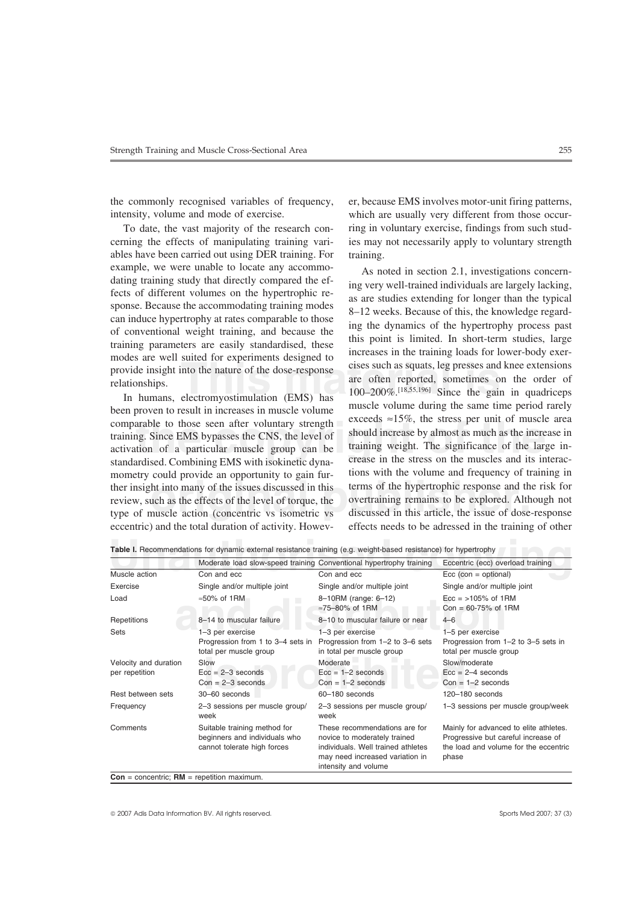the commonly recognised variables of frequency, intensity, volume and mode of exercise.

To date, the vast majority of the research concerning the effects of manipulating training variables have been carried out using DER training. For example, we were unable to locate any accommodating training study that directly compared the effects of different volumes on the hypertrophic response. Because the accommodating training modes can induce hypertrophy at rates comparable to those of conventional weight training, and because the training parameters are easily standardised, these modes are well suited for experiments designed to provide insight into the nature of the dose-response relationships.

In humans, electromyostimulation (EMS) has been proven to result in increases in muscle volume comparable to those seen after voluntary strength training. Since EMS bypasses the CNS, the level of activation of a particular muscle group can be standardised. Combining EMS with isokinetic dynamometry could provide an opportunity to gain further insight into many of the issues discussed in this review, such as the effects of the level of torque, the type of muscle action (concentric vs isometric vs eccentric) and the total duration of activity. However, because EMS involves motor-unit firing patterns, which are usually very different from those occurring in voluntary exercise, findings from such studies may not necessarily apply to voluntary strength training.

As noted in section 2.1, investigations concerning very well-trained individuals are largely lacking, as are studies extending for longer than the typical 8–12 weeks. Because of this, the knowledge regarding the dynamics of the hypertrophy process past this point is limited. In short-term studies, large increases in the training loads for lower-body exercises such as squats, leg presses and knee extensions are often reported, sometimes on the order of 100–200%.[18,55,196] Since the gain in quadriceps muscle volume during the same time period rarely exceeds ≈15%, the stress per unit of muscle area should increase by almost as much as the increase in training weight. The significance of the large increase in the stress on the muscles and its interactions with the volume and frequency of training in terms of the hypertrophic response and the risk for overtraining remains to be explored. Although not discussed in this article, the issue of dose-response effects needs to be adressed in the training of other

**Table I.** Recommendations for dynamic external resistance training (e.g. weight-based resistance) for hypertrophy

| | Moderate load slow-speed training | Conventional hypertrophy training | Eccentric (ecc) overload training |
|---|---|---|---|
| Muscle action | Con and ecc | Con and ecc | Ecc (con = optional) |
| Exercise | Single and/or multiple joint | Single and/or multiple joint | Single and/or multiple joint |
| Load | ≈50% of 1RM | 8–10RM (range: 6–12) ≈75–80% of 1RM | Ecc = >105% of 1RM Con = 60-75% of 1RM |
| Repetitions | 8–14 to muscular failure | 8–10 to muscular failure or near | 4–6 |
| Sets | 1–3 per exercise Progression from 1 to 3–4 sets in total per muscle group | 1–3 per exercise Progression from 1–2 to 3–6 sets in total per muscle group | 1–5 per exercise Progression from 1–2 to 3–5 sets in total per muscle group |
| Velocity and duration per repetition | Slow Ecc = 2–3 seconds Con = 2–3 seconds | Moderate Ecc = 1–2 seconds Con = 1–2 seconds | Slow/moderate Ecc = 2–4 seconds Con = 1–2 seconds |
| Rest between sets | 30–60 seconds | 60–180 seconds | 120–180 seconds |
| Frequency | 2–3 sessions per muscle group/week | 2–3 sessions per muscle group/week | 1–3 sessions per muscle group/week |
| Comments | Suitable training method for beginners and individuals who cannot tolerate high forces | These recommendations are for novice to moderately trained individuals. Well trained athletes may need increased variation in intensity and volume | Mainly for advanced to elite athletes. Progressive but careful increase of the load and volume for the eccentric phase |

**Con** = concentric; **RM** = repetition maximum.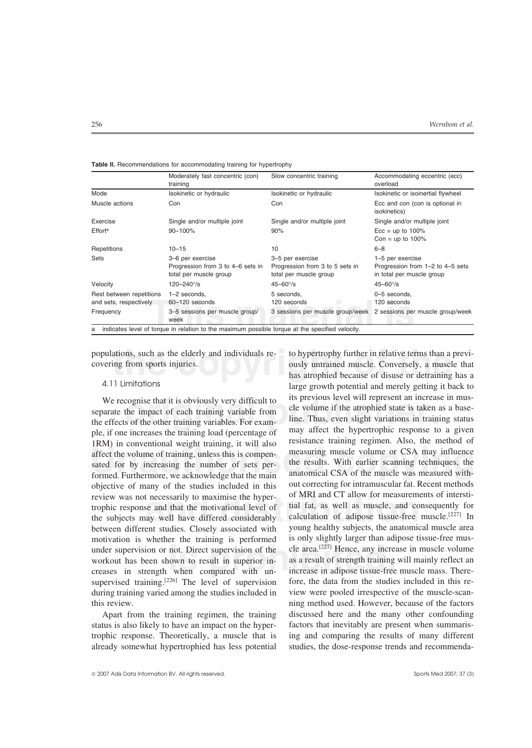**Table II.** Recommendations for accommodating training for hypertrophy

| | Moderately fast concentric (con) training | Slow concentric training | Accommodating eccentric (ecc) overload |
|---|---|---|---|
| Mode | Isokinetic or hydraulic | Isokinetic or hydraulic | Isokinetic or isoinertial flywheel |
| Muscle actions | Con | Con | Ecc and con (con is optional in isokinetics) |
| Exercise | Single and/or multiple joint | Single and/or multiple joint | Single and/or multiple joint |
| Effort[a] | 90–100% | 90% | Ecc = up to 100% Con = up to 100% |
| Repetitions | 10–15 | 10 | 6–8 |
| Sets | 3–6 per exercise Progression from 3 to 4–6 sets in total per muscle group | 3–5 per exercise Progression from 3 to 5 sets in total per muscle group | 1–5 per exercise Progression from 1–2 to 4–5 sets in total per muscle group |
| Velocity | 120–240°/s | 45–60°/s | 45–60°/s |
| Rest between repetitions and sets, respectively | 1–2 seconds, 60–120 seconds | 5 seconds, 120 seconds | 0–5 seconds, 120 seconds |
| Frequency | 3–5 sessions per muscle group/week | 3 sessions per muscle group/week | 2 sessions per muscle group/week |

a indicates level of torque in relation to the maximum possible torque at the specified velocity.

populations, such as the elderly and individuals recovering from sports injuries.

### 4.11 Limitations

We recognise that it is obviously very difficult to separate the impact of each training variable from the effects of the other training variables. For example, if one increases the training load (percentage of 1RM) in conventional weight training, it will also affect the volume of training, unless this is compensated for by increasing the number of sets performed. Furthermore, we acknowledge that the main objective of many of the studies included in this review was not necessarily to maximise the hypertrophic response and that the motivational level of the subjects may well have differed considerably between different studies. Closely associated with motivation is whether the training is performed under supervision or not. Direct supervision of the workout has been shown to result in superior increases in strength when compared with unsupervised training.[226] The level of supervision during training varied among the studies included in this review.

Apart from the training regimen, the training status is also likely to have an impact on the hypertrophic response. Theoretically, a muscle that is already somewhat hypertrophied has less potential to hypertrophy further in relative terms than a previously untrained muscle. Conversely, a muscle that has atrophied because of disuse or detraining has a large growth potential and merely getting it back to its previous level will represent an increase in muscle volume if the atrophied state is taken as a baseline. Thus, even slight variations in training status may affect the hypertrophic response to a given resistance training regimen. Also, the method of measuring muscle volume or CSA may influence the results. With earlier scanning techniques, the anatomical CSA of the muscle was measured without correcting for intramuscular fat. Recent methods of MRI and CT allow for measurements of interstitial fat, as well as muscle, and consequently for calculation of adipose tissue-free muscle.[227] In young healthy subjects, the anatomical muscle area is only slightly larger than adipose tissue-free muscle area.[227] Hence, any increase in muscle volume as a result of strength training will mainly reflect an increase in adipose tissue-free muscle mass. Therefore, the data from the studies included in this review were pooled irrespective of the muscle-scanning method used. However, because of the factors discussed here and the many other confounding factors that inevitably are present when summarising and comparing the results of many different studies, the dose-response trends and recommenda-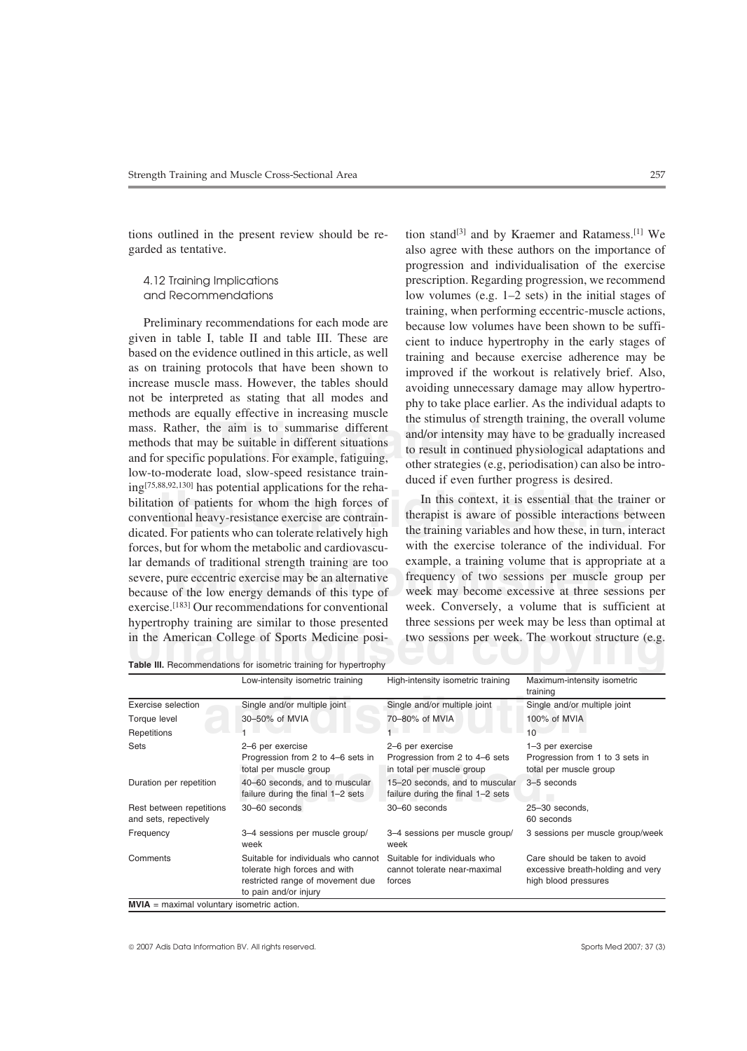tions outlined in the present review should be regarded as tentative.

### 4.12 Training Implications and Recommendations

Preliminary recommendations for each mode are given in table I, table II and table III. These are based on the evidence outlined in this article, as well as on training protocols that have been shown to increase muscle mass. However, the tables should not be interpreted as stating that all modes and methods are equally effective in increasing muscle mass. Rather, the aim is to summarise different methods that may be suitable in different situations and for specific populations. For example, fatiguing, low-to-moderate load, slow-speed resistance training[75,88,92,130] has potential applications for the rehabilitation of patients for whom the high forces of conventional heavy-resistance exercise are contraindicated. For patients who can tolerate relatively high forces, but for whom the metabolic and cardiovascular demands of traditional strength training are too severe, pure eccentric exercise may be an alternative because of the low energy demands of this type of exercise.[183] Our recommendations for conventional hypertrophy training are similar to those presented in the American College of Sports Medicine position stand[3] and by Kraemer and Ratamess.[1] We also agree with these authors on the importance of progression and individualisation of the exercise prescription. Regarding progression, we recommend low volumes (e.g. 1–2 sets) in the initial stages of training, when performing eccentric-muscle actions, because low volumes have been shown to be sufficient to induce hypertrophy in the early stages of training and because exercise adherence may be improved if the workout is relatively brief. Also, avoiding unnecessary damage may allow hypertrophy to take place earlier. As the individual adapts to the stimulus of strength training, the overall volume and/or intensity may have to be gradually increased to result in continued physiological adaptations and other strategies (e.g, periodisation) can also be introduced if even further progress is desired.

In this context, it is essential that the trainer or therapist is aware of possible interactions between the training variables and how these, in turn, interact with the exercise tolerance of the individual. For example, a training volume that is appropriate at a frequency of two sessions per muscle group per week may become excessive at three sessions per week. Conversely, a volume that is sufficient at three sessions per week may be less than optimal at two sessions per week. The workout structure (e.g.

**Table III.** Recommendations for isometric training for hypertrophy

| | Low-intensity isometric training | High-intensity isometric training | Maximum-intensity isometric training |
|---|---|---|---|
| Exercise selection | Single and/or multiple joint | Single and/or multiple joint | Single and/or multiple joint |
| Torque level | 30–50% of MVIA | 70–80% of MVIA | 100% of MVIA |
| Repetitions | 1 | 1 | 10 |
| Sets | 2–6 per exercise<br>Progression from 2 to 4–6 sets in total per muscle group | 2–6 per exercise<br>Progression from 2 to 4–6 sets in total per muscle group | 1–3 per exercise<br>Progression from 1 to 3 sets in total per muscle group |
| Duration per repetition | 40–60 seconds, and to muscular failure during the final 1–2 sets | 15–20 seconds, and to muscular failure during the final 1–2 sets | 3–5 seconds |
| Rest between repetitions and sets, respectively | 30–60 seconds | 30–60 seconds | 25–30 seconds,<br>60 seconds |
| Frequency | 3–4 sessions per muscle group/week | 3–4 sessions per muscle group/week | 3 sessions per muscle group/week |
| Comments | Suitable for individuals who cannot tolerate high forces and with restricted range of movement due to pain and/or injury | Suitable for individuals who cannot tolerate near-maximal forces | Care should be taken to avoid excessive breath-holding and very high blood pressures |

**MVIA** = maximal voluntary isometric action.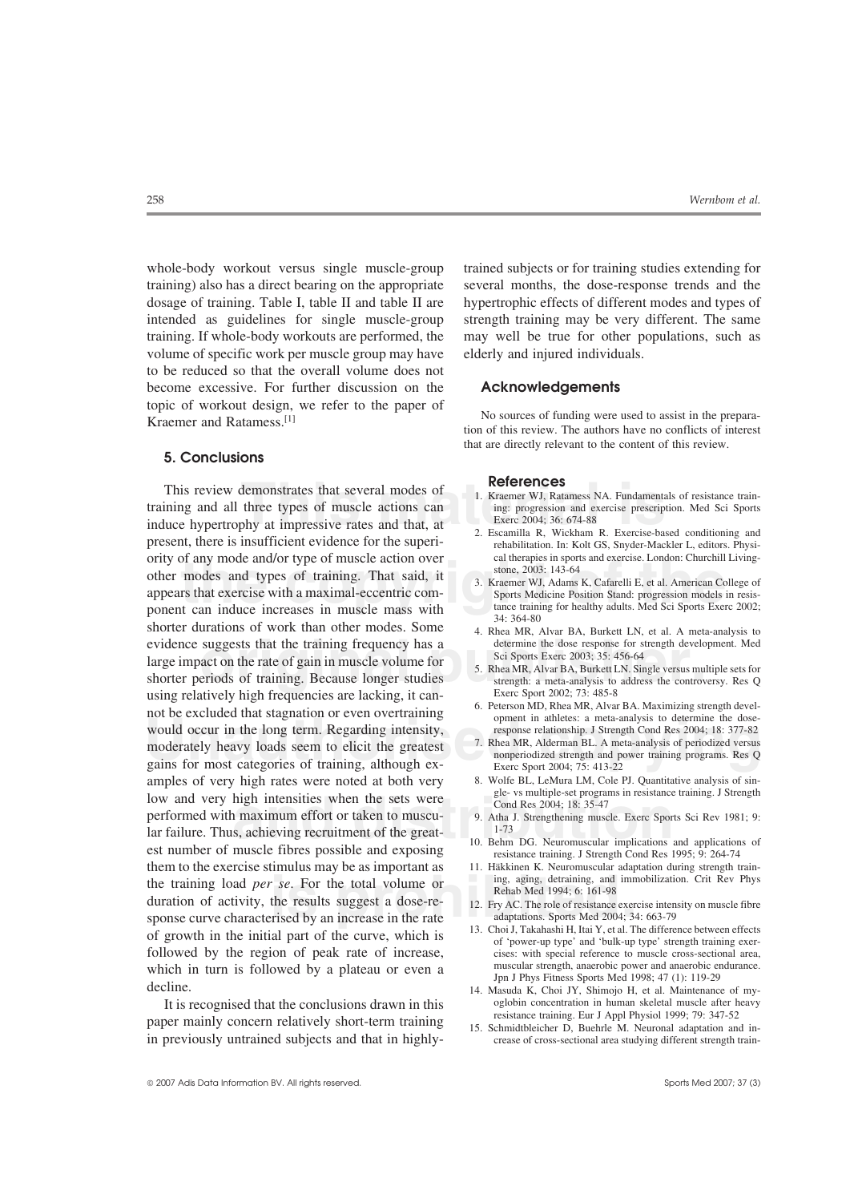whole-body workout versus single muscle-group training) also has a direct bearing on the appropriate dosage of training. Table I, table II and table II are intended as guidelines for single muscle-group training. If whole-body workouts are performed, the volume of specific work per muscle group may have to be reduced so that the overall volume does not become excessive. For further discussion on the topic of workout design, we refer to the paper of Kraemer and Ratamess.[1]

## 5. Conclusions

This review demonstrates that several modes of training and all three types of muscle actions can induce hypertrophy at impressive rates and that, at present, there is insufficient evidence for the superiority of any mode and/or type of muscle action over other modes and types of training. That said, it appears that exercise with a maximal-eccentric component can induce increases in muscle mass with shorter durations of work than other modes. Some evidence suggests that the training frequency has a large impact on the rate of gain in muscle volume for shorter periods of training. Because longer studies using relatively high frequencies are lacking, it cannot be excluded that stagnation or even overtraining would occur in the long term. Regarding intensity, moderately heavy loads seem to elicit the greatest gains for most categories of training, although examples of very high rates were noted at both very low and very high intensities when the sets were performed with maximum effort or taken to muscular failure. Thus, achieving recruitment of the greatest number of muscle fibres possible and exposing them to the exercise stimulus may be as important as the training load *per se*. For the total volume or duration of activity, the results suggest a dose-response curve characterised by an increase in the rate of growth in the initial part of the curve, which is followed by the region of peak rate of increase, which in turn is followed by a plateau or even a decline.

It is recognised that the conclusions drawn in this paper mainly concern relatively short-term training in previously untrained subjects and that in highly-trained subjects or for training studies extending for several months, the dose-response trends and the hypertrophic effects of different modes and types of strength training may be very different. The same may well be true for other populations, such as elderly and injured individuals.

## Acknowledgements

No sources of funding were used to assist in the preparation of this review. The authors have no conflicts of interest that are directly relevant to the content of this review.

## References

1. Kraemer WJ, Ratamess NA. Fundamentals of resistance training: progression and exercise prescription. Med Sci Sports Exerc 2004; 36: 674-88
2. Escamilla R, Wickham R. Exercise-based conditioning and rehabilitation. In: Kolt GS, Snyder-Mackler L, editors. Physical therapies in sports and exercise. London: Churchill Livingstone, 2003: 143-64
3. Kraemer WJ, Adams K, Cafarelli E, et al. American College of Sports Medicine Position Stand: progression models in resistance training for healthy adults. Med Sci Sports Exerc 2002; 34: 364-80
4. Rhea MR, Alvar BA, Burkett LN, et al. A meta-analysis to determine the dose response for strength development. Med Sci Sports Exerc 2003; 35: 456-64
5. Rhea MR, Alvar BA, Burkett LN. Single versus multiple sets for strength: a meta-analysis to address the controversy. Res Q Exerc Sport 2002; 73: 485-8
6. Peterson MD, Rhea MR, Alvar BA. Maximizing strength development in athletes: a meta-analysis to determine the dose-response relationship. J Strength Cond Res 2004; 18: 377-82
7. Rhea MR, Alderman BL. A meta-analysis of periodized versus nonperiodized strength and power training programs. Res Q Exerc Sport 2004; 75: 413-22
8. Wolfe BL, LeMura LM, Cole PJ. Quantitative analysis of single- vs multiple-set programs in resistance training. J Strength Cond Res 2004; 18: 35-47
9. Atha J. Strengthening muscle. Exerc Sports Sci Rev 1981; 9: 1-73
10. Behm DG. Neuromuscular implications and applications of resistance training. J Strength Cond Res 1995; 9: 264-74
11. Häkkinen K. Neuromuscular adaptation during strength training, aging, detraining, and immobilization. Crit Rev Phys Rehab Med 1994; 6: 161-98
12. Fry AC. The role of resistance exercise intensity on muscle fibre adaptations. Sports Med 2004; 34: 663-79
13. Choi J, Takahashi H, Itai Y, et al. The difference between effects of 'power-up type' and 'bulk-up type' strength training exercises: with special reference to muscle cross-sectional area, muscular strength, anaerobic power and anaerobic endurance. Jpn J Phys Fitness Sports Med 1998; 47 (1): 119-29
14. Masuda K, Choi JY, Shimojo H, et al. Maintenance of myoglobin concentration in human skeletal muscle after heavy resistance training. Eur J Appl Physiol 1999; 79: 347-52
15. Schmidtbleicher D, Buehrle M. Neuronal adaptation and increase of cross-sectional area studying different strength train-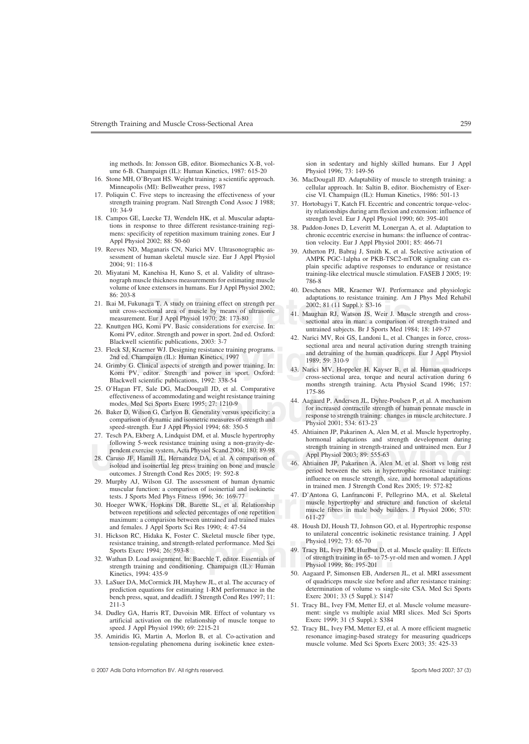ing methods. In: Jonsson GB, editor. Biomechanics X-B, volume 6-B. Champaign (IL): Human Kinetics, 1987: 615-20

16. Stone MH, O'Bryant HS. Weight training: a scientific approach. Minneapolis (MI): Bellweather press, 1987
17. Poliquin C. Five steps to increasing the effectiveness of your strength training program. Natl Strength Cond Assoc J 1988; 10: 34-9
18. Campos GE, Luecke TJ, Wendeln HK, et al. Muscular adaptations in response to three different resistance-training regimens: specificity of repetition maximum training zones. Eur J Appl Physiol 2002; 88: 50-60
19. Reeves ND, Maganaris CN, Narici MV. Ultrasonographic assessment of human skeletal muscle size. Eur J Appl Physiol 2004; 91: 116-8
20. Miyatani M, Kanehisa H, Kuno S, et al. Validity of ultrasonograph muscle thickness measurements for estimating muscle volume of knee extensors in humans. Eur J Appl Physiol 2002; 86: 203-8
21. Ikai M, Fukunaga T. A study on training effect on strength per unit cross-sectional area of muscle by means of ultrasonic measurement. Eur J Appl Physiol 1970; 28: 173-80
22. Knuttgen HG, Komi PV. Basic considerations for exercise. In: Komi PV, editor. Strength and power in sport. 2nd ed. Oxford: Blackwell scientific publications, 2003: 3-7
23. Fleck SJ, Kraemer WJ. Designing resistance training programs. 2nd ed. Champaign (IL): Human Kinetics, 1997
24. Grimby G. Clinical aspects of strength and power training. In: Komi PV, editor. Strength and power in sport. Oxford: Blackwell scientific publications, 1992: 338-54
25. O'Hagan FT, Sale DG, MacDougall JD, et al. Comparative effectiveness of accommodating and weight resistance training modes. Med Sci Sports Exerc 1995; 27: 1210-9
26. Baker D, Wilson G, Carlyon B. Generality versus specificity: a comparison of dynamic and isometric measures of strength and speed-strength. Eur J Appl Physiol 1994; 68: 350-5
27. Tesch PA, Ekberg A, Lindquist DM, et al. Muscle hypertrophy following 5-week resistance training using a non-gravity-dependent exercise system. Acta Physiol Scand 2004; 180: 89-98
28. Caruso JF, Hamill JL, Hernandez DA, et al. A comparison of isoload and isoinertial leg press training on bone and muscle outcomes. J Strength Cond Res 2005; 19: 592-8
29. Murphy AJ, Wilson GJ. The assessment of human dynamic muscular function: a comparison of isoinertial and isokinetic tests. J Sports Med Phys Fitness 1996; 36: 169-77
30. Hoeger WWK, Hopkins DR, Barette SL, et al. Relationship between repetitions and selected percentages of one repetition maximum: a comparison between untrained and trained males and females. J Appl Sports Sci Res 1990; 4: 47-54
31. Hickson RC, Hidaka K, Foster C. Skeletal muscle fiber type, resistance training, and strength-related performance. Med Sci Sports Exerc 1994; 26: 593-8
32. Wathan D. Load assignment. In: Baechle T, editor. Essentials of strength training and conditioning. Champaign (IL): Human Kinetics, 1994: 435-9
33. LaSuer DA, McCormick JH, Mayhew JL, et al. The accuracy of prediction equations for estimating 1-RM performance in the bench press, squat, and deadlift. J Strength Cond Res 1997; 11: 211-3
34. Dudley GA, Harris RT, Duvoisin MR. Effect of voluntary vs artificial activation on the relationship of muscle torque to speed. J Appl Physiol 1990; 69: 2215-21
35. Amiridis IG, Martin A, Morlon B, et al. Co-activation and tension-regulating phenomena during isokinetic knee extension in sedentary and highly skilled humans. Eur J Appl Physiol 1996; 73: 149-56
36. MacDougall JD. Adaptability of muscle to strength training: a cellular approach. In: Saltin B, editor. Biochemistry of Exercise VI. Champaign (IL): Human Kinetics, 1986: 501-13
37. Hortobagyi T, Katch FI. Eccentric and concentric torque-velocity relationships during arm flexion and extension: influence of strength level. Eur J Appl Physiol 1990; 60: 395-401
38. Paddon-Jones D, Leveritt M, Lonergan A, et al. Adaptation to chronic eccentric exercise in humans: the influence of contraction velocity. Eur J Appl Physiol 2001; 85: 466-71
39. Atherton PJ, Babraj J, Smith K, et al. Selective activation of AMPK PGC-1alpha or PKB-TSC2-mTOR signaling can explain specific adaptive responses to endurance or resistance training-like electrical muscle stimulation. FASEB J 2005; 19: 786-8
40. Deschenes MR, Kraemer WJ. Performance and physiologic adaptations to resistance training. Am J Phys Med Rehabil 2002; 81 (11 Suppl.): S3-16
41. Maughan RJ, Watson JS, Weir J. Muscle strength and cross-sectional area in man: a comparison of strength-trained and untrained subjects. Br J Sports Med 1984; 18: 149-57
42. Narici MV, Roi GS, Landoni L, et al. Changes in force, cross-sectional area and neural activation during strength training and detraining of the human quadriceps. Eur J Appl Physiol 1989; 59: 310-9
43. Narici MV, Hoppeler H, Kayser B, et al. Human quadriceps cross-sectional area, torque and neural activation during 6 months strength training. Acta Physiol Scand 1996; 157: 175-86
44. Aagaard P, Andersen JL, Dyhre-Poulsen P, et al. A mechanism for increased contractile strength of human pennate muscle in response to strength training: changes in muscle architecture. J Physiol 2001; 534: 613-23
45. Ahtiainen JP, Pakarinen A, Alen M, et al. Muscle hypertrophy, hormonal adaptations and strength development during strength training in strength-trained and untrained men. Eur J Appl Physiol 2003; 89: 555-63
46. Ahtiainen JP, Pakarinen A, Alen M, et al. Short vs long rest period between the sets in hypertrophic resistance training: influence on muscle strength, size, and hormonal adaptations in trained men. J Strength Cond Res 2005; 19: 572-82
47. D'Antona G, Lanfranconi F, Pellegrino MA, et al. Skeletal muscle hypertrophy and structure and function of skeletal muscle fibres in male body builders. J Physiol 2006; 570: 611-27
48. Housh DJ, Housh TJ, Johnson GO, et al. Hypertrophic response to unilateral concentric isokinetic resistance training. J Appl Physiol 1992; 73: 65-70
49. Tracy BL, Ivey FM, Hurlbut D, et al. Muscle quality: II. Effects of strength training in 65- to 75-yr-old men and women. J Appl Physiol 1999; 86: 195-201
50. Aagaard P, Simonsen EB, Andersen JL, et al. MRI assessment of quadriceps muscle size before and after resistance training: determination of volume vs single-site CSA. Med Sci Sports Exerc 2001; 33 (5 Suppl.): S147
51. Tracy BL, Ivey FM, Metter EJ, et al. Muscle volume measurement: single vs multiple axial MRI slices. Med Sci Sports Exerc 1999; 31 (5 Suppl.): S384
52. Tracy BL, Ivey FM, Metter EJ, et al. A more efficient magnetic resonance imaging-based strategy for measuring quadriceps muscle volume. Med Sci Sports Exerc 2003; 35: 425-33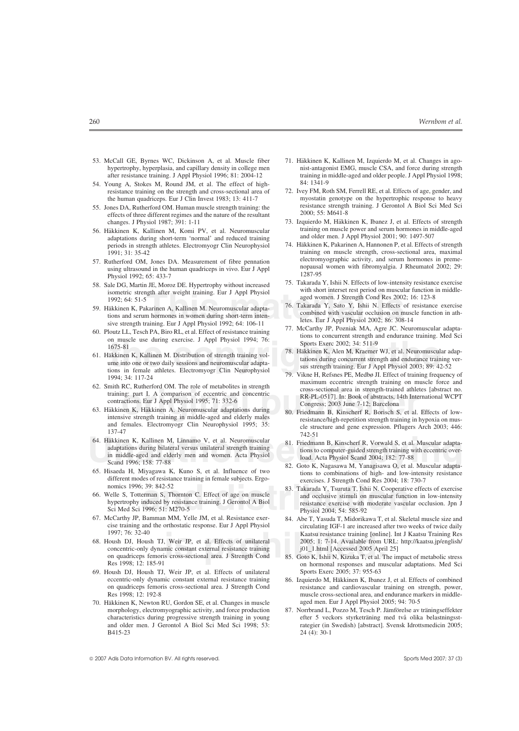53. McCall GE, Byrnes WC, Dickinson A, et al. Muscle fiber hypertrophy, hyperplasia, and capillary density in college men after resistance training. J Appl Physiol 1996; 81: 2004-12
54. Young A, Stokes M, Round JM, et al. The effect of high-resistance training on the strength and cross-sectional area of the human quadriceps. Eur J Clin Invest 1983; 13: 411-7
55. Jones DA, Rutherford OM. Human muscle strength training: the effects of three different regimes and the nature of the resultant changes. J Physiol 1987; 391: 1-11
56. Häkkinen K, Kallinen M, Komi PV, et al. Neuromuscular adaptations during short-term 'normal' and reduced training periods in strength athletes. Electromyogr Clin Neurophysiol 1991; 31: 35-42
57. Rutherford OM, Jones DA. Measurement of fibre pennation using ultrasound in the human quadriceps in vivo. Eur J Appl Physiol 1992; 65: 433-7
58. Sale DG, Martin JE, Moroz DE. Hypertrophy without increased isometric strength after weight training. Eur J Appl Physiol 1992; 64: 51-5
59. Häkkinen K, Pakarinen A, Kallinen M. Neuromuscular adaptations and serum hormones in women during short-term intensive strength training. Eur J Appl Physiol 1992; 64: 106-11
60. Ploutz LL, Tesch PA, Biro RL, et al. Effect of resistance training on muscle use during exercise. J Appl Physiol 1994; 76: 1675-81
61. Häkkinen K, Kallinen M. Distribution of strength training volume into one or two daily sessions and neuromuscular adaptations in female athletes. Electromyogr Clin Neurophysiol 1994; 34: 117-24
62. Smith RC, Rutherford OM. The role of metabolites in strength training: part I. A comparison of eccentric and concentric contractions. Eur J Appl Physiol 1995; 71: 332-6
63. Häkkinen K, Häkkinen A. Neuromuscular adaptations during intensive strength training in middle-aged and elderly males and females. Electromyogr Clin Neurophysiol 1995; 35: 137-47
64. Häkkinen K, Kallinen M, Linnamo V, et al. Neuromuscular adaptations during bilateral versus unilateral strength training in middle-aged and elderly men and women. Acta Physiol Scand 1996; 158: 77-88
65. Hisaeda H, Miyagawa K, Kuno S, et al. Influence of two different modes of resistance training in female subjects. Ergonomics 1996; 39: 842-52
66. Welle S, Totterman S, Thornton C. Effect of age on muscle hypertrophy induced by resistance training. J Gerontol A Biol Sci Med Sci 1996; 51: M270-5
67. McCarthy JP, Bamman MM, Yelle JM, et al. Resistance exercise training and the orthostatic response. Eur J Appl Physiol 1997; 76: 32-40
68. Housh DJ, Housh TJ, Weir JP, et al. Effects of unilateral concentric-only dynamic constant external resistance training on quadriceps femoris cross-sectional area. J Strength Cond Res 1998; 12: 185-91
69. Housh DJ, Housh TJ, Weir JP, et al. Effects of unilateral eccentric-only dynamic constant external resistance training on quadriceps femoris cross-sectional area. J Strength Cond Res 1998; 12: 192-8
70. Häkkinen K, Newton RU, Gordon SE, et al. Changes in muscle morphology, electromyographic activity, and force production characteristics during progressive strength training in young and older men. J Gerontol A Biol Sci Med Sci 1998; 53: B415-23
71. Häkkinen K, Kallinen M, Izquierdo M, et al. Changes in agonist-antagonist EMG, muscle CSA, and force during strength training in middle-aged and older people. J Appl Physiol 1998; 84: 1341-9
72. Ivey FM, Roth SM, Ferrell RE, et al. Effects of age, gender, and myostatin genotype on the hypertrophic response to heavy resistance strength training. J Gerontol A Biol Sci Med Sci 2000; 55: M641-8
73. Izquierdo M, Häkkinen K, Ibanez J, et al. Effects of strength training on muscle power and serum hormones in middle-aged and older men. J Appl Physiol 2001; 90: 1497-507
74. Häkkinen K, Pakarinen A, Hannonen P, et al. Effects of strength training on muscle strength, cross-sectional area, maximal electromyographic activity, and serum hormones in premenopausal women with fibromyalgia. J Rheumatol 2002; 29: 1287-95
75. Takarada Y, Ishii N. Effects of low-intensity resistance exercise with short interset rest period on muscular function in middle-aged women. J Strength Cond Res 2002; 16: 123-8
76. Takarada Y, Sato Y, Ishii N. Effects of resistance exercise combined with vascular occlusion on muscle function in athletes. Eur J Appl Physiol 2002; 86: 308-14
77. McCarthy JP, Pozniak MA, Agre JC. Neuromuscular adaptations to concurrent strength and endurance training. Med Sci Sports Exerc 2002; 34: 511-9
78. Häkkinen K, Alen M, Kraemer WJ, et al. Neuromuscular adaptations during concurrent strength and endurance training versus strength training. Eur J Appl Physiol 2003; 89: 42-52
79. Vikne H, Refsnes PE, Medbø JI. Effect of training frequency of maximum eccentric strength training on muscle force and cross-sectional area in strength-trained athletes [abstract no. RR-PL-0517]. In: Book of abstracts, 14th International WCPT Congress; 2003 June 7-12; Barcelona
80. Friedmann B, Kinscherf R, Borisch S, et al. Effects of low-resistance/high-repetition strength training in hypoxia on muscle structure and gene expression. Pflugers Arch 2003; 446: 742-51
81. Friedmann B, Kinscherf R, Vorwald S, et al. Muscular adaptations to computer-guided strength training with eccentric overload. Acta Physiol Scand 2004; 182: 77-88
82. Goto K, Nagasawa M, Yanagisawa O, et al. Muscular adaptations to combinations of high- and low-intensity resistance exercises. J Strength Cond Res 2004; 18: 730-7
83. Takarada Y, Tsuruta T, Ishii N. Cooperative effects of exercise and occlusive stimuli on muscular function in low-intensity resistance exercise with moderate vascular occlusion. Jpn J Physiol 2004; 54: 585-92
84. Abe T, Yasuda T, Midorikawa T, et al. Skeletal muscle size and circulating IGF-1 are increased after two weeks of twice daily Kaatsu resistance training [online]. Int J Kaatsu Training Res 2005; 1: 7-14. Available from URL: http://kaatsu.jp/english/j01_1.html [Accessed 2005 April 25]
85. Goto K, Ishii N, Kizuka T, et al. The impact of metabolic stress on hormonal responses and muscular adaptations. Med Sci Sports Exerc 2005; 37: 955-63
86. Izquierdo M, Häkkinen K, Ibanez J, et al. Effects of combined resistance and cardiovascular training on strength, power, muscle cross-sectional area, and endurance markers in middle-aged men. Eur J Appl Physiol 2005; 94: 70-5
87. Norrbrand L, Pozzo M, Tesch P. Jämförelse av träningseffekter efter 5 veckors styrketräning med två olika belastningsstrategier (in Swedish) [abstract]. Svensk Idrottsmedicin 2005; 24 (4): 30-1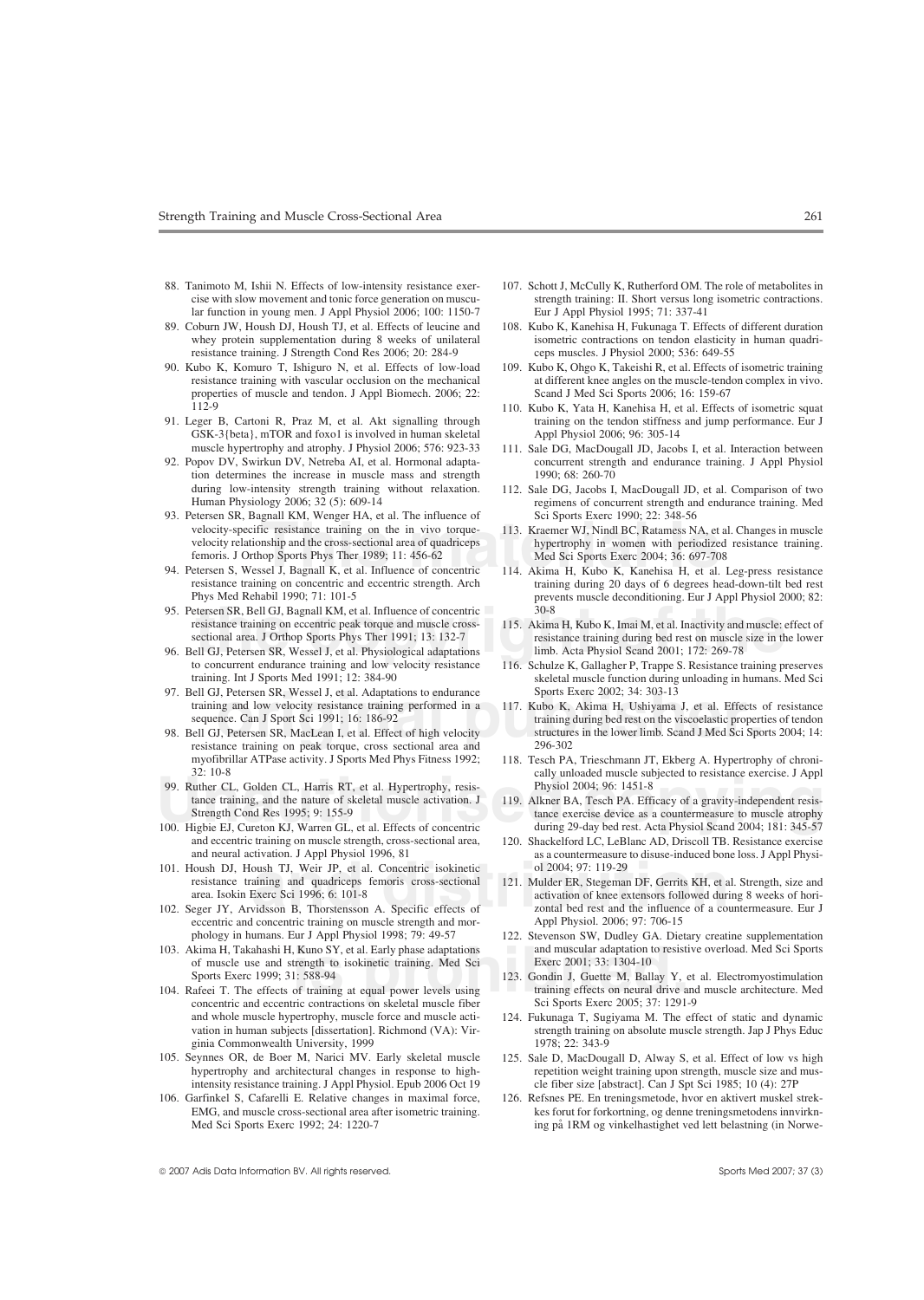88. Tanimoto M, Ishii N. Effects of low-intensity resistance exercise with slow movement and tonic force generation on muscular function in young men. J Appl Physiol 2006; 100: 1150-7
89. Coburn JW, Housh DJ, Housh TJ, et al. Effects of leucine and whey protein supplementation during 8 weeks of unilateral resistance training. J Strength Cond Res 2006; 20: 284-9
90. Kubo K, Komuro T, Ishiguro N, et al. Effects of low-load resistance training with vascular occlusion on the mechanical properties of muscle and tendon. J Appl Biomech. 2006; 22: 112-9
91. Leger B, Cartoni R, Praz M, et al. Akt signalling through GSK-3{beta}, mTOR and foxo1 is involved in human skeletal muscle hypertrophy and atrophy. J Physiol 2006; 576: 923-33
92. Popov DV, Swirkun DV, Netreba AI, et al. Hormonal adaptation determines the increase in muscle mass and strength during low-intensity strength training without relaxation. Human Physiology 2006; 32 (5): 609-14
93. Petersen SR, Bagnall KM, Wenger HA, et al. The influence of velocity-specific resistance training on the in vivo torque-velocity relationship and the cross-sectional area of quadriceps femoris. J Orthop Sports Phys Ther 1989; 11: 456-62
94. Petersen S, Wessel J, Bagnall K, et al. Influence of concentric resistance training on concentric and eccentric strength. Arch Phys Med Rehabil 1990; 71: 101-5
95. Petersen SR, Bell GJ, Bagnall KM, et al. Influence of concentric resistance training on eccentric peak torque and muscle cross-sectional area. J Orthop Sports Phys Ther 1991; 13: 132-7
96. Bell GJ, Petersen SR, Wessel J, et al. Physiological adaptations to concurrent endurance training and low velocity resistance training. Int J Sports Med 1991; 12: 384-90
97. Bell GJ, Petersen SR, Wessel J, et al. Adaptations to endurance training and low velocity resistance training performed in a sequence. Can J Sport Sci 1991; 16: 186-92
98. Bell GJ, Petersen SR, MacLean I, et al. Effect of high velocity resistance training on peak torque, cross sectional area and myofibrillar ATPase activity. J Sports Med Phys Fitness 1992; 32: 10-8
99. Ruther CL, Golden CL, Harris RT, et al. Hypertrophy, resistance training, and the nature of skeletal muscle activation. J Strength Cond Res 1995; 9: 155-9
100. Higbie EJ, Cureton KJ, Warren GL, et al. Effects of concentric and eccentric training on muscle strength, cross-sectional area, and neural activation. J Appl Physiol 1996, 81
101. Housh DJ, Housh TJ, Weir JP, et al. Concentric isokinetic resistance training and quadriceps femoris cross-sectional area. Isokin Exerc Sci 1996; 6: 101-8
102. Seger JY, Arvidsson B, Thorstensson A. Specific effects of eccentric and concentric training on muscle strength and morphology in humans. Eur J Appl Physiol 1998; 79: 49-57
103. Akima H, Takahashi H, Kuno SY, et al. Early phase adaptations of muscle use and strength to isokinetic training. Med Sci Sports Exerc 1999; 31: 588-94
104. Rafeei T. The effects of training at equal power levels using concentric and eccentric contractions on skeletal muscle fiber and whole muscle hypertrophy, muscle force and muscle activation in human subjects [dissertation]. Richmond (VA): Virginia Commonwealth University, 1999
105. Seynnes OR, de Boer M, Narici MV. Early skeletal muscle hypertrophy and architectural changes in response to high-intensity resistance training. J Appl Physiol. Epub 2006 Oct 19
106. Garfinkel S, Cafarelli E. Relative changes in maximal force, EMG, and muscle cross-sectional area after isometric training. Med Sci Sports Exerc 1992; 24: 1220-7
107. Schott J, McCully K, Rutherford OM. The role of metabolites in strength training: II. Short versus long isometric contractions. Eur J Appl Physiol 1995; 71: 337-41
108. Kubo K, Kanehisa H, Fukunaga T. Effects of different duration isometric contractions on tendon elasticity in human quadriceps muscles. J Physiol 2000; 536: 649-55
109. Kubo K, Ohgo K, Takeishi R, et al. Effects of isometric training at different knee angles on the muscle-tendon complex in vivo. Scand J Med Sci Sports 2006; 16: 159-67
110. Kubo K, Yata H, Kanehisa H, et al. Effects of isometric squat training on the tendon stiffness and jump performance. Eur J Appl Physiol 2006; 96: 305-14
111. Sale DG, MacDougall JD, Jacobs I, et al. Interaction between concurrent strength and endurance training. J Appl Physiol 1990; 68: 260-70
112. Sale DG, Jacobs I, MacDougall JD, et al. Comparison of two regimens of concurrent strength and endurance training. Med Sci Sports Exerc 1990; 22: 348-56
113. Kraemer WJ, Nindl BC, Ratamess NA, et al. Changes in muscle hypertrophy in women with periodized resistance training. Med Sci Sports Exerc 2004; 36: 697-708
114. Akima H, Kubo K, Kanehisa H, et al. Leg-press resistance training during 20 days of 6 degrees head-down-tilt bed rest prevents muscle deconditioning. Eur J Appl Physiol 2000; 82: 30-8
115. Akima H, Kubo K, Imai M, et al. Inactivity and muscle: effect of resistance training during bed rest on muscle size in the lower limb. Acta Physiol Scand 2001; 172: 269-78
116. Schulze K, Gallagher P, Trappe S. Resistance training preserves skeletal muscle function during unloading in humans. Med Sci Sports Exerc 2002; 34: 303-13
117. Kubo K, Akima H, Ushiyama J, et al. Effects of resistance training during bed rest on the viscoelastic properties of tendon structures in the lower limb. Scand J Med Sci Sports 2004; 14: 296-302
118. Tesch PA, Trieschmann JT, Ekberg A. Hypertrophy of chronically unloaded muscle subjected to resistance exercise. J Appl Physiol 2004; 96: 1451-8
119. Alkner BA, Tesch PA. Efficacy of a gravity-independent resistance exercise device as a countermeasure to muscle atrophy during 29-day bed rest. Acta Physiol Scand 2004; 181: 345-57
120. Shackelford LC, LeBlanc AD, Driscoll TB. Resistance exercise as a countermeasure to disuse-induced bone loss. J Appl Physiol 2004; 97: 119-29
121. Mulder ER, Stegeman DF, Gerrits KH, et al. Strength, size and activation of knee extensors followed during 8 weeks of horizontal bed rest and the influence of a countermeasure. Eur J Appl Physiol. 2006; 97: 706-15
122. Stevenson SW, Dudley GA. Dietary creatine supplementation and muscular adaptation to resistive overload. Med Sci Sports Exerc 2001; 33: 1304-10
123. Gondin J, Guette M, Ballay Y, et al. Electromyostimulation training effects on neural drive and muscle architecture. Med Sci Sports Exerc 2005; 37: 1291-9
124. Fukunaga T, Sugiyama M. The effect of static and dynamic strength training on absolute muscle strength. Jap J Phys Educ 1978; 22: 343-9
125. Sale D, MacDougall D, Alway S, et al. Effect of low vs high repetition weight training upon strength, muscle size and muscle fiber size [abstract]. Can J Spt Sci 1985; 10 (4): 27P
126. Refsnes PE. En treningsmetode, hvor en aktivert muskel strekkes forut for forkortning, og denne treningsmetodens innvirkning på 1RM og vinkelhastighet ved lett belastning (in Norwe-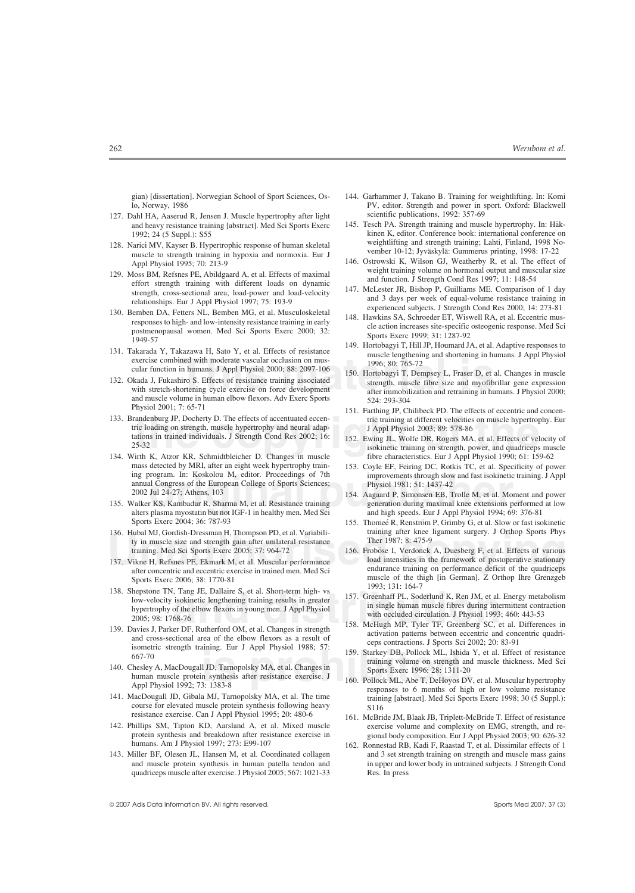gian) [dissertation]. Norwegian School of Sport Sciences, Oslo, Norway, 1986

127. Dahl HA, Aaserud R, Jensen J. Muscle hypertrophy after light and heavy resistance training [abstract]. Med Sci Sports Exerc 1992; 24 (5 Suppl.): S55
128. Narici MV, Kayser B. Hypertrophic response of human skeletal muscle to strength training in hypoxia and normoxia. Eur J Appl Physiol 1995; 70: 213-9
129. Moss BM, Refsnes PE, Abildgaard A, et al. Effects of maximal effort strength training with different loads on dynamic strength, cross-sectional area, load-power and load-velocity relationships. Eur J Appl Physiol 1997; 75: 193-9
130. Bemben DA, Fetters NL, Bemben MG, et al. Musculoskeletal responses to high- and low-intensity resistance training in early postmenopausal women. Med Sci Sports Exerc 2000; 32: 1949-57
131. Takarada Y, Takazawa H, Sato Y, et al. Effects of resistance exercise combined with moderate vascular occlusion on muscular function in humans. J Appl Physiol 2000; 88: 2097-106
132. Okada J, Fukashiro S. Effects of resistance training associated with stretch-shortening cycle exercise on force development and muscle volume in human elbow flexors. Adv Exerc Sports Physiol 2001; 7: 65-71
133. Brandenburg JP, Docherty D. The effects of accentuated eccentric loading on strength, muscle hypertrophy and neural adaptations in trained individuals. J Strength Cond Res 2002; 16: 25-32
134. Wirth K, Atzor KR, Schmidtbleicher D. Changes in muscle mass detected by MRI, after an eight week hypertrophy training program. In: Koskolou M, editor. Proceedings of 7th annual Congress of the European College of Sports Sciences; 2002 Jul 24-27; Athens, 103
135. Walker KS, Kambadur R, Sharma M, et al. Resistance training alters plasma myostatin but not IGF-1 in healthy men. Med Sci Sports Exerc 2004; 36: 787-93
136. Hubal MJ, Gordish-Dressman H, Thompson PD, et al. Variability in muscle size and strength gain after unilateral resistance training. Med Sci Sports Exerc 2005; 37: 964-72
137. Vikne H, Refsnes PE, Ekmark M, et al. Muscular performance after concentric and eccentric exercise in trained men. Med Sci Sports Exerc 2006; 38: 1770-81
138. Shepstone TN, Tang JE, Dallaire S, et al. Short-term high- vs low-velocity isokinetic lengthening training results in greater hypertrophy of the elbow flexors in young men. J Appl Physiol 2005; 98: 1768-76
139. Davies J, Parker DF, Rutherford OM, et al. Changes in strength and cross-sectional area of the elbow flexors as a result of isometric strength training. Eur J Appl Physiol 1988; 57: 667-70
140. Chesley A, MacDougall JD, Tarnopolsky MA, et al. Changes in human muscle protein synthesis after resistance exercise. J Appl Physiol 1992; 73: 1383-8
141. MacDougall JD, Gibala MJ, Tarnopolsky MA, et al. The time course for elevated muscle protein synthesis following heavy resistance exercise. Can J Appl Physiol 1995; 20: 480-6
142. Phillips SM, Tipton KD, Aarsland A, et al. Mixed muscle protein synthesis and breakdown after resistance exercise in humans. Am J Physiol 1997; 273: E99-107
143. Miller BF, Olesen JL, Hansen M, et al. Coordinated collagen and muscle protein synthesis in human patella tendon and quadriceps muscle after exercise. J Physiol 2005; 567: 1021-33
144. Garhammer J, Takano B. Training for weightlifting. In: Komi PV, editor. Strength and power in sport. Oxford: Blackwell scientific publications, 1992: 357-69
145. Tesch PA. Strength training and muscle hypertrophy. In: Häkkinen K, editor. Conference book: international conference on weightlifting and strength training; Lahti, Finland, 1998 November 10-12; Jyväskylä: Gummerus printing, 1998: 17-22
146. Ostrowski K, Wilson GJ, Weatherby R, et al. The effect of weight training volume on hormonal output and muscular size and function. J Strength Cond Res 1997; 11: 148-54
147. McLester JR, Bishop P, Guilliams ME. Comparison of 1 day and 3 days per week of equal-volume resistance training in experienced subjects. J Strength Cond Res 2000; 14: 273-81
148. Hawkins SA, Schroeder ET, Wiswell RA, et al. Eccentric muscle action increases site-specific osteogenic response. Med Sci Sports Exerc 1999; 31: 1287-92
149. Hortobagyi T, Hill JP, Houmard JA, et al. Adaptive responses to muscle lengthening and shortening in humans. J Appl Physiol 1996; 80: 765-72
150. Hortobagyi T, Dempsey L, Fraser D, et al. Changes in muscle strength, muscle fibre size and myofibrillar gene expression after immobilization and retraining in humans. J Physiol 2000; 524: 293-304
151. Farthing JP, Chilibeck PD. The effects of eccentric and concentric training at different velocities on muscle hypertrophy. Eur J Appl Physiol 2003; 89: 578-86
152. Ewing JL, Wolfe DR, Rogers MA, et al. Effects of velocity of isokinetic training on strength, power, and quadriceps muscle fibre characteristics. Eur J Appl Physiol 1990; 61: 159-62
153. Coyle EF, Feiring DC, Rotkis TC, et al. Specificity of power improvements through slow and fast isokinetic training. J Appl Physiol 1981; 51: 1437-42
154. Aagaard P, Simonsen EB, Trolle M, et al. Moment and power generation during maximal knee extensions performed at low and high speeds. Eur J Appl Physiol 1994; 69: 376-81
155. Thomeé R, Renström P, Grimby G, et al. Slow or fast isokinetic training after knee ligament surgery. J Orthop Sports Phys Ther 1987; 8: 475-9
156. Froböse I, Verdonck A, Duesberg F, et al. Effects of various load intensities in the framework of postoperative stationary endurance training on performance deficit of the quadriceps muscle of the thigh [in German]. Z Orthop Ihre Grenzgeb 1993; 131: 164-7
157. Greenhaff PL, Soderlund K, Ren JM, et al. Energy metabolism in single human muscle fibres during intermittent contraction with occluded circulation. J Physiol 1993; 460: 443-53
158. McHugh MP, Tyler TF, Greenberg SC, et al. Differences in activation patterns between eccentric and concentric quadriceps contractions. J Sports Sci 2002; 20: 83-91
159. Starkey DB, Pollock ML, Ishida Y, et al. Effect of resistance training volume on strength and muscle thickness. Med Sci Sports Exerc 1996; 28: 1311-20
160. Pollock ML, Abe T, DeHoyos DV, et al. Muscular hypertrophy responses to 6 months of high or low volume resistance training [abstract]. Med Sci Sports Exerc 1998; 30 (5 Suppl.): S116
161. McBride JM, Blaak JB, Triplett-McBride T. Effect of resistance exercise volume and complexity on EMG, strength, and regional body composition. Eur J Appl Physiol 2003; 90: 626-32
162. Ronnestad RB, Kadi F, Raastad T, et al. Dissimilar effects of 1 and 3 set strength training on strength and muscle mass gains in upper and lower body in untrained subjects. J Strength Cond Res. In press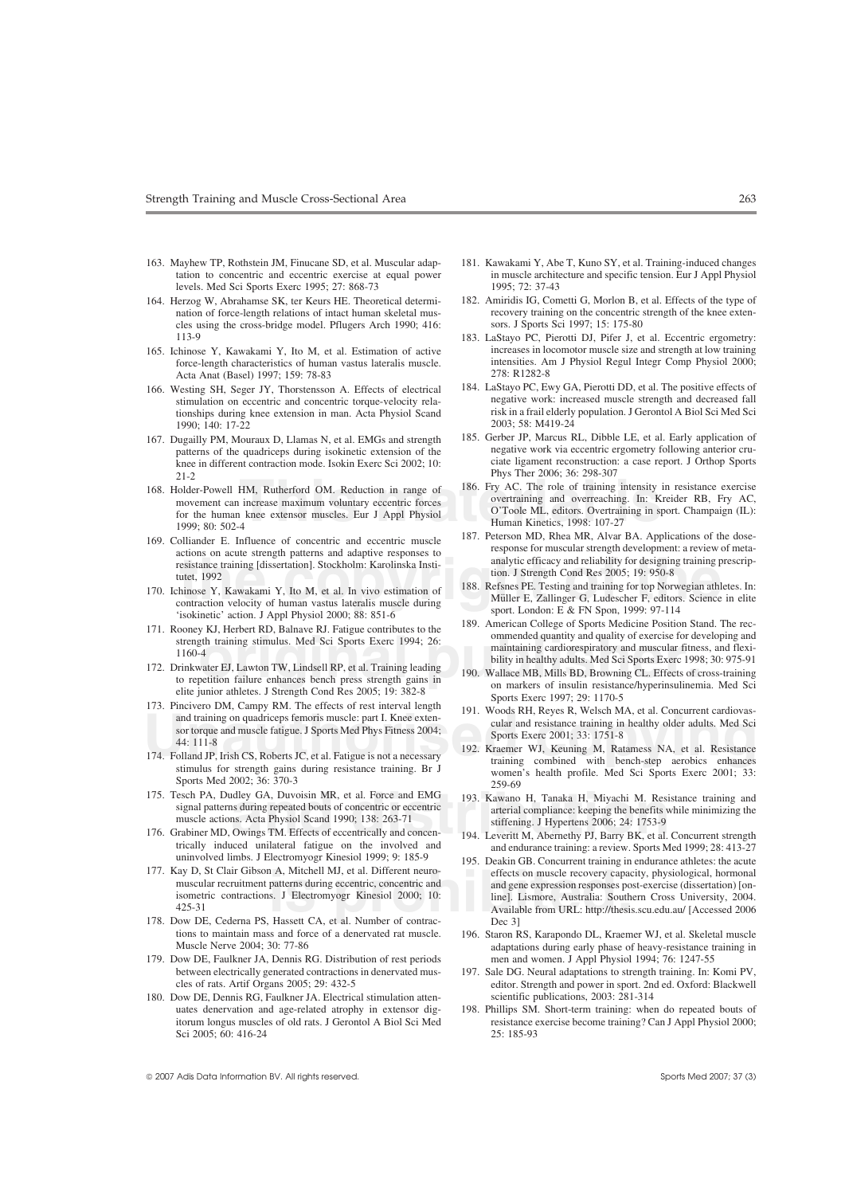163. Mayhew TP, Rothstein JM, Finucane SD, et al. Muscular adaptation to concentric and eccentric exercise at equal power levels. Med Sci Sports Exerc 1995; 27: 868-73

164. Herzog W, Abrahamse SK, ter Keurs HE. Theoretical determination of force-length relations of intact human skeletal muscles using the cross-bridge model. Pflugers Arch 1990; 416: 113-9

165. Ichinose Y, Kawakami Y, Ito M, et al. Estimation of active force-length characteristics of human vastus lateralis muscle. Acta Anat (Basel) 1997; 159: 78-83

166. Westing SH, Seger JY, Thorstensson A. Effects of electrical stimulation on eccentric and concentric torque-velocity relationships during knee extension in man. Acta Physiol Scand 1990; 140: 17-22

167. Dugailly PM, Mouraux D, Llamas N, et al. EMGs and strength patterns of the quadriceps during isokinetic extension of the knee in different contraction mode. Isokin Exerc Sci 2002; 10: 21-2

168. Holder-Powell HM, Rutherford OM. Reduction in range of movement can increase maximum voluntary eccentric forces for the human knee extensor muscles. Eur J Appl Physiol 1999; 80: 502-4

169. Colliander E. Influence of concentric and eccentric muscle actions on acute strength patterns and adaptive responses to resistance training [dissertation]. Stockholm: Karolinska Institutet, 1992

170. Ichinose Y, Kawakami Y, Ito M, et al. In vivo estimation of contraction velocity of human vastus lateralis muscle during 'isokinetic' action. J Appl Physiol 2000; 88: 851-6

171. Rooney KJ, Herbert RD, Balnave RJ. Fatigue contributes to the strength training stimulus. Med Sci Sports Exerc 1994; 26: 1160-4

172. Drinkwater EJ, Lawton TW, Lindsell RP, et al. Training leading to repetition failure enhances bench press strength gains in elite junior athletes. J Strength Cond Res 2005; 19: 382-8

173. Pincivero DM, Campy RM. The effects of rest interval length and training on quadriceps femoris muscle: part I. Knee extensor torque and muscle fatigue. J Sports Med Phys Fitness 2004; 44: 111-8

174. Folland JP, Irish CS, Roberts JC, et al. Fatigue is not a necessary stimulus for strength gains during resistance training. Br J Sports Med 2002; 36: 370-3

175. Tesch PA, Dudley GA, Duvoisin MR, et al. Force and EMG signal patterns during repeated bouts of concentric or eccentric muscle actions. Acta Physiol Scand 1990; 138: 263-71

176. Grabiner MD, Owings TM. Effects of eccentrically and concentrically induced unilateral fatigue on the involved and uninvolved limbs. J Electromyogr Kinesiol 1999; 9: 185-9

177. Kay D, St Clair Gibson A, Mitchell MJ, et al. Different neuromuscular recruitment patterns during eccentric, concentric and isometric contractions. J Electromyogr Kinesiol 2000; 10: 425-31

178. Dow DE, Cederna PS, Hassett CA, et al. Number of contractions to maintain mass and force of a denervated rat muscle. Muscle Nerve 2004; 30: 77-86

179. Dow DE, Faulkner JA, Dennis RG. Distribution of rest periods between electrically generated contractions in denervated muscles of rats. Artif Organs 2005; 29: 432-5

180. Dow DE, Dennis RG, Faulkner JA. Electrical stimulation attenuates denervation and age-related atrophy in extensor digitorum longus muscles of old rats. J Gerontol A Biol Sci Med Sci 2005; 60: 416-24

181. Kawakami Y, Abe T, Kuno SY, et al. Training-induced changes in muscle architecture and specific tension. Eur J Appl Physiol 1995; 72: 37-43

182. Amiridis IG, Cometti G, Morlon B, et al. Effects of the type of recovery training on the concentric strength of the knee extensors. J Sports Sci 1997; 15: 175-80

183. LaStayo PC, Pierotti DJ, Pifer J, et al. Eccentric ergometry: increases in locomotor muscle size and strength at low training intensities. Am J Physiol Regul Integr Comp Physiol 2000; 278: R1282-8

184. LaStayo PC, Ewy GA, Pierotti DD, et al. The positive effects of negative work: increased muscle strength and decreased fall risk in a frail elderly population. J Gerontol A Biol Sci Med Sci 2003; 58: M419-24

185. Gerber JP, Marcus RL, Dibble LE, et al. Early application of negative work via eccentric ergometry following anterior cruciate ligament reconstruction: a case report. J Orthop Sports Phys Ther 2006; 36: 298-307

186. Fry AC. The role of training intensity in resistance exercise overtraining and overreaching. In: Kreider RB, Fry AC, O'Toole ML, editors. Overtraining in sport. Champaign (IL): Human Kinetics, 1998: 107-27

187. Peterson MD, Rhea MR, Alvar BA. Applications of the dose-response for muscular strength development: a review of meta-analytic efficacy and reliability for designing training prescription. J Strength Cond Res 2005; 19: 950-8

188. Refsnes PE. Testing and training for top Norwegian athletes. In: Müller E, Zallinger G, Ludescher F, editors. Science in elite sport. London: E & FN Spon, 1999: 97-114

189. American College of Sports Medicine Position Stand. The recommended quantity and quality of exercise for developing and maintaining cardiorespiratory and muscular fitness, and flexibility in healthy adults. Med Sci Sports Exerc 1998; 30: 975-91

190. Wallace MB, Mills BD, Browning CL. Effects of cross-training on markers of insulin resistance/hyperinsulinemia. Med Sci Sports Exerc 1997; 29: 1170-5

191. Woods RH, Reyes R, Welsch MA, et al. Concurrent cardiovascular and resistance training in healthy older adults. Med Sci Sports Exerc 2001; 33: 1751-8

192. Kraemer WJ, Keuning M, Ratamess NA, et al. Resistance training combined with bench-step aerobics enhances women's health profile. Med Sci Sports Exerc 2001; 33: 259-69

193. Kawano H, Tanaka H, Miyachi M. Resistance training and arterial compliance: keeping the benefits while minimizing the stiffening. J Hypertens 2006; 24: 1753-9

194. Leveritt M, Abernethy PJ, Barry BK, et al. Concurrent strength and endurance training: a review. Sports Med 1999; 28: 413-27

195. Deakin GB. Concurrent training in endurance athletes: the acute effects on muscle recovery capacity, physiological, hormonal and gene expression responses post-exercise (dissertation) [online]. Lismore, Australia: Southern Cross University, 2004. Available from URL: http://thesis.scu.edu.au/ [Accessed 2006 Dec 3]

196. Staron RS, Karapondo DL, Kraemer WJ, et al. Skeletal muscle adaptations during early phase of heavy-resistance training in men and women. J Appl Physiol 1994; 76: 1247-55

197. Sale DG. Neural adaptations to strength training. In: Komi PV, editor. Strength and power in sport. 2nd ed. Oxford: Blackwell scientific publications, 2003: 281-314

198. Phillips SM. Short-term training: when do repeated bouts of resistance exercise become training? Can J Appl Physiol 2000; 25: 185-93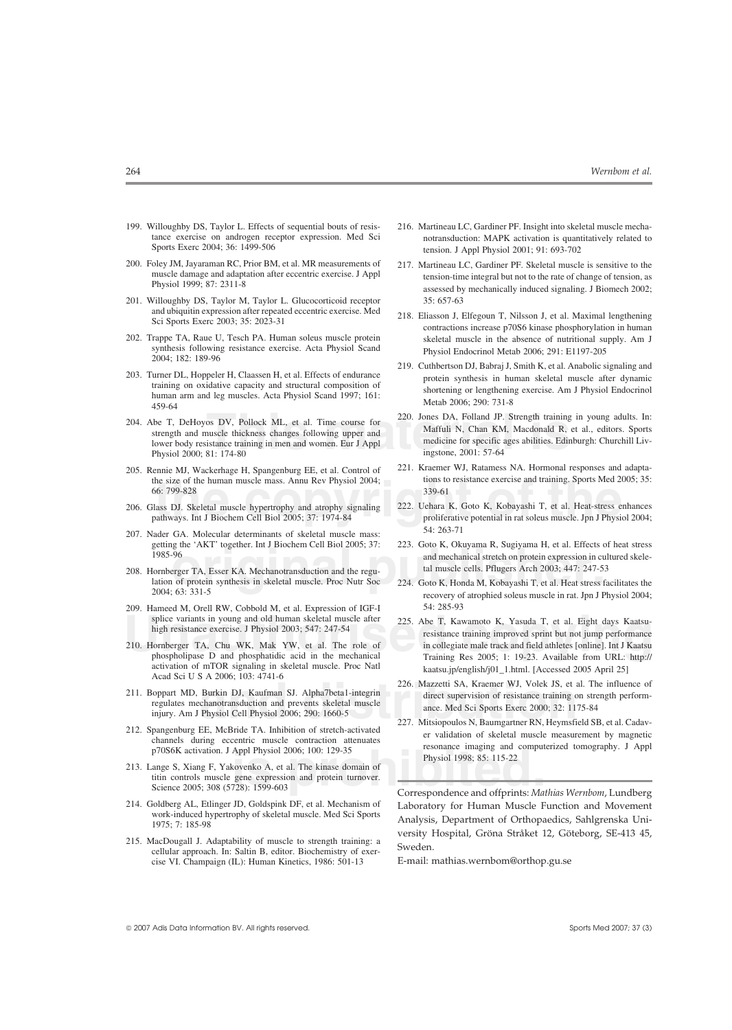199. Willoughby DS, Taylor L. Effects of sequential bouts of resistance exercise on androgen receptor expression. Med Sci Sports Exerc 2004; 36: 1499-506

200. Foley JM, Jayaraman RC, Prior BM, et al. MR measurements of muscle damage and adaptation after eccentric exercise. J Appl Physiol 1999; 87: 2311-8

201. Willoughby DS, Taylor M, Taylor L. Glucocorticoid receptor and ubiquitin expression after repeated eccentric exercise. Med Sci Sports Exerc 2003; 35: 2023-31

202. Trappe TA, Raue U, Tesch PA. Human soleus muscle protein synthesis following resistance exercise. Acta Physiol Scand 2004; 182: 189-96

203. Turner DL, Hoppeler H, Claassen H, et al. Effects of endurance training on oxidative capacity and structural composition of human arm and leg muscles. Acta Physiol Scand 1997; 161: 459-64

204. Abe T, DeHoyos DV, Pollock ML, et al. Time course for strength and muscle thickness changes following upper and lower body resistance training in men and women. Eur J Appl Physiol 2000; 81: 174-80

205. Rennie MJ, Wackerhage H, Spangenburg EE, et al. Control of the size of the human muscle mass. Annu Rev Physiol 2004; 66: 799-828

206. Glass DJ. Skeletal muscle hypertrophy and atrophy signaling pathways. Int J Biochem Cell Biol 2005; 37: 1974-84

207. Nader GA. Molecular determinants of skeletal muscle mass: getting the 'AKT' together. Int J Biochem Cell Biol 2005; 37: 1985-96

208. Hornberger TA, Esser KA. Mechanotransduction and the regulation of protein synthesis in skeletal muscle. Proc Nutr Soc 2004; 63: 331-5

209. Hameed M, Orell RW, Cobbold M, et al. Expression of IGF-I splice variants in young and old human skeletal muscle after high resistance exercise. J Physiol 2003; 547: 247-54

210. Hornberger TA, Chu WK, Mak YW, et al. The role of phospholipase D and phosphatidic acid in the mechanical activation of mTOR signaling in skeletal muscle. Proc Natl Acad Sci U S A 2006; 103: 4741-6

211. Boppart MD, Burkin DJ, Kaufman SJ. Alpha7beta1-integrin regulates mechanotransduction and prevents skeletal muscle injury. Am J Physiol Cell Physiol 2006; 290: 1660-5

212. Spangenburg EE, McBride TA. Inhibition of stretch-activated channels during eccentric muscle contraction attenuates p70S6K activation. J Appl Physiol 2006; 100: 129-35

213. Lange S, Xiang F, Yakovenko A, et al. The kinase domain of titin controls muscle gene expression and protein turnover. Science 2005; 308 (5728): 1599-603

214. Goldberg AL, Etlinger JD, Goldspink DF, et al. Mechanism of work-induced hypertrophy of skeletal muscle. Med Sci Sports 1975; 7: 185-98

215. MacDougall J. Adaptability of muscle to strength training: a cellular approach. In: Saltin B, editor. Biochemistry of exercise VI. Champaign (IL): Human Kinetics, 1986: 501-13

216. Martineau LC, Gardiner PF. Insight into skeletal muscle mechanotransduction: MAPK activation is quantitatively related to tension. J Appl Physiol 2001; 91: 693-702

217. Martineau LC, Gardiner PF. Skeletal muscle is sensitive to the tension-time integral but not to the rate of change of tension, as assessed by mechanically induced signaling. J Biomech 2002; 35: 657-63

218. Eliasson J, Elfegoun T, Nilsson J, et al. Maximal lengthening contractions increase p70S6 kinase phosphorylation in human skeletal muscle in the absence of nutritional supply. Am J Physiol Endocrinol Metab 2006; 291: E1197-205

219. Cuthbertson DJ, Babraj J, Smith K, et al. Anabolic signaling and protein synthesis in human skeletal muscle after dynamic shortening or lengthening exercise. Am J Physiol Endocrinol Metab 2006; 290: 731-8

220. Jones DA, Folland JP. Strength training in young adults. In: Maffuli N, Chan KM, Macdonald R, et al., editors. Sports medicine for specific ages abilities. Edinburgh: Churchill Livingstone, 2001: 57-64

221. Kraemer WJ, Ratamess NA. Hormonal responses and adaptations to resistance exercise and training. Sports Med 2005; 35: 339-61

222. Uehara K, Goto K, Kobayashi T, et al. Heat-stress enhances proliferative potential in rat soleus muscle. Jpn J Physiol 2004; 54: 263-71

223. Goto K, Okuyama R, Sugiyama H, et al. Effects of heat stress and mechanical stretch on protein expression in cultured skeletal muscle cells. Pflugers Arch 2003; 447: 247-53

224. Goto K, Honda M, Kobayashi T, et al. Heat stress facilitates the recovery of atrophied soleus muscle in rat. Jpn J Physiol 2004; 54: 285-93

225. Abe T, Kawamoto K, Yasuda T, et al. Eight days Kaatsu-resistance training improved sprint but not jump performance in collegiate male track and field athletes [online]. Int J Kaatsu Training Res 2005; 1: 19-23. Available from URL: http://kaatsu.jp/english/j01_1.html. [Accessed 2005 April 25]

226. Mazzetti SA, Kraemer WJ, Volek JS, et al. The influence of direct supervision of resistance training on strength performance. Med Sci Sports Exerc 2000; 32: 1175-84

227. Mitsiopoulos N, Baumgartner RN, Heymsfield SB, et al. Cadaver validation of skeletal muscle measurement by magnetic resonance imaging and computerized tomography. J Appl Physiol 1998; 85: 115-22

Correspondence and offprints: *Mathias Wernbom*, Lundberg Laboratory for Human Muscle Function and Movement Analysis, Department of Orthopaedics, Sahlgrenska University Hospital, Gröna Stråket 12, Göteborg, SE-413 45, Sweden.

E-mail: mathias.wernbom@orthop.gu.se